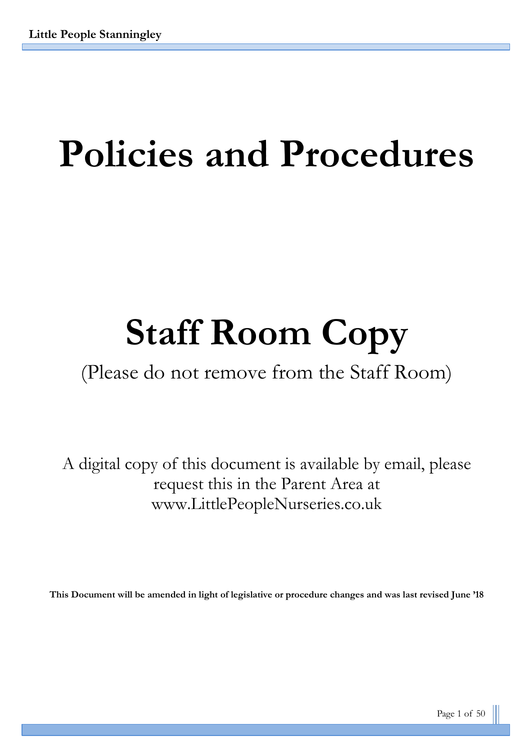# Policies and Procedures

# Staff Room Copy

(Please do not remove from the Staff Room)

A digital copy of this document is available by email, please request this in the Parent Area at www.LittlePeopleNurseries.co.uk

**This Document will be amended in light of legislative or procedure changes and was last revised June '18**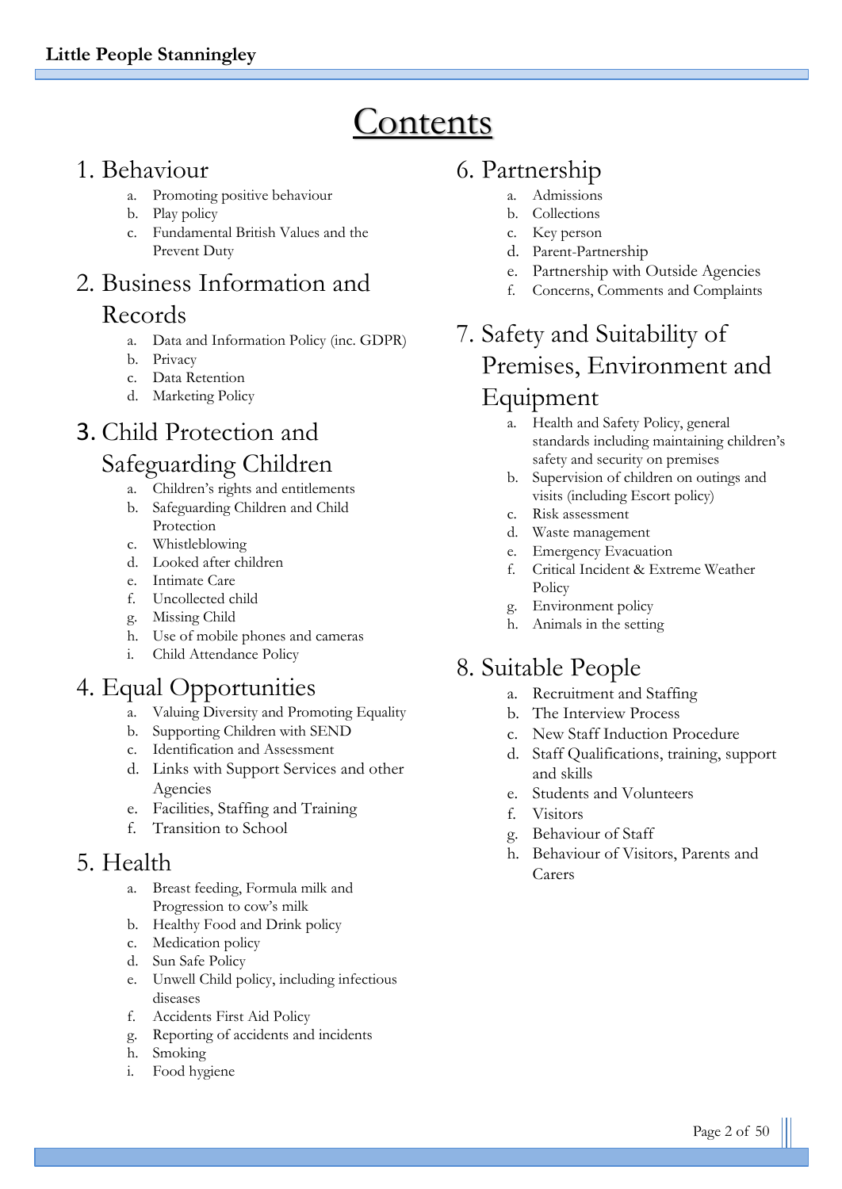# Contents

## 1. Behaviour

a. Promoting positive behaviour
b. Play policy
c. Fundamental British Values and the Prevent Duty

## 2. Business Information and Records

a. Data and Information Policy (inc. GDPR)
b. Privacy
c. Data Retention
d. Marketing Policy

## 3. Child Protection and Safeguarding Children

a. Children's rights and entitlements
b. Safeguarding Children and Child Protection
c. Whistleblowing
d. Looked after children
e. Intimate Care
f. Uncollected child
g. Missing Child
h. Use of mobile phones and cameras
i. Child Attendance Policy

## 4. Equal Opportunities

a. Valuing Diversity and Promoting Equality
b. Supporting Children with SEND
c. Identification and Assessment
d. Links with Support Services and other Agencies
e. Facilities, Staffing and Training
f. Transition to School

## 5. Health

a. Breast feeding, Formula milk and Progression to cow's milk
b. Healthy Food and Drink policy
c. Medication policy
d. Sun Safe Policy
e. Unwell Child policy, including infectious diseases
f. Accidents First Aid Policy
g. Reporting of accidents and incidents
h. Smoking
i. Food hygiene

## 6. Partnership

a. Admissions
b. Collections
c. Key person
d. Parent-Partnership
e. Partnership with Outside Agencies
f. Concerns, Comments and Complaints

## 7. Safety and Suitability of Premises, Environment and Equipment

a. Health and Safety Policy, general standards including maintaining children's safety and security on premises
b. Supervision of children on outings and visits (including Escort policy)
c. Risk assessment
d. Waste management
e. Emergency Evacuation
f. Critical Incident & Extreme Weather Policy
g. Environment policy
h. Animals in the setting

## 8. Suitable People

a. Recruitment and Staffing
b. The Interview Process
c. New Staff Induction Procedure
d. Staff Qualifications, training, support and skills
e. Students and Volunteers
f. Visitors
g. Behaviour of Staff
h. Behaviour of Visitors, Parents and Carers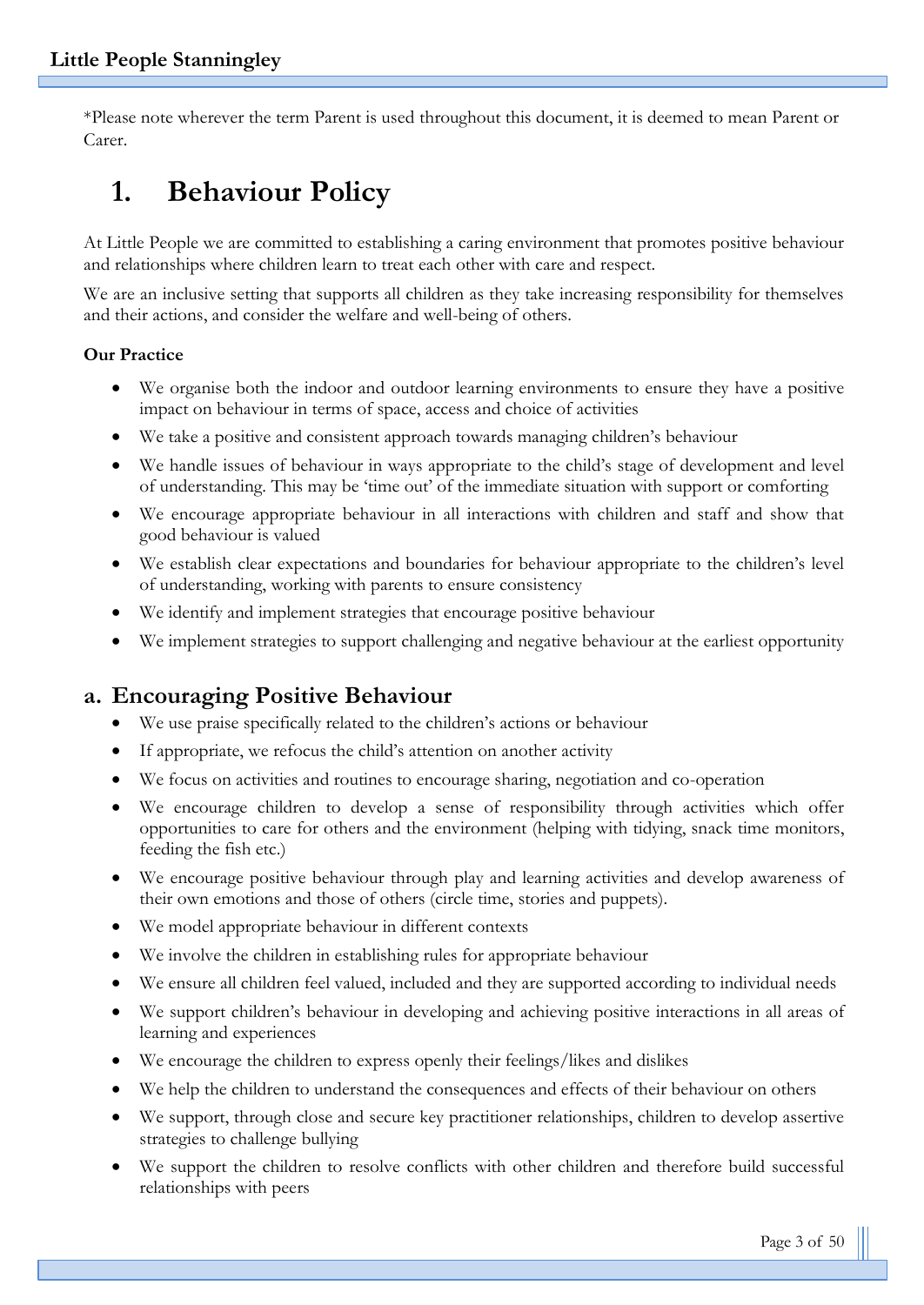*Please note wherever the term Parent is used throughout this document, it is deemed to mean Parent or Carer.

# 1. Behaviour Policy

At Little People we are committed to establishing a caring environment that promotes positive behaviour and relationships where children learn to treat each other with care and respect.

We are an inclusive setting that supports all children as they take increasing responsibility for themselves and their actions, and consider the welfare and well-being of others.

**Our Practice**

- We organise both the indoor and outdoor learning environments to ensure they have a positive impact on behaviour in terms of space, access and choice of activities
- We take a positive and consistent approach towards managing children's behaviour
- We handle issues of behaviour in ways appropriate to the child's stage of development and level of understanding. This may be 'time out' of the immediate situation with support or comforting
- We encourage appropriate behaviour in all interactions with children and staff and show that good behaviour is valued
- We establish clear expectations and boundaries for behaviour appropriate to the children's level of understanding, working with parents to ensure consistency
- We identify and implement strategies that encourage positive behaviour
- We implement strategies to support challenging and negative behaviour at the earliest opportunity

## a. Encouraging Positive Behaviour

- We use praise specifically related to the children's actions or behaviour
- If appropriate, we refocus the child's attention on another activity
- We focus on activities and routines to encourage sharing, negotiation and co-operation
- We encourage children to develop a sense of responsibility through activities which offer opportunities to care for others and the environment (helping with tidying, snack time monitors, feeding the fish etc.)
- We encourage positive behaviour through play and learning activities and develop awareness of their own emotions and those of others (circle time, stories and puppets).
- We model appropriate behaviour in different contexts
- We involve the children in establishing rules for appropriate behaviour
- We ensure all children feel valued, included and they are supported according to individual needs
- We support children's behaviour in developing and achieving positive interactions in all areas of learning and experiences
- We encourage the children to express openly their feelings/likes and dislikes
- We help the children to understand the consequences and effects of their behaviour on others
- We support, through close and secure key practitioner relationships, children to develop assertive strategies to challenge bullying
- We support the children to resolve conflicts with other children and therefore build successful relationships with peers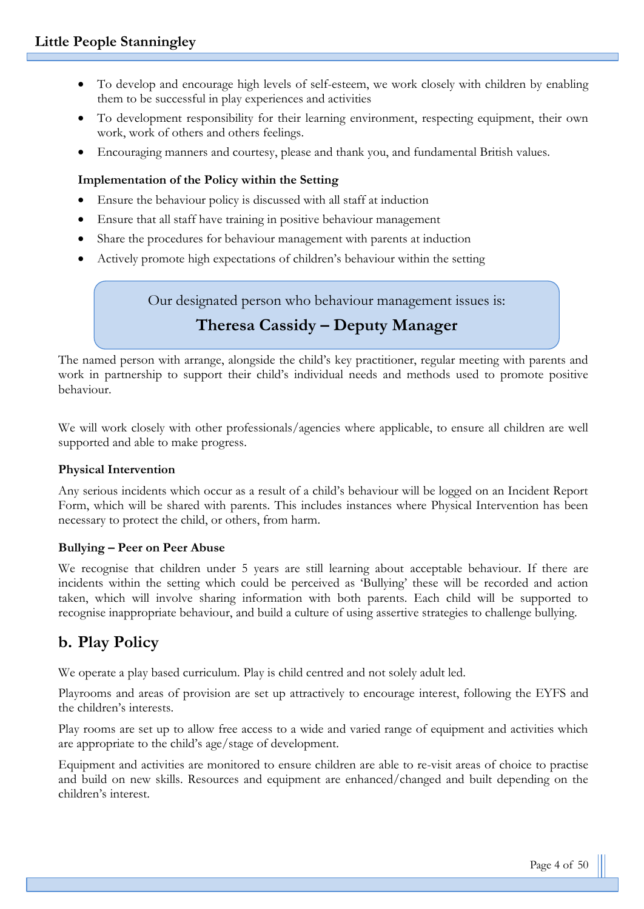- To develop and encourage high levels of self-esteem, we work closely with children by enabling them to be successful in play experiences and activities
- To development responsibility for their learning environment, respecting equipment, their own work, work of others and others feelings.
- Encouraging manners and courtesy, please and thank you, and fundamental British values.

**Implementation of the Policy within the Setting**

- Ensure the behaviour policy is discussed with all staff at induction
- Ensure that all staff have training in positive behaviour management
- Share the procedures for behaviour management with parents at induction
- Actively promote high expectations of children's behaviour within the setting

Our designated person who behaviour management issues is:

**Theresa Cassidy – Deputy Manager**

The named person with arrange, alongside the child's key practitioner, regular meeting with parents and work in partnership to support their child's individual needs and methods used to promote positive behaviour.

We will work closely with other professionals/agencies where applicable, to ensure all children are well supported and able to make progress.

**Physical Intervention**

Any serious incidents which occur as a result of a child's behaviour will be logged on an Incident Report Form, which will be shared with parents. This includes instances where Physical Intervention has been necessary to protect the child, or others, from harm.

**Bullying – Peer on Peer Abuse**

We recognise that children under 5 years are still learning about acceptable behaviour. If there are incidents within the setting which could be perceived as 'Bullying' these will be recorded and action taken, which will involve sharing information with both parents. Each child will be supported to recognise inappropriate behaviour, and build a culture of using assertive strategies to challenge bullying.

## b. Play Policy

We operate a play based curriculum. Play is child centred and not solely adult led.

Playrooms and areas of provision are set up attractively to encourage interest, following the EYFS and the children's interests.

Play rooms are set up to allow free access to a wide and varied range of equipment and activities which are appropriate to the child's age/stage of development.

Equipment and activities are monitored to ensure children are able to re-visit areas of choice to practise and build on new skills. Resources and equipment are enhanced/changed and built depending on the children's interest.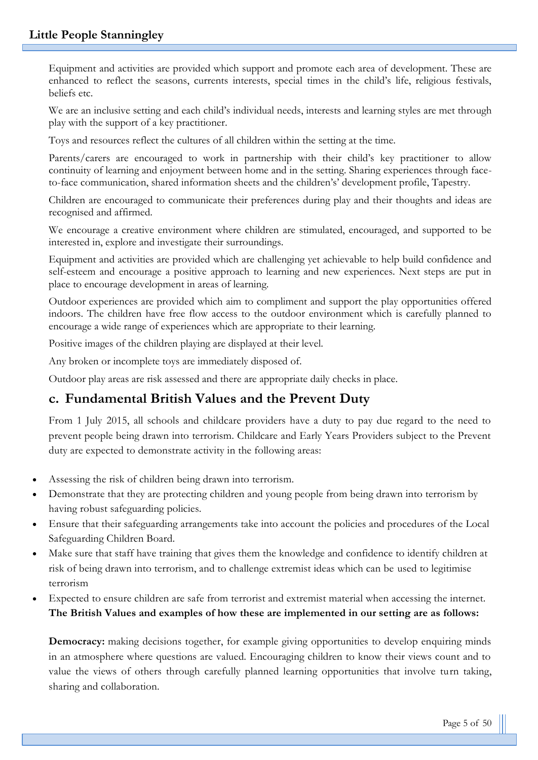Equipment and activities are provided which support and promote each area of development. These are enhanced to reflect the seasons, currents interests, special times in the child's life, religious festivals, beliefs etc.

We are an inclusive setting and each child's individual needs, interests and learning styles are met through play with the support of a key practitioner.

Toys and resources reflect the cultures of all children within the setting at the time.

Parents/carers are encouraged to work in partnership with their child's key practitioner to allow continuity of learning and enjoyment between home and in the setting. Sharing experiences through face-to-face communication, shared information sheets and the childrens' development profile, Tapestry.

Children are encouraged to communicate their preferences during play and their thoughts and ideas are recognised and affirmed.

We encourage a creative environment where children are stimulated, encouraged, and supported to be interested in, explore and investigate their surroundings.

Equipment and activities are provided which are challenging yet achievable to help build confidence and self-esteem and encourage a positive approach to learning and new experiences. Next steps are put in place to encourage development in areas of learning.

Outdoor experiences are provided which aim to compliment and support the play opportunities offered indoors. The children have free flow access to the outdoor environment which is carefully planned to encourage a wide range of experiences which are appropriate to their learning.

Positive images of the children playing are displayed at their level.

Any broken or incomplete toys are immediately disposed of.

Outdoor play areas are risk assessed and there are appropriate daily checks in place.

## c. Fundamental British Values and the Prevent Duty

From 1 July 2015, all schools and childcare providers have a duty to pay due regard to the need to prevent people being drawn into terrorism. Childcare and Early Years Providers subject to the Prevent duty are expected to demonstrate activity in the following areas:

- Assessing the risk of children being drawn into terrorism.
- Demonstrate that they are protecting children and young people from being drawn into terrorism by having robust safeguarding policies.
- Ensure that their safeguarding arrangements take into account the policies and procedures of the Local Safeguarding Children Board.
- Make sure that staff have training that gives them the knowledge and confidence to identify children at risk of being drawn into terrorism, and to challenge extremist ideas which can be used to legitimise terrorism
- Expected to ensure children are safe from terrorist and extremist material when accessing the internet.

**The British Values and examples of how these are implemented in our setting are as follows:**

**Democracy:** making decisions together, for example giving opportunities to develop enquiring minds in an atmosphere where questions are valued. Encouraging children to know their views count and to value the views of others through carefully planned learning opportunities that involve turn taking, sharing and collaboration.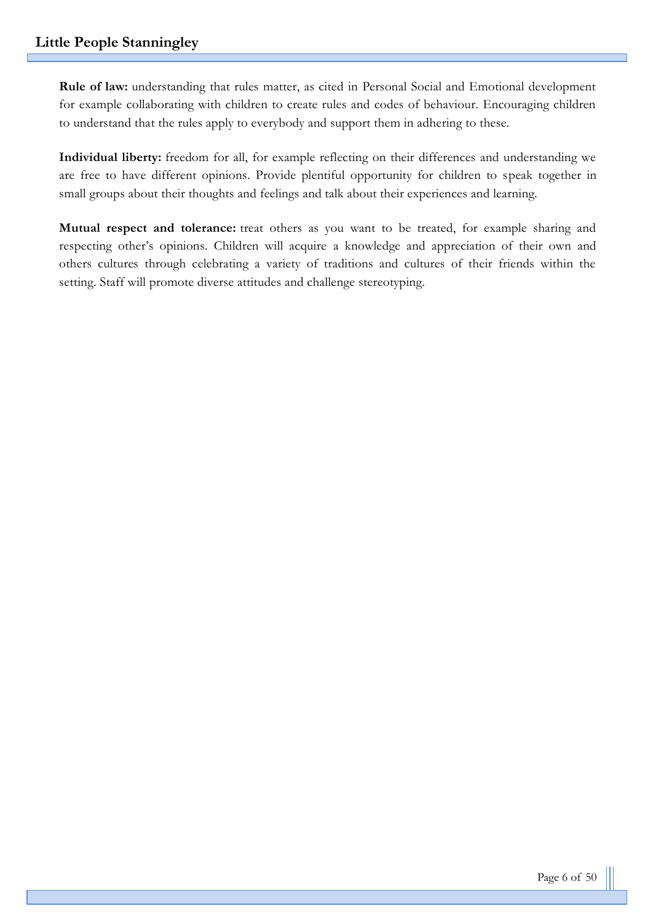**Rule of law:** understanding that rules matter, as cited in Personal Social and Emotional development for example collaborating with children to create rules and codes of behaviour. Encouraging children to understand that the rules apply to everybody and support them in adhering to these.

**Individual liberty:** freedom for all, for example reflecting on their differences and understanding we are free to have different opinions. Provide plentiful opportunity for children to speak together in small groups about their thoughts and feelings and talk about their experiences and learning.

**Mutual respect and tolerance:** treat others as you want to be treated, for example sharing and respecting other's opinions. Children will acquire a knowledge and appreciation of their own and others cultures through celebrating a variety of traditions and cultures of their friends within the setting. Staff will promote diverse attitudes and challenge stereotyping.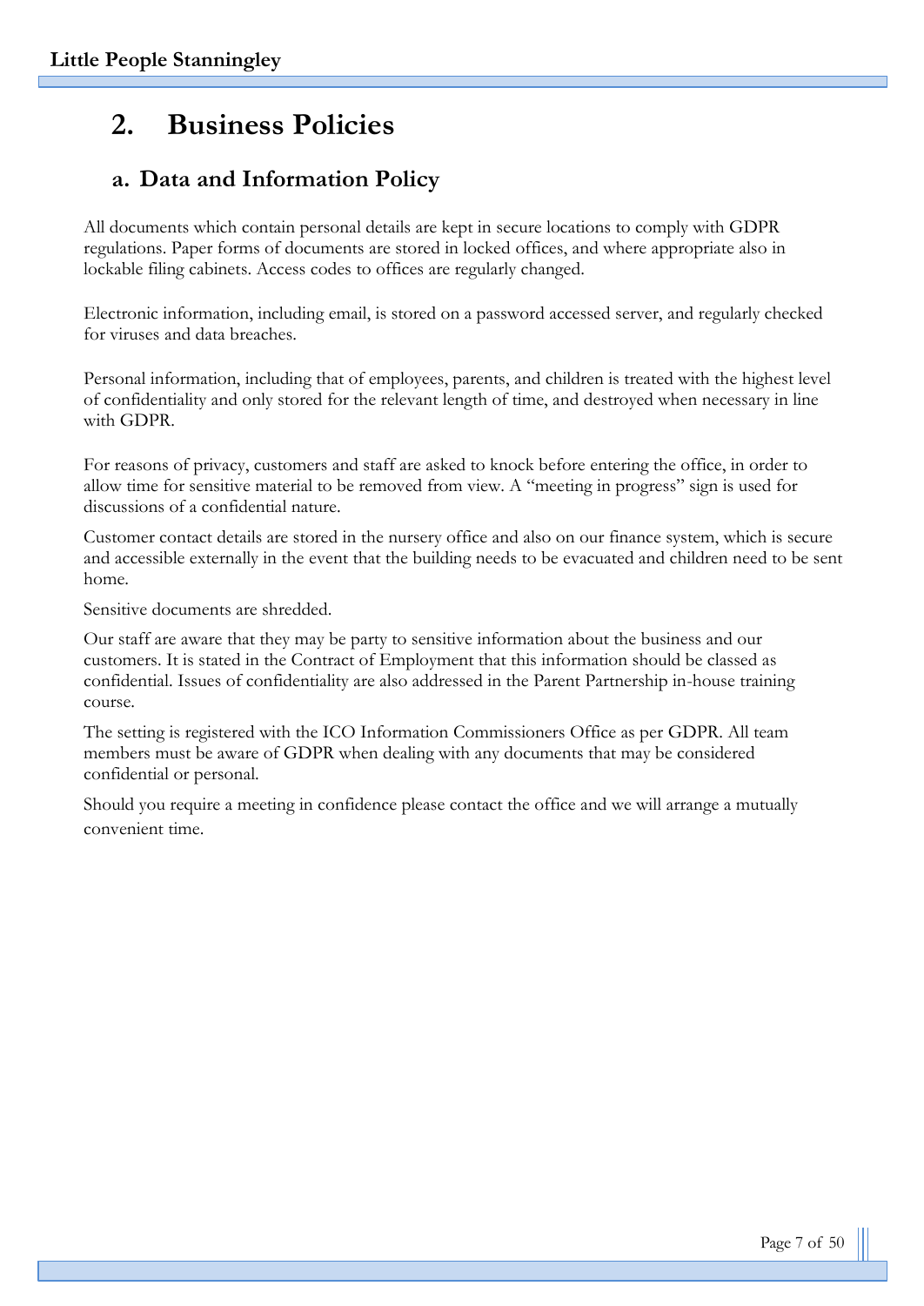# 2. Business Policies

## a. Data and Information Policy

All documents which contain personal details are kept in secure locations to comply with GDPR regulations. Paper forms of documents are stored in locked offices, and where appropriate also in lockable filing cabinets. Access codes to offices are regularly changed.

Electronic information, including email, is stored on a password accessed server, and regularly checked for viruses and data breaches.

Personal information, including that of employees, parents, and children is treated with the highest level of confidentiality and only stored for the relevant length of time, and destroyed when necessary in line with GDPR.

For reasons of privacy, customers and staff are asked to knock before entering the office, in order to allow time for sensitive material to be removed from view. A "meeting in progress" sign is used for discussions of a confidential nature.

Customer contact details are stored in the nursery office and also on our finance system, which is secure and accessible externally in the event that the building needs to be evacuated and children need to be sent home.

Sensitive documents are shredded.

Our staff are aware that they may be party to sensitive information about the business and our customers. It is stated in the Contract of Employment that this information should be classed as confidential. Issues of confidentiality are also addressed in the Parent Partnership in-house training course.

The setting is registered with the ICO Information Commissioners Office as per GDPR. All team members must be aware of GDPR when dealing with any documents that may be considered confidential or personal.

Should you require a meeting in confidence please contact the office and we will arrange a mutually convenient time.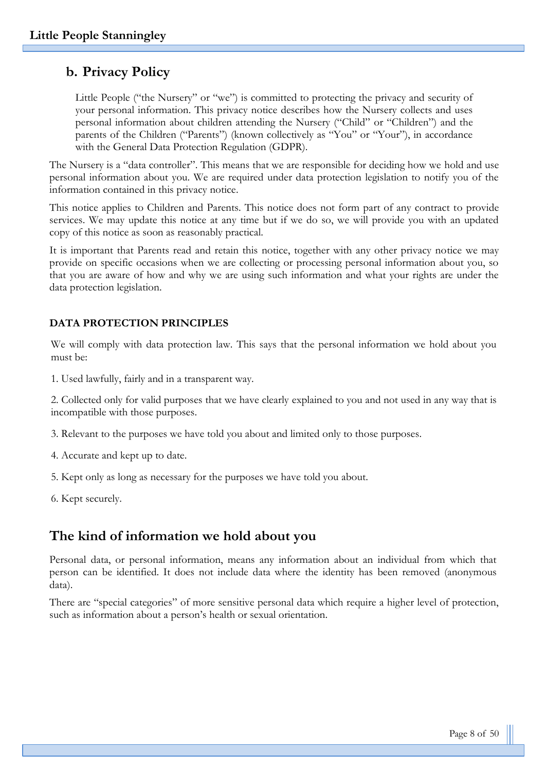## b. Privacy Policy

Little People ("the Nursery" or "we") is committed to protecting the privacy and security of your personal information. This privacy notice describes how the Nursery collects and uses personal information about children attending the Nursery ("Child" or "Children") and the parents of the Children ("Parents") (known collectively as "You" or "Your"), in accordance with the General Data Protection Regulation (GDPR).

The Nursery is a "data controller". This means that we are responsible for deciding how we hold and use personal information about you. We are required under data protection legislation to notify you of the information contained in this privacy notice.

This notice applies to Children and Parents. This notice does not form part of any contract to provide services. We may update this notice at any time but if we do so, we will provide you with an updated copy of this notice as soon as reasonably practical.

It is important that Parents read and retain this notice, together with any other privacy notice we may provide on specific occasions when we are collecting or processing personal information about you, so that you are aware of how and why we are using such information and what your rights are under the data protection legislation.

**DATA PROTECTION PRINCIPLES**

We will comply with data protection law. This says that the personal information we hold about you must be:

1. Used lawfully, fairly and in a transparent way.

2. Collected only for valid purposes that we have clearly explained to you and not used in any way that is incompatible with those purposes.

3. Relevant to the purposes we have told you about and limited only to those purposes.

4. Accurate and kept up to date.

5. Kept only as long as necessary for the purposes we have told you about.

6. Kept securely.

## The kind of information we hold about you

Personal data, or personal information, means any information about an individual from which that person can be identified. It does not include data where the identity has been removed (anonymous data).

There are "special categories" of more sensitive personal data which require a higher level of protection, such as information about a person's health or sexual orientation.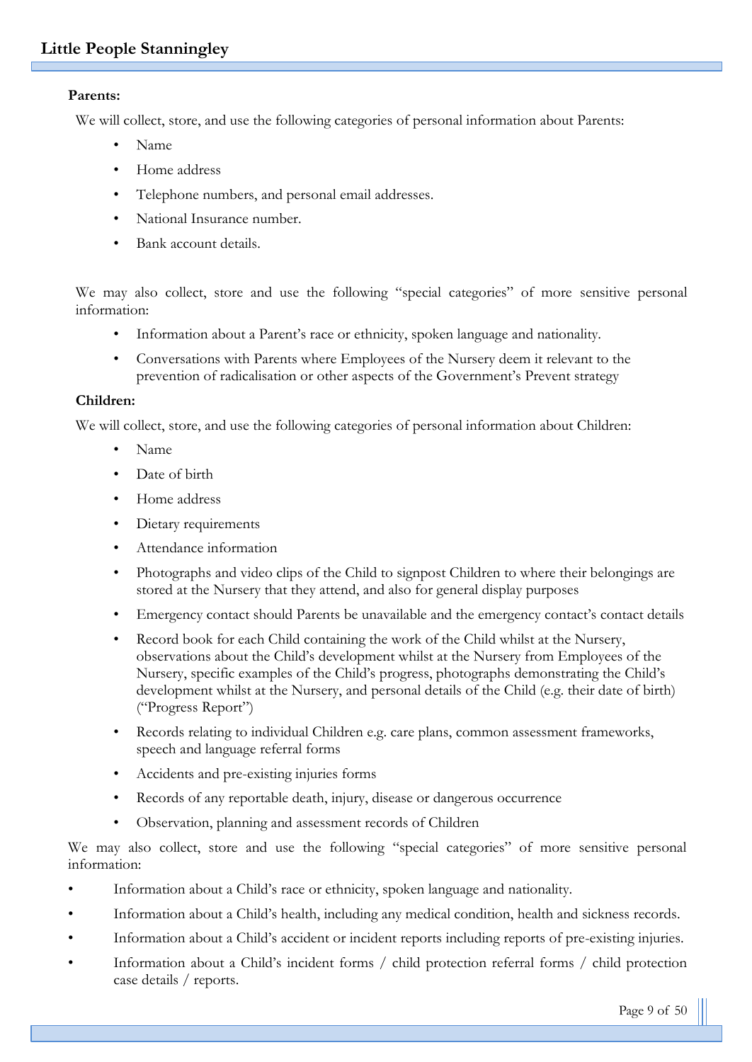**Parents:**

We will collect, store, and use the following categories of personal information about Parents:

- Name
- Home address
- Telephone numbers, and personal email addresses.
- National Insurance number.
- Bank account details.

We may also collect, store and use the following "special categories" of more sensitive personal information:

- Information about a Parent's race or ethnicity, spoken language and nationality.
- Conversations with Parents where Employees of the Nursery deem it relevant to the prevention of radicalisation or other aspects of the Government's Prevent strategy

**Children:**

We will collect, store, and use the following categories of personal information about Children:

- Name
- Date of birth
- Home address
- Dietary requirements
- Attendance information
- Photographs and video clips of the Child to signpost Children to where their belongings are stored at the Nursery that they attend, and also for general display purposes
- Emergency contact should Parents be unavailable and the emergency contact's contact details
- Record book for each Child containing the work of the Child whilst at the Nursery, observations about the Child's development whilst at the Nursery from Employees of the Nursery, specific examples of the Child's progress, photographs demonstrating the Child's development whilst at the Nursery, and personal details of the Child (e.g. their date of birth) ("Progress Report")
- Records relating to individual Children e.g. care plans, common assessment frameworks, speech and language referral forms
- Accidents and pre-existing injuries forms
- Records of any reportable death, injury, disease or dangerous occurrence
- Observation, planning and assessment records of Children

We may also collect, store and use the following "special categories" of more sensitive personal information:

- Information about a Child's race or ethnicity, spoken language and nationality.
- Information about a Child's health, including any medical condition, health and sickness records.
- Information about a Child's accident or incident reports including reports of pre-existing injuries.
- Information about a Child's incident forms / child protection referral forms / child protection case details / reports.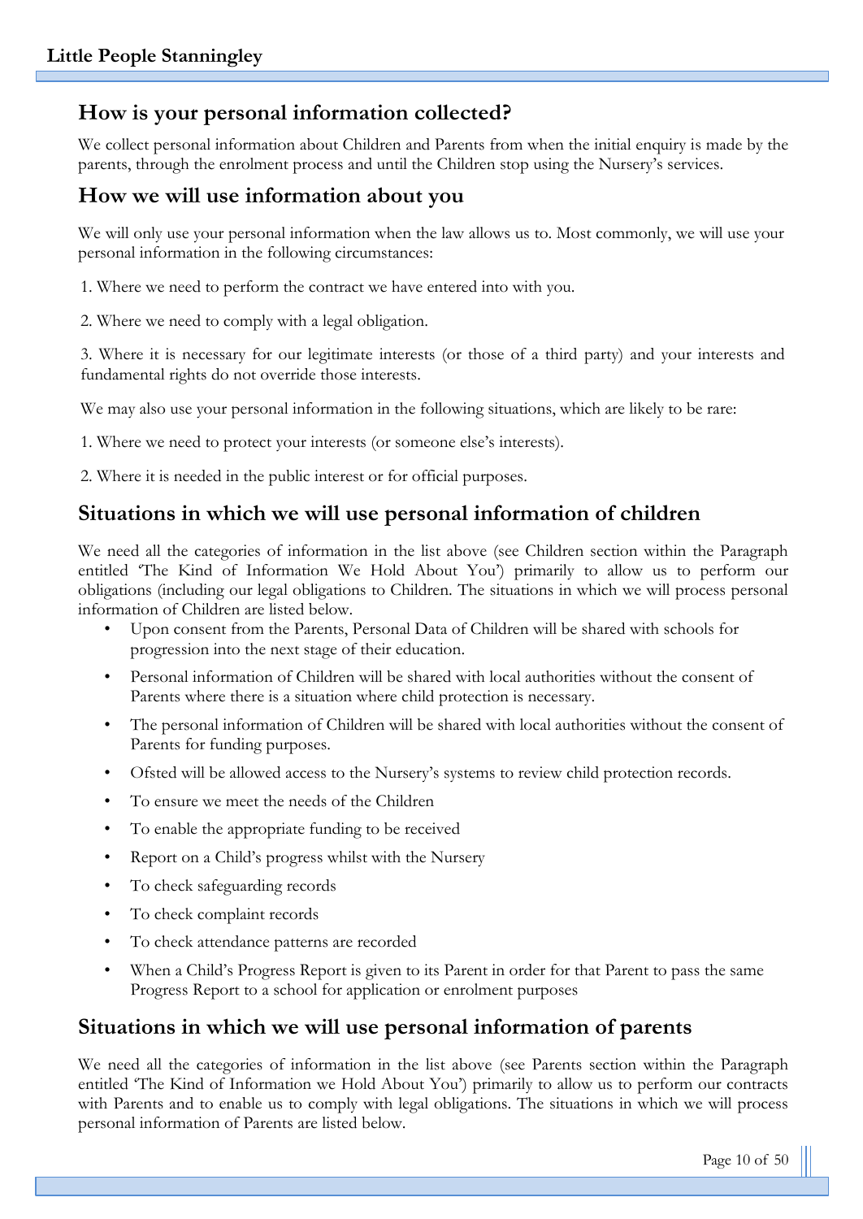## How is your personal information collected?

We collect personal information about Children and Parents from when the initial enquiry is made by the parents, through the enrolment process and until the Children stop using the Nursery's services.

## How we will use information about you

We will only use your personal information when the law allows us to. Most commonly, we will use your personal information in the following circumstances:

1. Where we need to perform the contract we have entered into with you.

2. Where we need to comply with a legal obligation.

3. Where it is necessary for our legitimate interests (or those of a third party) and your interests and fundamental rights do not override those interests.

We may also use your personal information in the following situations, which are likely to be rare:

1. Where we need to protect your interests (or someone else's interests).

2. Where it is needed in the public interest or for official purposes.

## Situations in which we will use personal information of children

We need all the categories of information in the list above (see Children section within the Paragraph entitled 'The Kind of Information We Hold About You') primarily to allow us to perform our obligations (including our legal obligations to Children. The situations in which we will process personal information of Children are listed below.

- Upon consent from the Parents, Personal Data of Children will be shared with schools for progression into the next stage of their education.
- Personal information of Children will be shared with local authorities without the consent of Parents where there is a situation where child protection is necessary.
- The personal information of Children will be shared with local authorities without the consent of Parents for funding purposes.
- Ofsted will be allowed access to the Nursery's systems to review child protection records.
- To ensure we meet the needs of the Children
- To enable the appropriate funding to be received
- Report on a Child's progress whilst with the Nursery
- To check safeguarding records
- To check complaint records
- To check attendance patterns are recorded
- When a Child's Progress Report is given to its Parent in order for that Parent to pass the same Progress Report to a school for application or enrolment purposes

## Situations in which we will use personal information of parents

We need all the categories of information in the list above (see Parents section within the Paragraph entitled 'The Kind of Information we Hold About You') primarily to allow us to perform our contracts with Parents and to enable us to comply with legal obligations. The situations in which we will process personal information of Parents are listed below.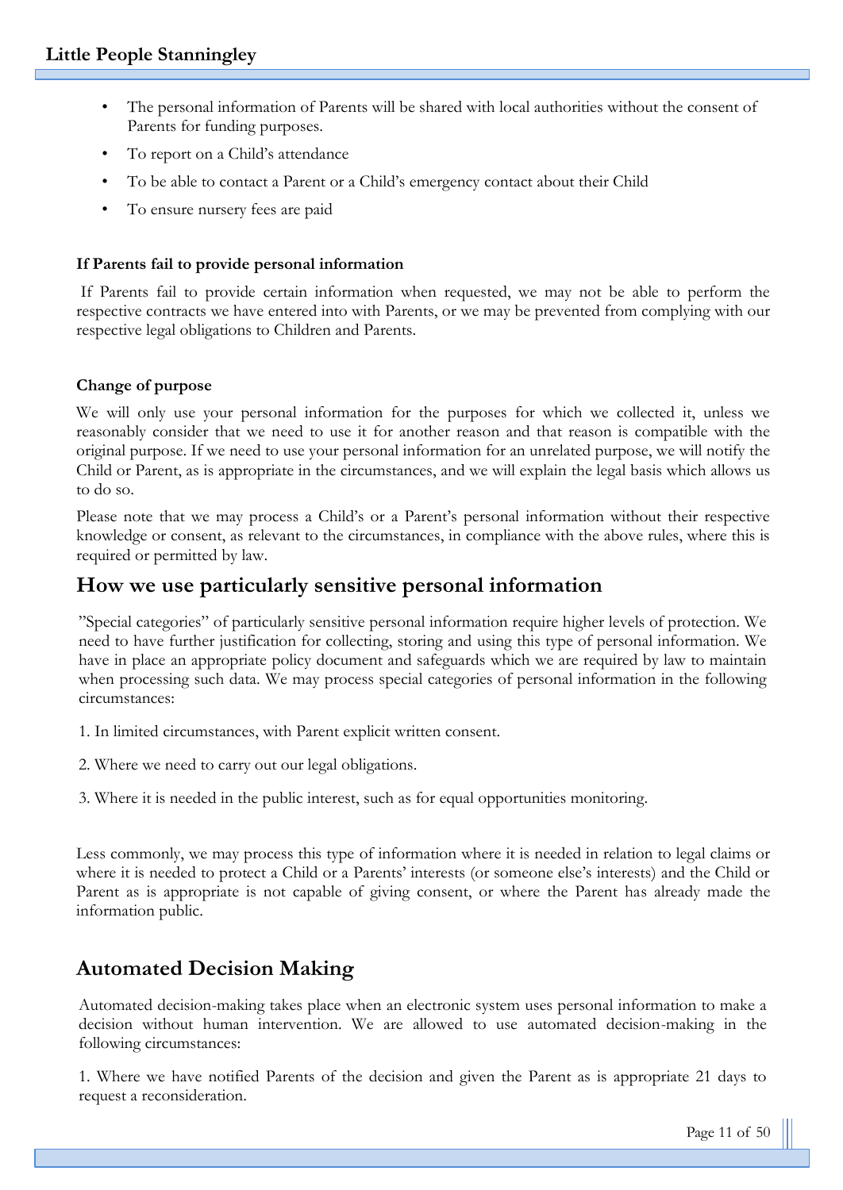- The personal information of Parents will be shared with local authorities without the consent of Parents for funding purposes.
- To report on a Child's attendance
- To be able to contact a Parent or a Child's emergency contact about their Child
- To ensure nursery fees are paid

**If Parents fail to provide personal information**

If Parents fail to provide certain information when requested, we may not be able to perform the respective contracts we have entered into with Parents, or we may be prevented from complying with our respective legal obligations to Children and Parents.

**Change of purpose**

We will only use your personal information for the purposes for which we collected it, unless we reasonably consider that we need to use it for another reason and that reason is compatible with the original purpose. If we need to use your personal information for an unrelated purpose, we will notify the Child or Parent, as is appropriate in the circumstances, and we will explain the legal basis which allows us to do so.

Please note that we may process a Child's or a Parent's personal information without their respective knowledge or consent, as relevant to the circumstances, in compliance with the above rules, where this is required or permitted by law.

## How we use particularly sensitive personal information

"Special categories" of particularly sensitive personal information require higher levels of protection. We need to have further justification for collecting, storing and using this type of personal information. We have in place an appropriate policy document and safeguards which we are required by law to maintain when processing such data. We may process special categories of personal information in the following circumstances:

1. In limited circumstances, with Parent explicit written consent.

2. Where we need to carry out our legal obligations.

3. Where it is needed in the public interest, such as for equal opportunities monitoring.

Less commonly, we may process this type of information where it is needed in relation to legal claims or where it is needed to protect a Child or a Parents' interests (or someone else's interests) and the Child or Parent as is appropriate is not capable of giving consent, or where the Parent has already made the information public.

## Automated Decision Making

Automated decision-making takes place when an electronic system uses personal information to make a decision without human intervention. We are allowed to use automated decision-making in the following circumstances:

1. Where we have notified Parents of the decision and given the Parent as is appropriate 21 days to request a reconsideration.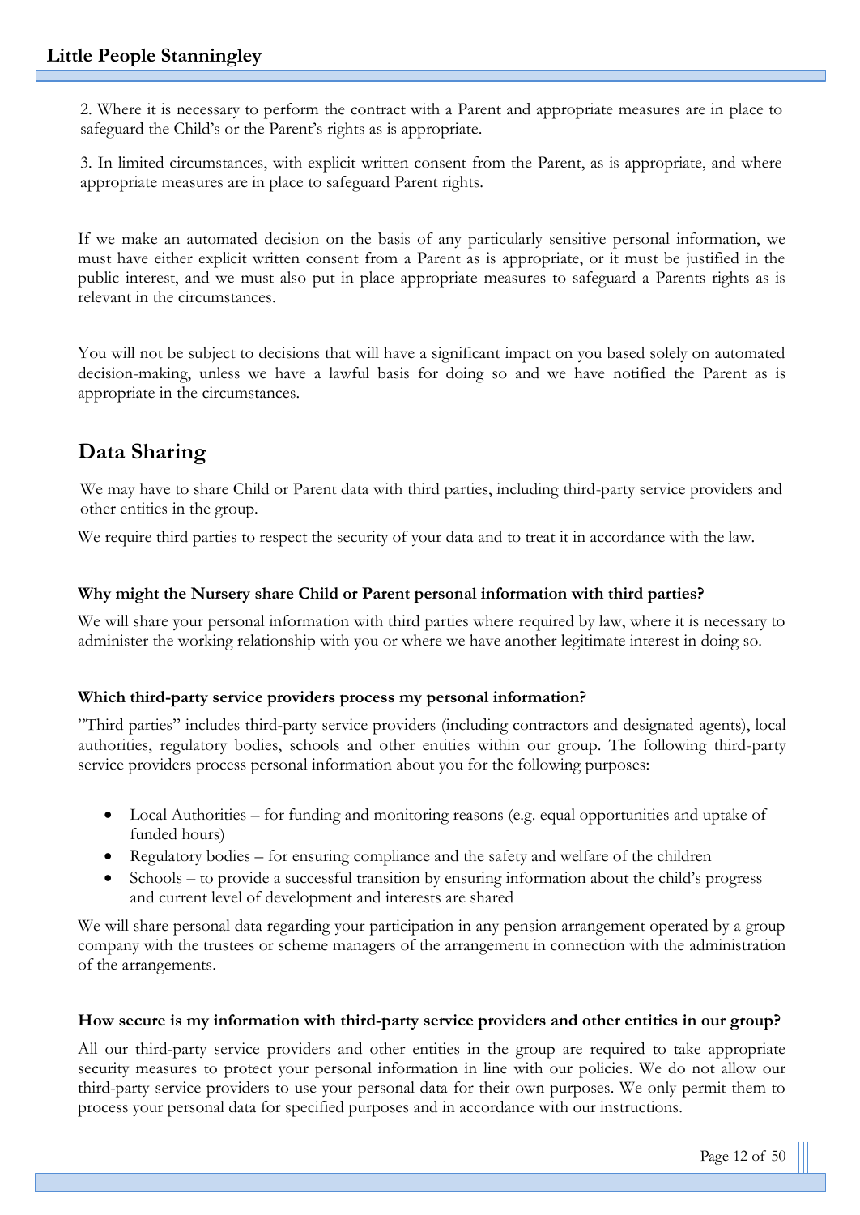2. Where it is necessary to perform the contract with a Parent and appropriate measures are in place to safeguard the Child's or the Parent's rights as is appropriate.

3. In limited circumstances, with explicit written consent from the Parent, as is appropriate, and where appropriate measures are in place to safeguard Parent rights.

If we make an automated decision on the basis of any particularly sensitive personal information, we must have either explicit written consent from a Parent as is appropriate, or it must be justified in the public interest, and we must also put in place appropriate measures to safeguard a Parents rights as is relevant in the circumstances.

You will not be subject to decisions that will have a significant impact on you based solely on automated decision-making, unless we have a lawful basis for doing so and we have notified the Parent as is appropriate in the circumstances.

## Data Sharing

We may have to share Child or Parent data with third parties, including third-party service providers and other entities in the group.

We require third parties to respect the security of your data and to treat it in accordance with the law.

**Why might the Nursery share Child or Parent personal information with third parties?**

We will share your personal information with third parties where required by law, where it is necessary to administer the working relationship with you or where we have another legitimate interest in doing so.

**Which third-party service providers process my personal information?**

"Third parties" includes third-party service providers (including contractors and designated agents), local authorities, regulatory bodies, schools and other entities within our group. The following third-party service providers process personal information about you for the following purposes:

- Local Authorities – for funding and monitoring reasons (e.g. equal opportunities and uptake of funded hours)
- Regulatory bodies – for ensuring compliance and the safety and welfare of the children
- Schools – to provide a successful transition by ensuring information about the child's progress and current level of development and interests are shared

We will share personal data regarding your participation in any pension arrangement operated by a group company with the trustees or scheme managers of the arrangement in connection with the administration of the arrangements.

**How secure is my information with third-party service providers and other entities in our group?**

All our third-party service providers and other entities in the group are required to take appropriate security measures to protect your personal information in line with our policies. We do not allow our third-party service providers to use your personal data for their own purposes. We only permit them to process your personal data for specified purposes and in accordance with our instructions.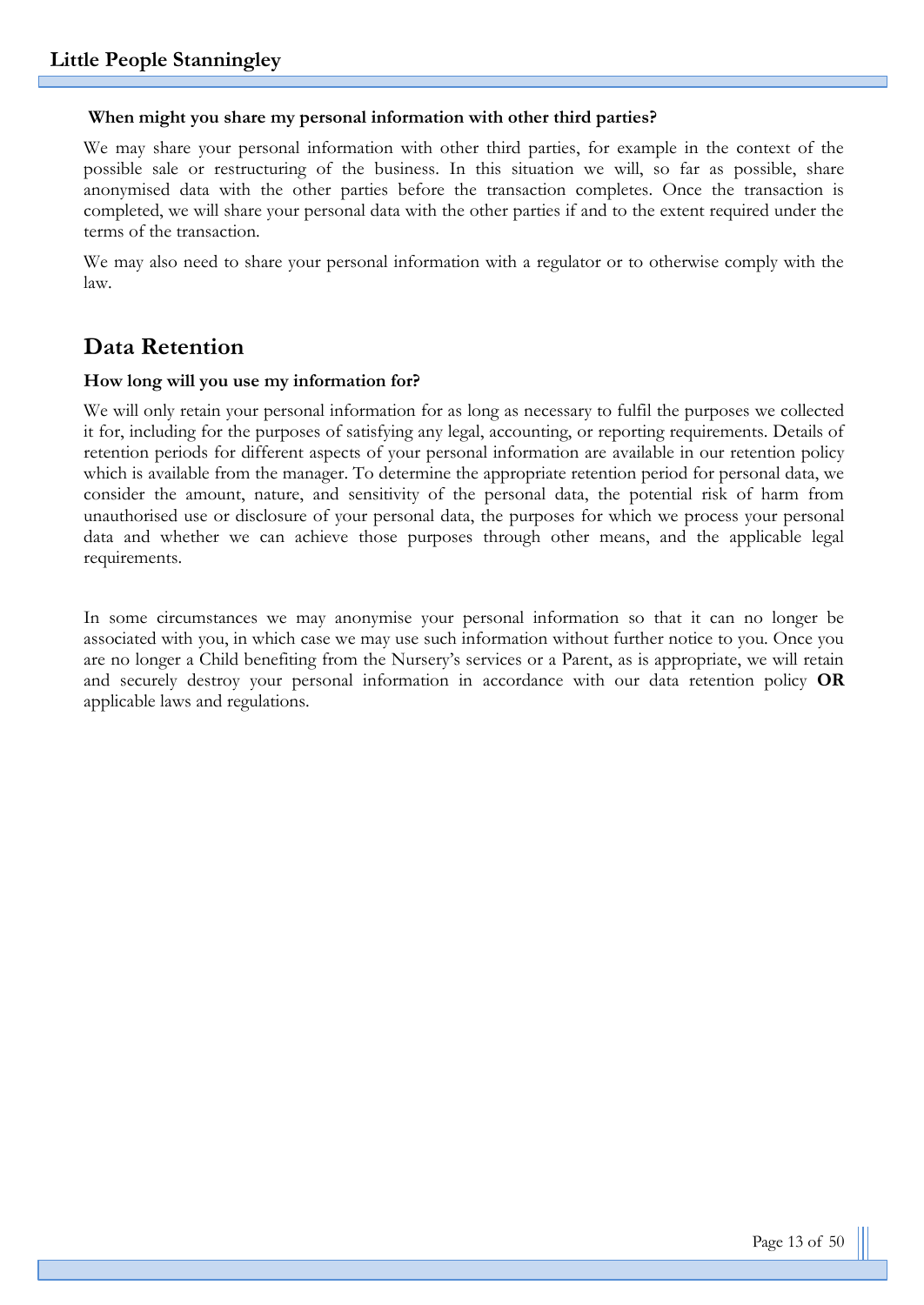**When might you share my personal information with other third parties?**

We may share your personal information with other third parties, for example in the context of the possible sale or restructuring of the business. In this situation we will, so far as possible, share anonymised data with the other parties before the transaction completes. Once the transaction is completed, we will share your personal data with the other parties if and to the extent required under the terms of the transaction.

We may also need to share your personal information with a regulator or to otherwise comply with the law.

## Data Retention

**How long will you use my information for?**

We will only retain your personal information for as long as necessary to fulfil the purposes we collected it for, including for the purposes of satisfying any legal, accounting, or reporting requirements. Details of retention periods for different aspects of your personal information are available in our retention policy which is available from the manager. To determine the appropriate retention period for personal data, we consider the amount, nature, and sensitivity of the personal data, the potential risk of harm from unauthorised use or disclosure of your personal data, the purposes for which we process your personal data and whether we can achieve those purposes through other means, and the applicable legal requirements.

In some circumstances we may anonymise your personal information so that it can no longer be associated with you, in which case we may use such information without further notice to you. Once you are no longer a Child benefiting from the Nursery's services or a Parent, as is appropriate, we will retain and securely destroy your personal information in accordance with our data retention policy **OR** applicable laws and regulations.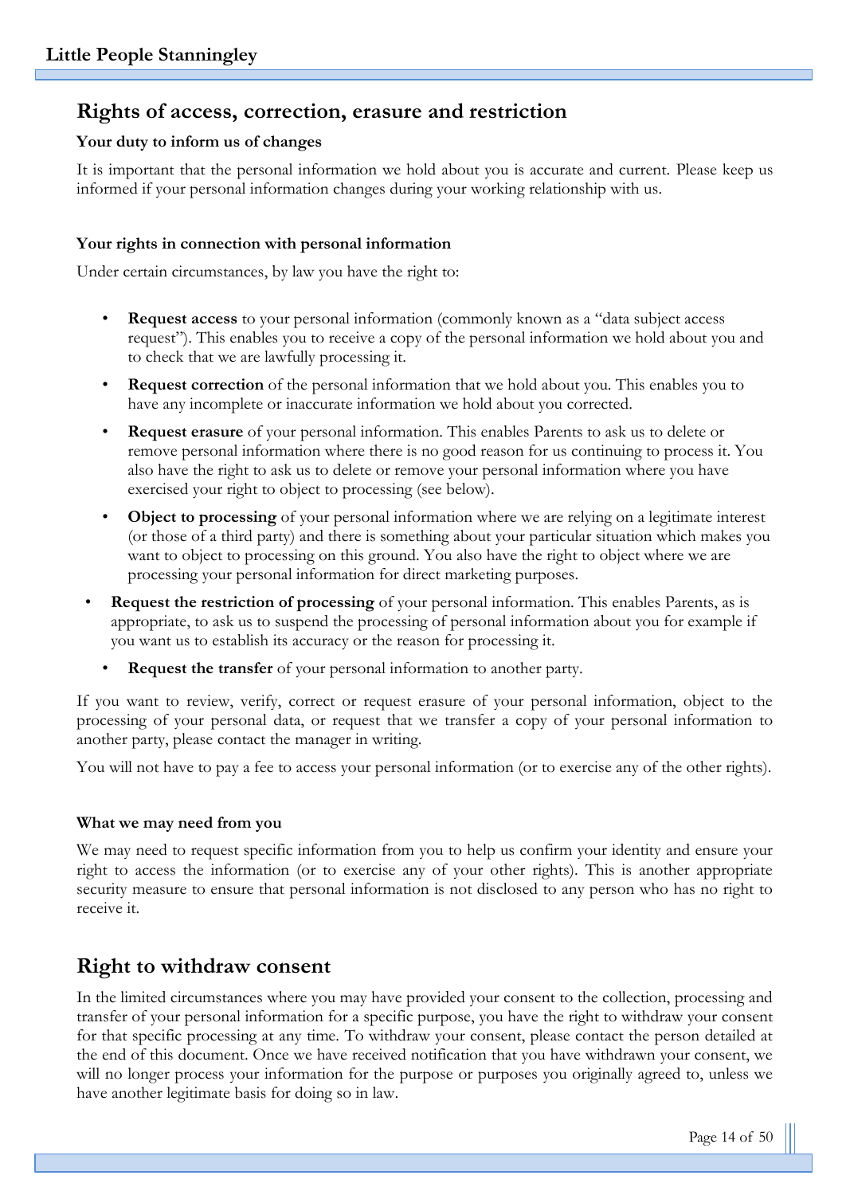## Rights of access, correction, erasure and restriction

**Your duty to inform us of changes**

It is important that the personal information we hold about you is accurate and current. Please keep us informed if your personal information changes during your working relationship with us.

**Your rights in connection with personal information**

Under certain circumstances, by law you have the right to:

- **Request access** to your personal information (commonly known as a "data subject access request"). This enables you to receive a copy of the personal information we hold about you and to check that we are lawfully processing it.
- **Request correction** of the personal information that we hold about you. This enables you to have any incomplete or inaccurate information we hold about you corrected.
- **Request erasure** of your personal information. This enables Parents to ask us to delete or remove personal information where there is no good reason for us continuing to process it. You also have the right to ask us to delete or remove your personal information where you have exercised your right to object to processing (see below).
- **Object to processing** of your personal information where we are relying on a legitimate interest (or those of a third party) and there is something about your particular situation which makes you want to object to processing on this ground. You also have the right to object where we are processing your personal information for direct marketing purposes.
- **Request the restriction of processing** of your personal information. This enables Parents, as is appropriate, to ask us to suspend the processing of personal information about you for example if you want us to establish its accuracy or the reason for processing it.
- **Request the transfer** of your personal information to another party.

If you want to review, verify, correct or request erasure of your personal information, object to the processing of your personal data, or request that we transfer a copy of your personal information to another party, please contact the manager in writing.

You will not have to pay a fee to access your personal information (or to exercise any of the other rights).

**What we may need from you**

We may need to request specific information from you to help us confirm your identity and ensure your right to access the information (or to exercise any of your other rights). This is another appropriate security measure to ensure that personal information is not disclosed to any person who has no right to receive it.

## Right to withdraw consent

In the limited circumstances where you may have provided your consent to the collection, processing and transfer of your personal information for a specific purpose, you have the right to withdraw your consent for that specific processing at any time. To withdraw your consent, please contact the person detailed at the end of this document. Once we have received notification that you have withdrawn your consent, we will no longer process your information for the purpose or purposes you originally agreed to, unless we have another legitimate basis for doing so in law.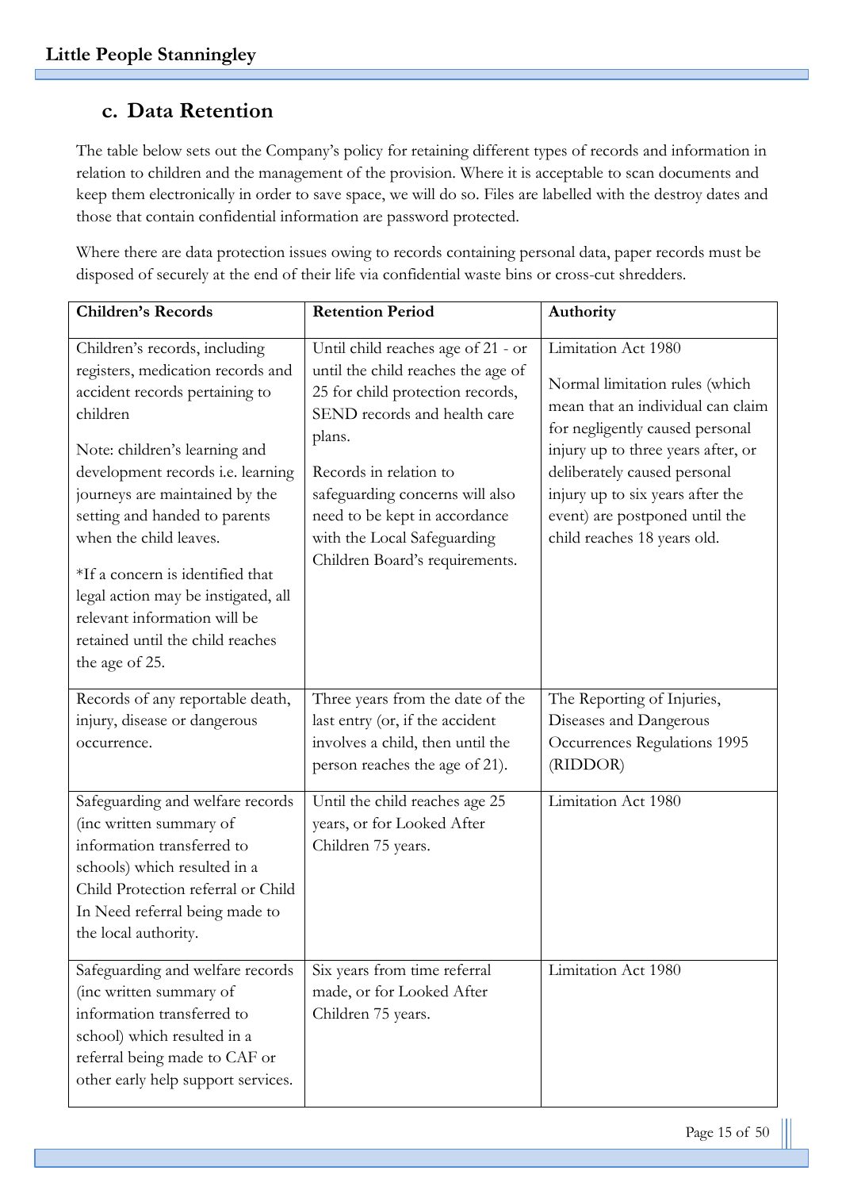## c. Data Retention

The table below sets out the Company's policy for retaining different types of records and information in relation to children and the management of the provision. Where it is acceptable to scan documents and keep them electronically in order to save space, we will do so. Files are labelled with the destroy dates and those that contain confidential information are password protected.

Where there are data protection issues owing to records containing personal data, paper records must be disposed of securely at the end of their life via confidential waste bins or cross-cut shredders.

| Children's Records | Retention Period | Authority |
|---|---|---|
| Children's records, including registers, medication records and accident records pertaining to children<br><br>Note: children's learning and development records i.e. learning journeys are maintained by the setting and handed to parents when the child leaves.<br><br>*If a concern is identified that legal action may be instigated, all relevant information will be retained until the child reaches the age of 25. | Until child reaches age of 21 - or until the child reaches the age of 25 for child protection records, SEND records and health care plans.<br><br>Records in relation to safeguarding concerns will also need to be kept in accordance with the Local Safeguarding Children Board's requirements. | Limitation Act 1980<br><br>Normal limitation rules (which mean that an individual can claim for negligently caused personal injury up to three years after, or deliberately caused personal injury up to six years after the event) are postponed until the child reaches 18 years old. |
| Records of any reportable death, injury, disease or dangerous occurrence. | Three years from the date of the last entry (or, if the accident involves a child, then until the person reaches the age of 21). | The Reporting of Injuries, Diseases and Dangerous Occurrences Regulations 1995 (RIDDOR) |
| Safeguarding and welfare records (inc written summary of information transferred to schools) which resulted in a Child Protection referral or Child In Need referral being made to the local authority. | Until the child reaches age 25 years, or for Looked After Children 75 years. | Limitation Act 1980 |
| Safeguarding and welfare records (inc written summary of information transferred to school) which resulted in a referral being made to CAF or other early help support services. | Six years from time referral made, or for Looked After Children 75 years. | Limitation Act 1980 |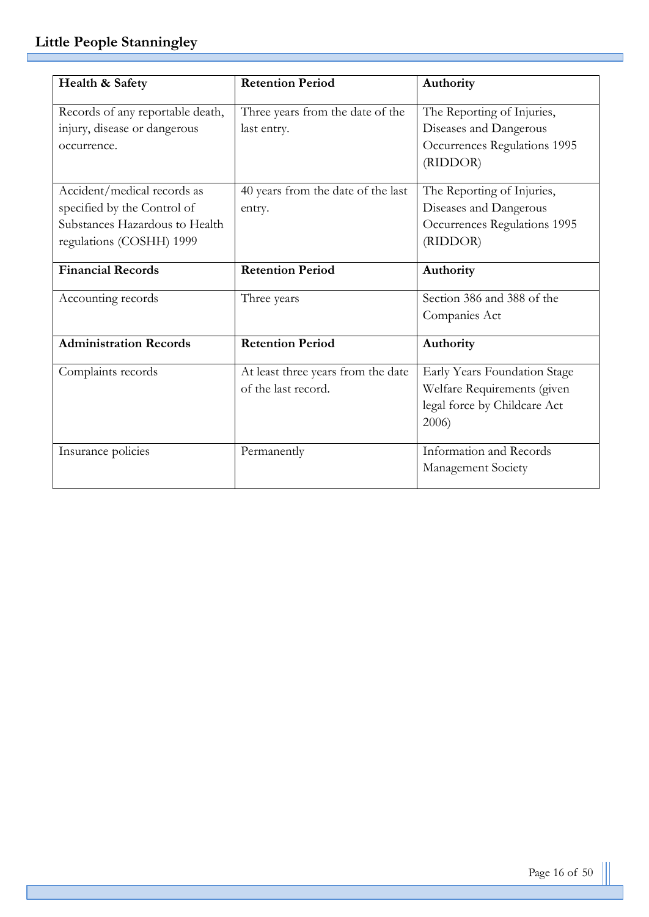| Health & Safety | Retention Period | Authority |
|---|---|---|
| Records of any reportable death, injury, disease or dangerous occurrence. | Three years from the date of the last entry. | The Reporting of Injuries, Diseases and Dangerous Occurrences Regulations 1995 (RIDDOR) |
| Accident/medical records as specified by the Control of Substances Hazardous to Health regulations (COSHH) 1999 | 40 years from the date of the last entry. | The Reporting of Injuries, Diseases and Dangerous Occurrences Regulations 1995 (RIDDOR) |
| **Financial Records** | **Retention Period** | **Authority** |
| Accounting records | Three years | Section 386 and 388 of the Companies Act |
| **Administration Records** | **Retention Period** | **Authority** |
| Complaints records | At least three years from the date of the last record. | Early Years Foundation Stage Welfare Requirements (given legal force by Childcare Act 2006) |
| Insurance policies | Permanently | Information and Records Management Society |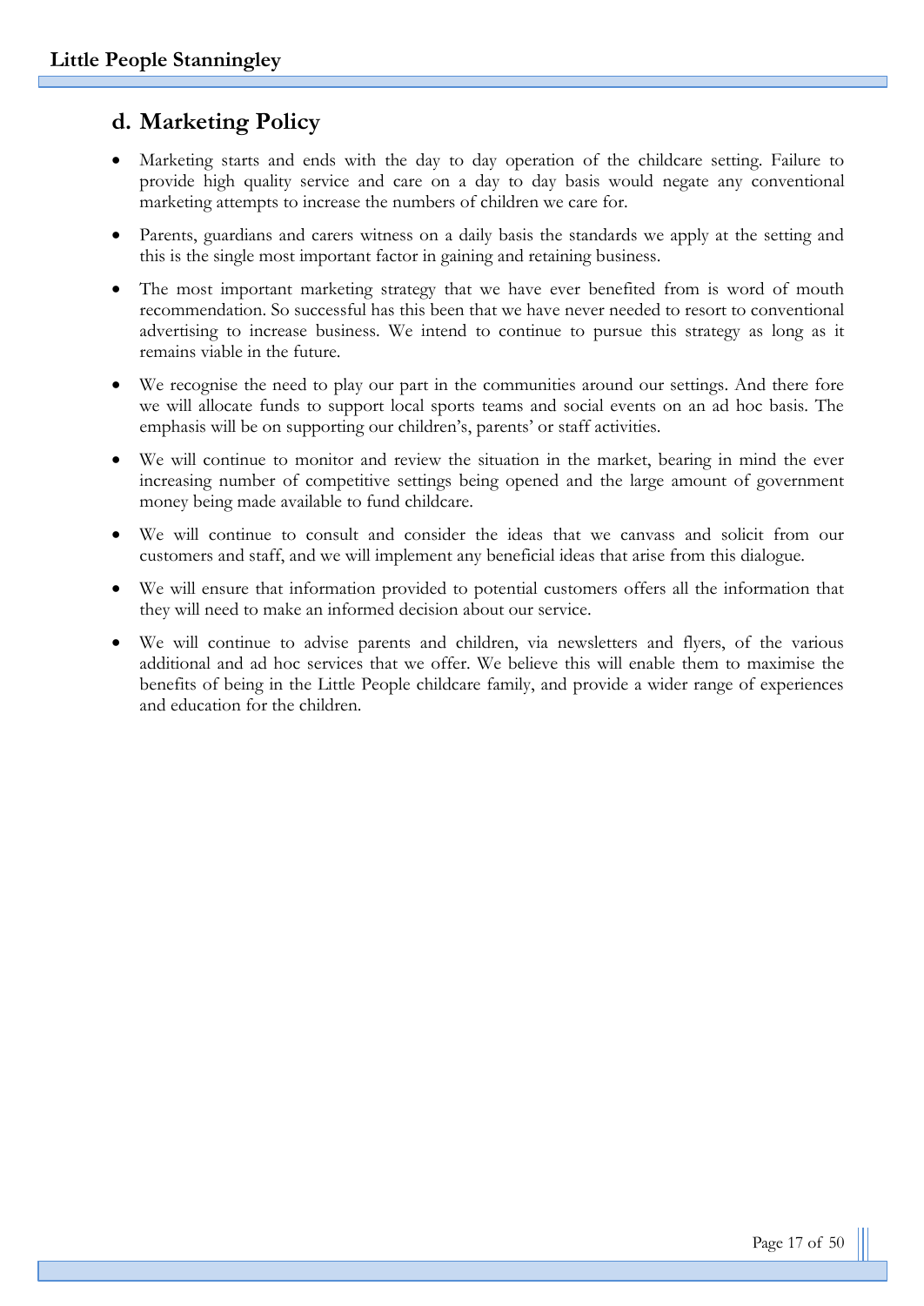## d. Marketing Policy

- Marketing starts and ends with the day to day operation of the childcare setting. Failure to provide high quality service and care on a day to day basis would negate any conventional marketing attempts to increase the numbers of children we care for.
- Parents, guardians and carers witness on a daily basis the standards we apply at the setting and this is the single most important factor in gaining and retaining business.
- The most important marketing strategy that we have ever benefited from is word of mouth recommendation. So successful has this been that we have never needed to resort to conventional advertising to increase business. We intend to continue to pursue this strategy as long as it remains viable in the future.
- We recognise the need to play our part in the communities around our settings. And there fore we will allocate funds to support local sports teams and social events on an ad hoc basis. The emphasis will be on supporting our children's, parents' or staff activities.
- We will continue to monitor and review the situation in the market, bearing in mind the ever increasing number of competitive settings being opened and the large amount of government money being made available to fund childcare.
- We will continue to consult and consider the ideas that we canvass and solicit from our customers and staff, and we will implement any beneficial ideas that arise from this dialogue.
- We will ensure that information provided to potential customers offers all the information that they will need to make an informed decision about our service.
- We will continue to advise parents and children, via newsletters and flyers, of the various additional and ad hoc services that we offer. We believe this will enable them to maximise the benefits of being in the Little People childcare family, and provide a wider range of experiences and education for the children.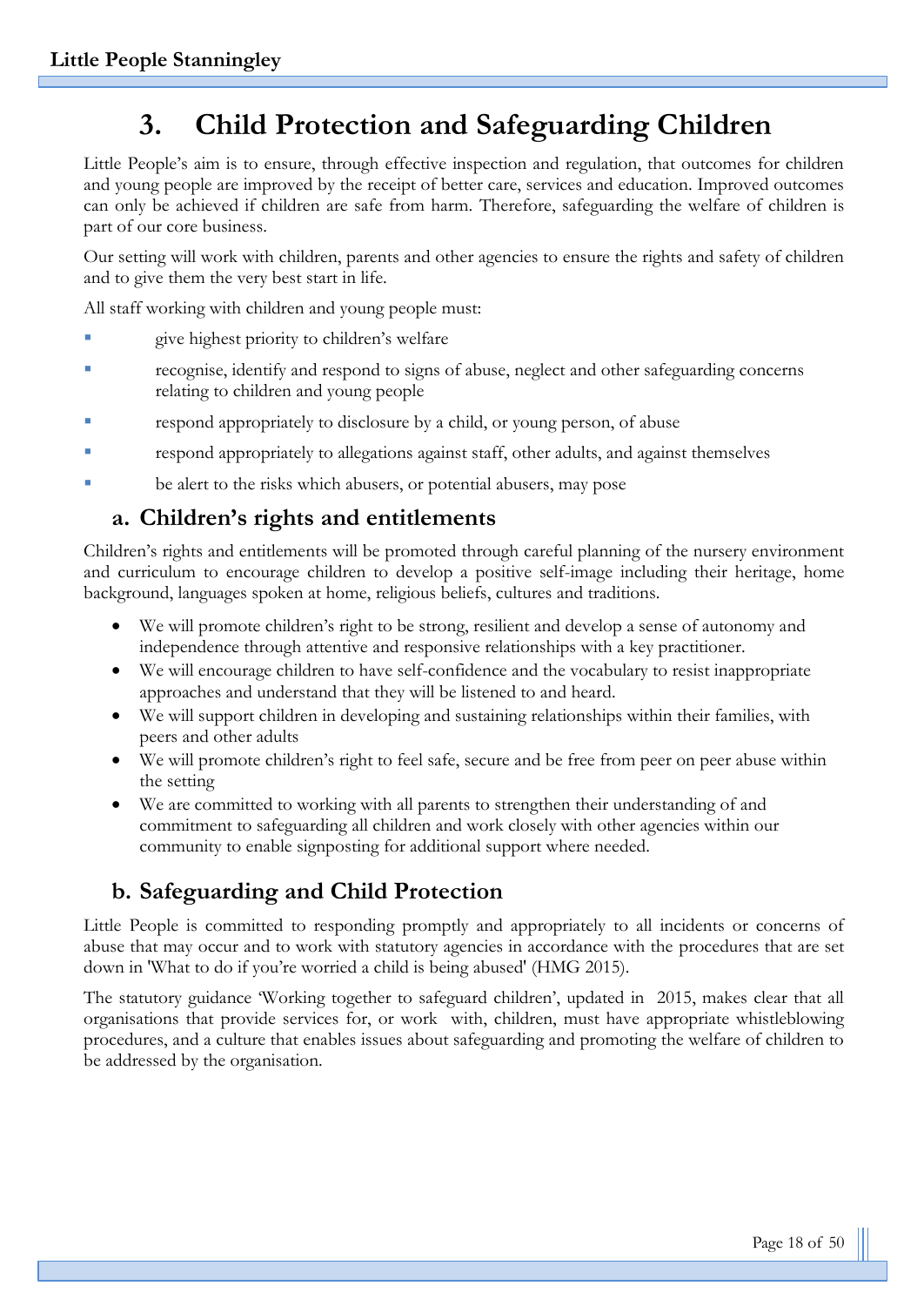# 3. Child Protection and Safeguarding Children

Little People's aim is to ensure, through effective inspection and regulation, that outcomes for children and young people are improved by the receipt of better care, services and education. Improved outcomes can only be achieved if children are safe from harm. Therefore, safeguarding the welfare of children is part of our core business.

Our setting will work with children, parents and other agencies to ensure the rights and safety of children and to give them the very best start in life.

All staff working with children and young people must:

- give highest priority to children's welfare
- recognise, identify and respond to signs of abuse, neglect and other safeguarding concerns relating to children and young people
- respond appropriately to disclosure by a child, or young person, of abuse
- respond appropriately to allegations against staff, other adults, and against themselves
- be alert to the risks which abusers, or potential abusers, may pose

## a. Children's rights and entitlements

Children's rights and entitlements will be promoted through careful planning of the nursery environment and curriculum to encourage children to develop a positive self-image including their heritage, home background, languages spoken at home, religious beliefs, cultures and traditions.

- We will promote children's right to be strong, resilient and develop a sense of autonomy and independence through attentive and responsive relationships with a key practitioner.
- We will encourage children to have self-confidence and the vocabulary to resist inappropriate approaches and understand that they will be listened to and heard.
- We will support children in developing and sustaining relationships within their families, with peers and other adults
- We will promote children's right to feel safe, secure and be free from peer on peer abuse within the setting
- We are committed to working with all parents to strengthen their understanding of and commitment to safeguarding all children and work closely with other agencies within our community to enable signposting for additional support where needed.

## b. Safeguarding and Child Protection

Little People is committed to responding promptly and appropriately to all incidents or concerns of abuse that may occur and to work with statutory agencies in accordance with the procedures that are set down in 'What to do if you're worried a child is being abused' (HMG 2015).

The statutory guidance 'Working together to safeguard children', updated in 2015, makes clear that all organisations that provide services for, or work with, children, must have appropriate whistleblowing procedures, and a culture that enables issues about safeguarding and promoting the welfare of children to be addressed by the organisation.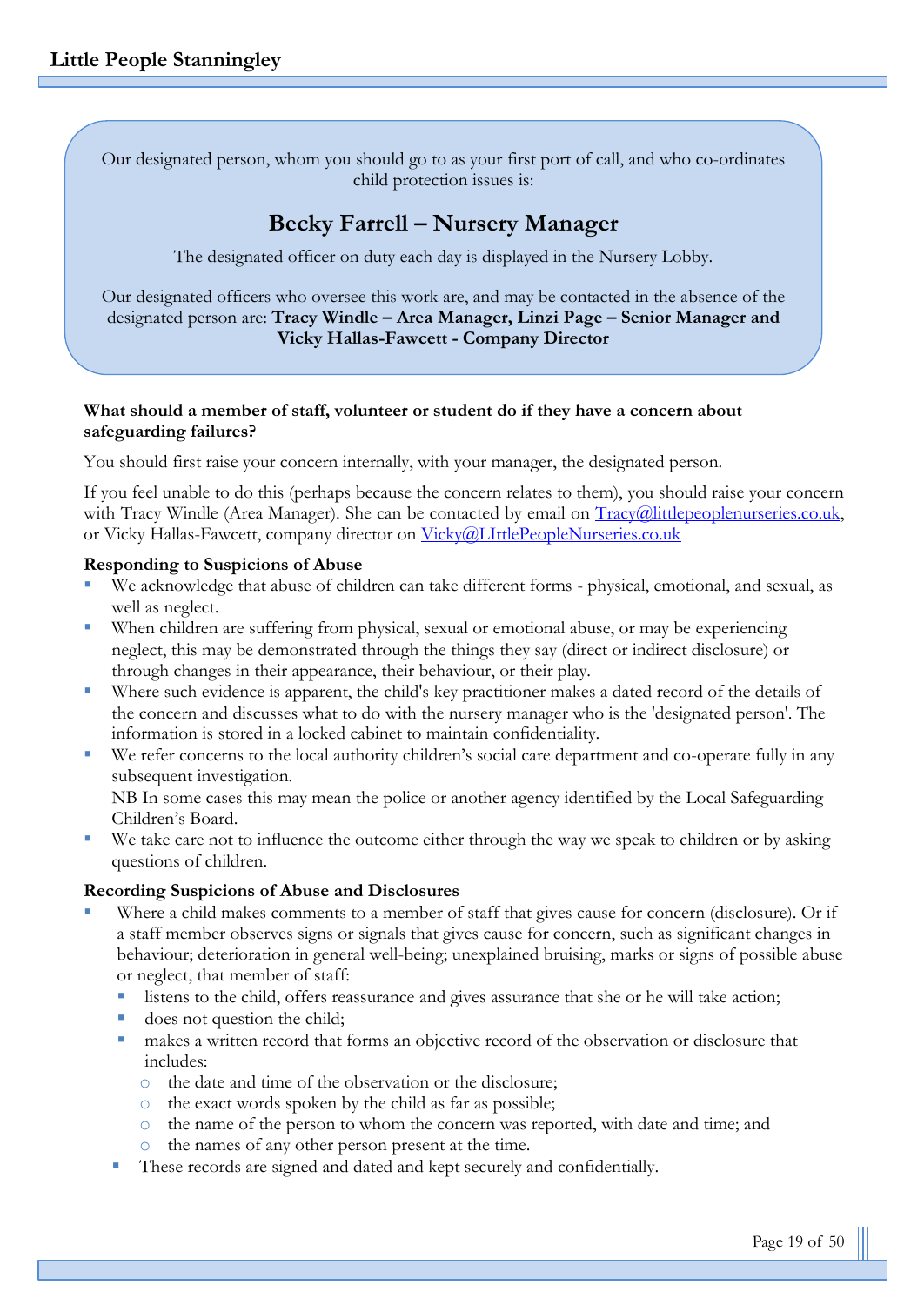Our designated person, whom you should go to as your first port of call, and who co-ordinates child protection issues is:

## Becky Farrell – Nursery Manager

The designated officer on duty each day is displayed in the Nursery Lobby.

Our designated officers who oversee this work are, and may be contacted in the absence of the designated person are: **Tracy Windle – Area Manager, Linzi Page – Senior Manager and Vicky Hallas-Fawcett - Company Director**

**What should a member of staff, volunteer or student do if they have a concern about safeguarding failures?**

You should first raise your concern internally, with your manager, the designated person.

If you feel unable to do this (perhaps because the concern relates to them), you should raise your concern with Tracy Windle (Area Manager). She can be contacted by email on [Tracy@littlepeoplenurseries.co.uk](mailto:Tracy@littlepeoplenurseries.co.uk), or Vicky Hallas-Fawcett, company director on [Vicky@LIttlePeopleNurseries.co.uk](mailto:Vicky@LIttlePeopleNurseries.co.uk)

**Responding to Suspicions of Abuse**

- We acknowledge that abuse of children can take different forms - physical, emotional, and sexual, as well as neglect.
- When children are suffering from physical, sexual or emotional abuse, or may be experiencing neglect, this may be demonstrated through the things they say (direct or indirect disclosure) or through changes in their appearance, their behaviour, or their play.
- Where such evidence is apparent, the child's key practitioner makes a dated record of the details of the concern and discusses what to do with the nursery manager who is the 'designated person'. The information is stored in a locked cabinet to maintain confidentiality.
- We refer concerns to the local authority children's social care department and co-operate fully in any subsequent investigation.
  NB In some cases this may mean the police or another agency identified by the Local Safeguarding Children's Board.
- We take care not to influence the outcome either through the way we speak to children or by asking questions of children.

**Recording Suspicions of Abuse and Disclosures**

- Where a child makes comments to a member of staff that gives cause for concern (disclosure). Or if a staff member observes signs or signals that gives cause for concern, such as significant changes in behaviour; deterioration in general well-being; unexplained bruising, marks or signs of possible abuse or neglect, that member of staff:
  - listens to the child, offers reassurance and gives assurance that she or he will take action;
  - does not question the child;
  - makes a written record that forms an objective record of the observation or disclosure that includes:
    - the date and time of the observation or the disclosure;
    - the exact words spoken by the child as far as possible;
    - the name of the person to whom the concern was reported, with date and time; and
    - the names of any other person present at the time.
  - These records are signed and dated and kept securely and confidentially.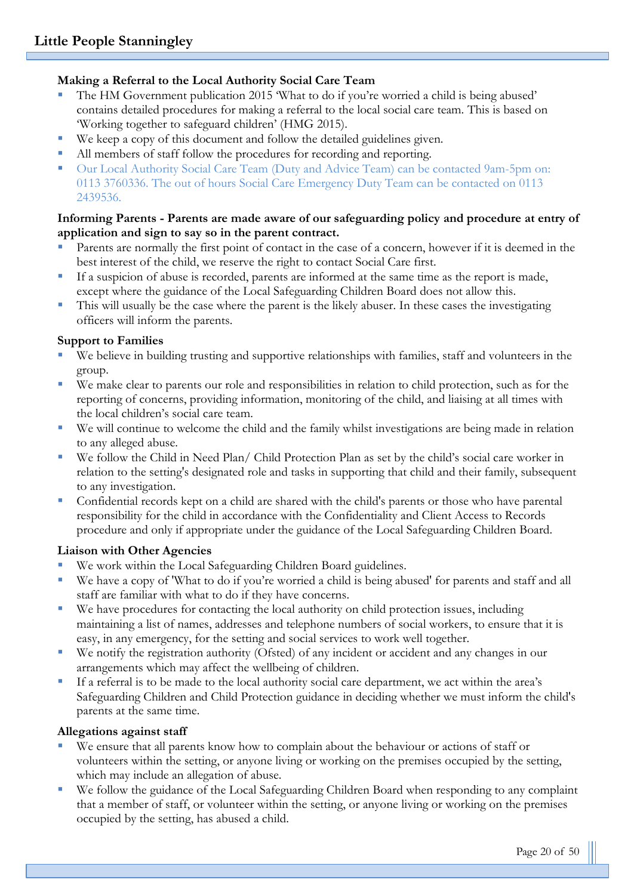**Making a Referral to the Local Authority Social Care Team**

- The HM Government publication 2015 'What to do if you're worried a child is being abused' contains detailed procedures for making a referral to the local social care team. This is based on 'Working together to safeguard children' (HMG 2015).
- We keep a copy of this document and follow the detailed guidelines given.
- All members of staff follow the procedures for recording and reporting.
- Our Local Authority Social Care Team (Duty and Advice Team) can be contacted 9am-5pm on: 0113 3760336. The out of hours Social Care Emergency Duty Team can be contacted on 0113 2439536.

**Informing Parents - Parents are made aware of our safeguarding policy and procedure at entry of application and sign to say so in the parent contract.**

- Parents are normally the first point of contact in the case of a concern, however if it is deemed in the best interest of the child, we reserve the right to contact Social Care first.
- If a suspicion of abuse is recorded, parents are informed at the same time as the report is made, except where the guidance of the Local Safeguarding Children Board does not allow this.
- This will usually be the case where the parent is the likely abuser. In these cases the investigating officers will inform the parents.

**Support to Families**

- We believe in building trusting and supportive relationships with families, staff and volunteers in the group.
- We make clear to parents our role and responsibilities in relation to child protection, such as for the reporting of concerns, providing information, monitoring of the child, and liaising at all times with the local children's social care team.
- We will continue to welcome the child and the family whilst investigations are being made in relation to any alleged abuse.
- We follow the Child in Need Plan/ Child Protection Plan as set by the child's social care worker in relation to the setting's designated role and tasks in supporting that child and their family, subsequent to any investigation.
- Confidential records kept on a child are shared with the child's parents or those who have parental responsibility for the child in accordance with the Confidentiality and Client Access to Records procedure and only if appropriate under the guidance of the Local Safeguarding Children Board.

**Liaison with Other Agencies**

- We work within the Local Safeguarding Children Board guidelines.
- We have a copy of 'What to do if you're worried a child is being abused' for parents and staff and all staff are familiar with what to do if they have concerns.
- We have procedures for contacting the local authority on child protection issues, including maintaining a list of names, addresses and telephone numbers of social workers, to ensure that it is easy, in any emergency, for the setting and social services to work well together.
- We notify the registration authority (Ofsted) of any incident or accident and any changes in our arrangements which may affect the wellbeing of children.
- If a referral is to be made to the local authority social care department, we act within the area's Safeguarding Children and Child Protection guidance in deciding whether we must inform the child's parents at the same time.

**Allegations against staff**

- We ensure that all parents know how to complain about the behaviour or actions of staff or volunteers within the setting, or anyone living or working on the premises occupied by the setting, which may include an allegation of abuse.
- We follow the guidance of the Local Safeguarding Children Board when responding to any complaint that a member of staff, or volunteer within the setting, or anyone living or working on the premises occupied by the setting, has abused a child.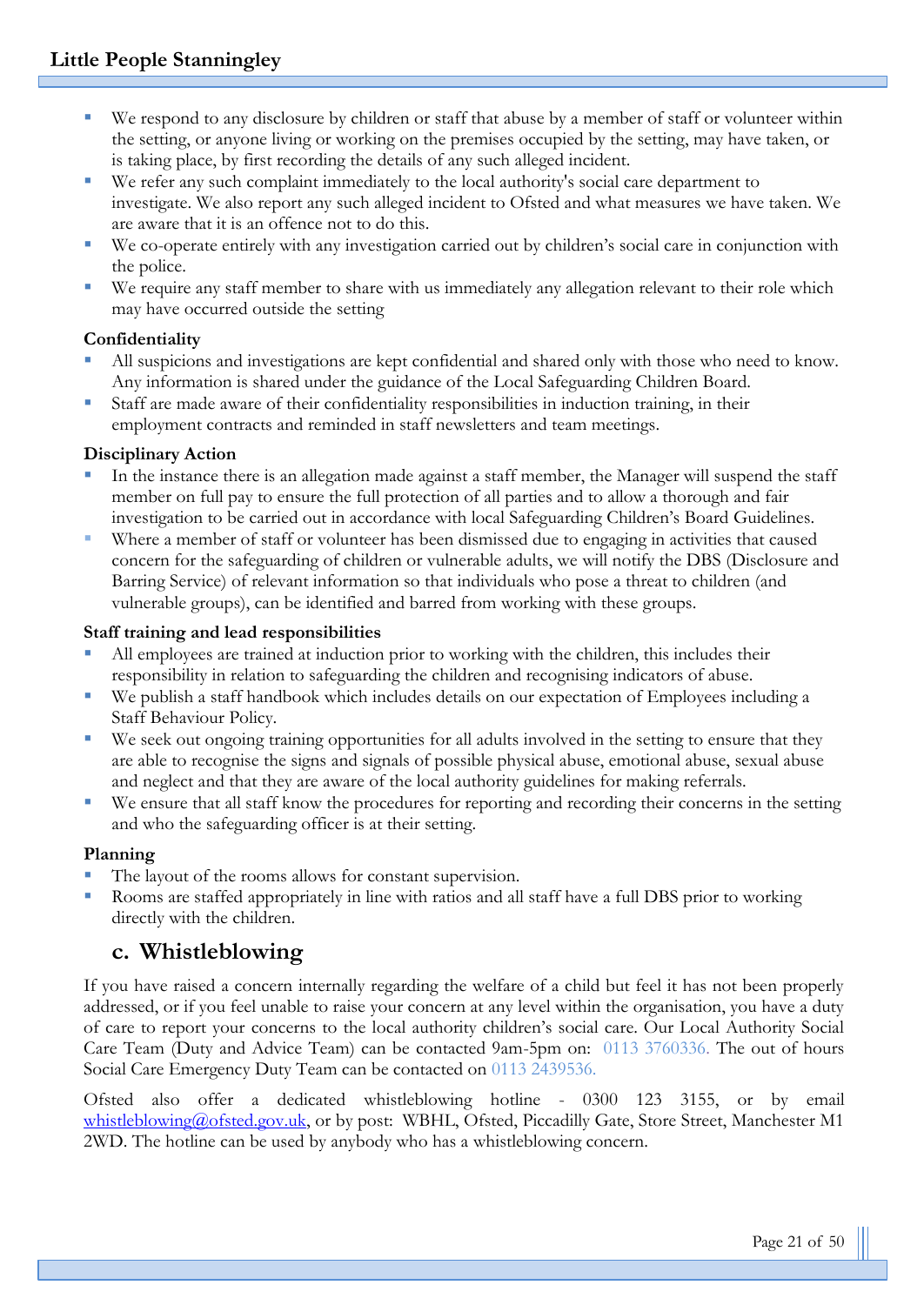- We respond to any disclosure by children or staff that abuse by a member of staff or volunteer within the setting, or anyone living or working on the premises occupied by the setting, may have taken, or is taking place, by first recording the details of any such alleged incident.
- We refer any such complaint immediately to the local authority's social care department to investigate. We also report any such alleged incident to Ofsted and what measures we have taken. We are aware that it is an offence not to do this.
- We co-operate entirely with any investigation carried out by children's social care in conjunction with the police.
- We require any staff member to share with us immediately any allegation relevant to their role which may have occurred outside the setting

**Confidentiality**

- All suspicions and investigations are kept confidential and shared only with those who need to know. Any information is shared under the guidance of the Local Safeguarding Children Board.
- Staff are made aware of their confidentiality responsibilities in induction training, in their employment contracts and reminded in staff newsletters and team meetings.

**Disciplinary Action**

- In the instance there is an allegation made against a staff member, the Manager will suspend the staff member on full pay to ensure the full protection of all parties and to allow a thorough and fair investigation to be carried out in accordance with local Safeguarding Children's Board Guidelines.
- Where a member of staff or volunteer has been dismissed due to engaging in activities that caused concern for the safeguarding of children or vulnerable adults, we will notify the DBS (Disclosure and Barring Service) of relevant information so that individuals who pose a threat to children (and vulnerable groups), can be identified and barred from working with these groups.

**Staff training and lead responsibilities**

- All employees are trained at induction prior to working with the children, this includes their responsibility in relation to safeguarding the children and recognising indicators of abuse.
- We publish a staff handbook which includes details on our expectation of Employees including a Staff Behaviour Policy.
- We seek out ongoing training opportunities for all adults involved in the setting to ensure that they are able to recognise the signs and signals of possible physical abuse, emotional abuse, sexual abuse and neglect and that they are aware of the local authority guidelines for making referrals.
- We ensure that all staff know the procedures for reporting and recording their concerns in the setting and who the safeguarding officer is at their setting.

**Planning**

- The layout of the rooms allows for constant supervision.
- Rooms are staffed appropriately in line with ratios and all staff have a full DBS prior to working directly with the children.

## c. Whistleblowing

If you have raised a concern internally regarding the welfare of a child but feel it has not been properly addressed, or if you feel unable to raise your concern at any level within the organisation, you have a duty of care to report your concerns to the local authority children's social care. Our Local Authority Social Care Team (Duty and Advice Team) can be contacted 9am-5pm on: 0113 3760336. The out of hours Social Care Emergency Duty Team can be contacted on 0113 2439536.

Ofsted also offer a dedicated whistleblowing hotline - 0300 123 3155, or by email whistleblowing@ofsted.gov.uk, or by post: WBHL, Ofsted, Piccadilly Gate, Store Street, Manchester M1 2WD. The hotline can be used by anybody who has a whistleblowing concern.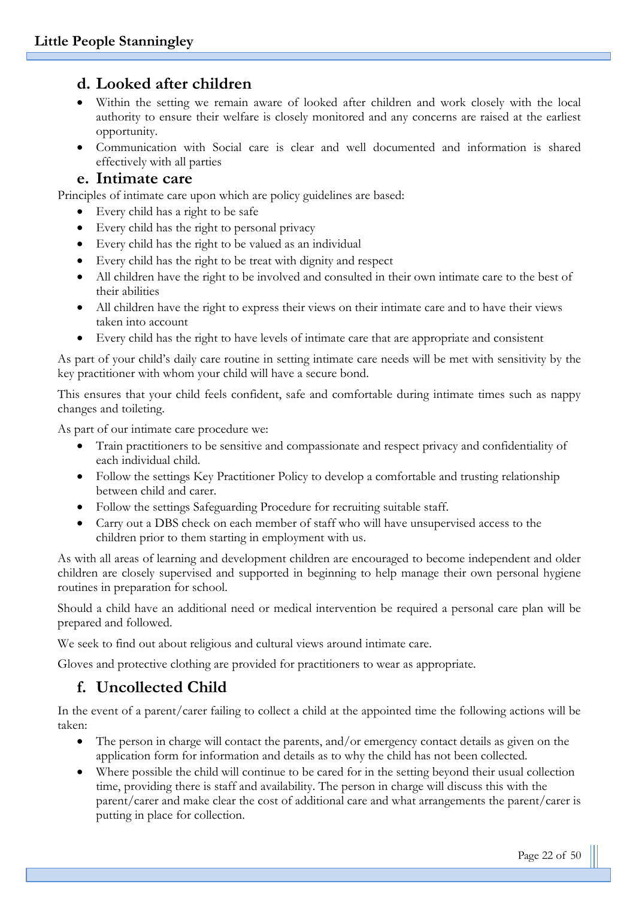## d. Looked after children

- Within the setting we remain aware of looked after children and work closely with the local authority to ensure their welfare is closely monitored and any concerns are raised at the earliest opportunity.
- Communication with Social care is clear and well documented and information is shared effectively with all parties

## e. Intimate care

Principles of intimate care upon which are policy guidelines are based:

- Every child has a right to be safe
- Every child has the right to personal privacy
- Every child has the right to be valued as an individual
- Every child has the right to be treat with dignity and respect
- All children have the right to be involved and consulted in their own intimate care to the best of their abilities
- All children have the right to express their views on their intimate care and to have their views taken into account
- Every child has the right to have levels of intimate care that are appropriate and consistent

As part of your child's daily care routine in setting intimate care needs will be met with sensitivity by the key practitioner with whom your child will have a secure bond.

This ensures that your child feels confident, safe and comfortable during intimate times such as nappy changes and toileting.

As part of our intimate care procedure we:

- Train practitioners to be sensitive and compassionate and respect privacy and confidentiality of each individual child.
- Follow the settings Key Practitioner Policy to develop a comfortable and trusting relationship between child and carer.
- Follow the settings Safeguarding Procedure for recruiting suitable staff.
- Carry out a DBS check on each member of staff who will have unsupervised access to the children prior to them starting in employment with us.

As with all areas of learning and development children are encouraged to become independent and older children are closely supervised and supported in beginning to help manage their own personal hygiene routines in preparation for school.

Should a child have an additional need or medical intervention be required a personal care plan will be prepared and followed.

We seek to find out about religious and cultural views around intimate care.

Gloves and protective clothing are provided for practitioners to wear as appropriate.

## f. Uncollected Child

In the event of a parent/carer failing to collect a child at the appointed time the following actions will be taken:

- The person in charge will contact the parents, and/or emergency contact details as given on the application form for information and details as to why the child has not been collected.
- Where possible the child will continue to be cared for in the setting beyond their usual collection time, providing there is staff and availability. The person in charge will discuss this with the parent/carer and make clear the cost of additional care and what arrangements the parent/carer is putting in place for collection.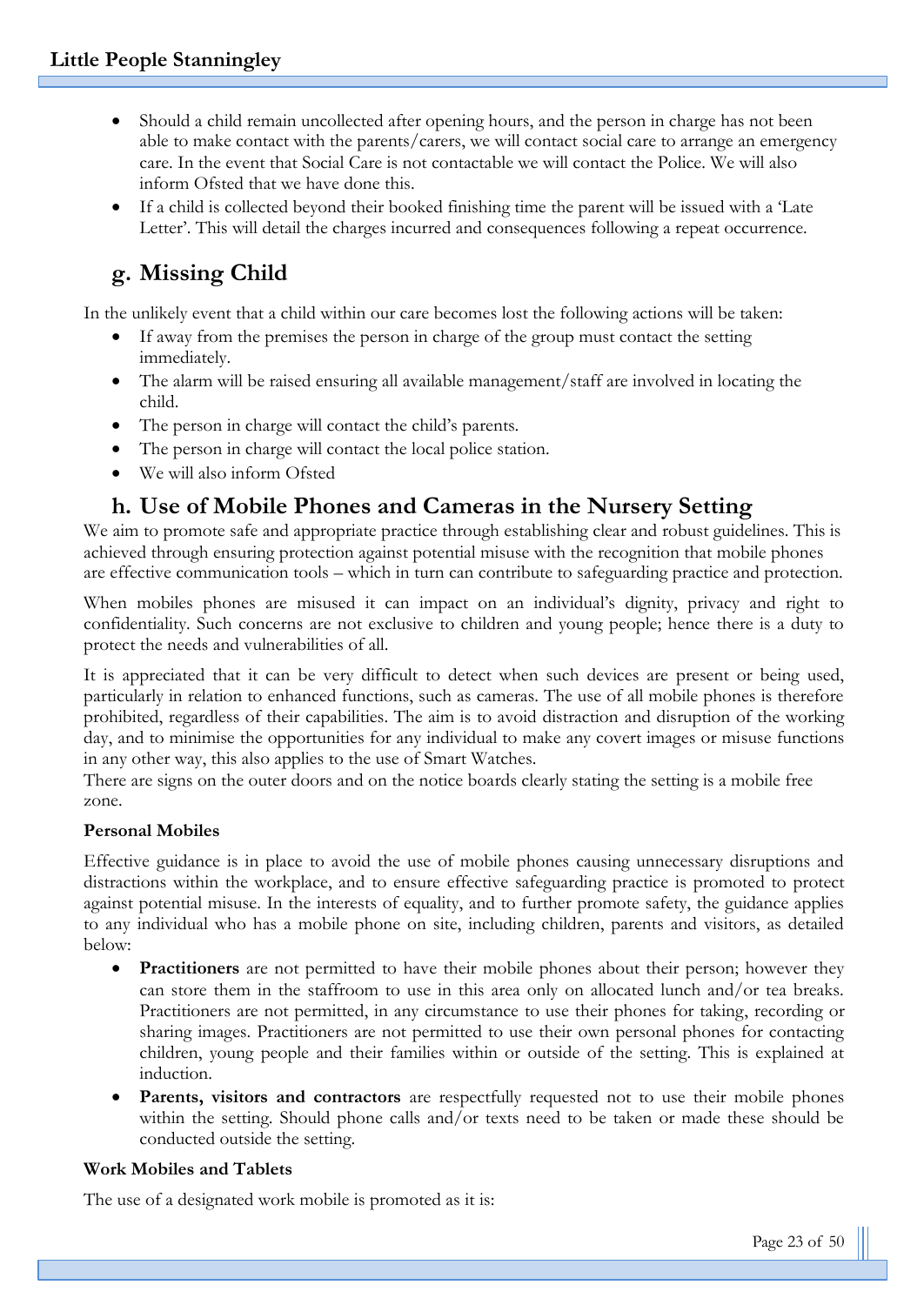- Should a child remain uncollected after opening hours, and the person in charge has not been able to make contact with the parents/carers, we will contact social care to arrange an emergency care. In the event that Social Care is not contactable we will contact the Police. We will also inform Ofsted that we have done this.
- If a child is collected beyond their booked finishing time the parent will be issued with a 'Late Letter'. This will detail the charges incurred and consequences following a repeat occurrence.

## g. Missing Child

In the unlikely event that a child within our care becomes lost the following actions will be taken:

- If away from the premises the person in charge of the group must contact the setting immediately.
- The alarm will be raised ensuring all available management/staff are involved in locating the child.
- The person in charge will contact the child's parents.
- The person in charge will contact the local police station.
- We will also inform Ofsted

## h. Use of Mobile Phones and Cameras in the Nursery Setting

We aim to promote safe and appropriate practice through establishing clear and robust guidelines. This is achieved through ensuring protection against potential misuse with the recognition that mobile phones are effective communication tools – which in turn can contribute to safeguarding practice and protection.

When mobiles phones are misused it can impact on an individual's dignity, privacy and right to confidentiality. Such concerns are not exclusive to children and young people; hence there is a duty to protect the needs and vulnerabilities of all.

It is appreciated that it can be very difficult to detect when such devices are present or being used, particularly in relation to enhanced functions, such as cameras. The use of all mobile phones is therefore prohibited, regardless of their capabilities. The aim is to avoid distraction and disruption of the working day, and to minimise the opportunities for any individual to make any covert images or misuse functions in any other way, this also applies to the use of Smart Watches.

There are signs on the outer doors and on the notice boards clearly stating the setting is a mobile free zone.

**Personal Mobiles**

Effective guidance is in place to avoid the use of mobile phones causing unnecessary disruptions and distractions within the workplace, and to ensure effective safeguarding practice is promoted to protect against potential misuse. In the interests of equality, and to further promote safety, the guidance applies to any individual who has a mobile phone on site, including children, parents and visitors, as detailed below:

- **Practitioners** are not permitted to have their mobile phones about their person; however they can store them in the staffroom to use in this area only on allocated lunch and/or tea breaks. Practitioners are not permitted, in any circumstance to use their phones for taking, recording or sharing images. Practitioners are not permitted to use their own personal phones for contacting children, young people and their families within or outside of the setting. This is explained at induction.
- **Parents, visitors and contractors** are respectfully requested not to use their mobile phones within the setting. Should phone calls and/or texts need to be taken or made these should be conducted outside the setting.

**Work Mobiles and Tablets**

The use of a designated work mobile is promoted as it is: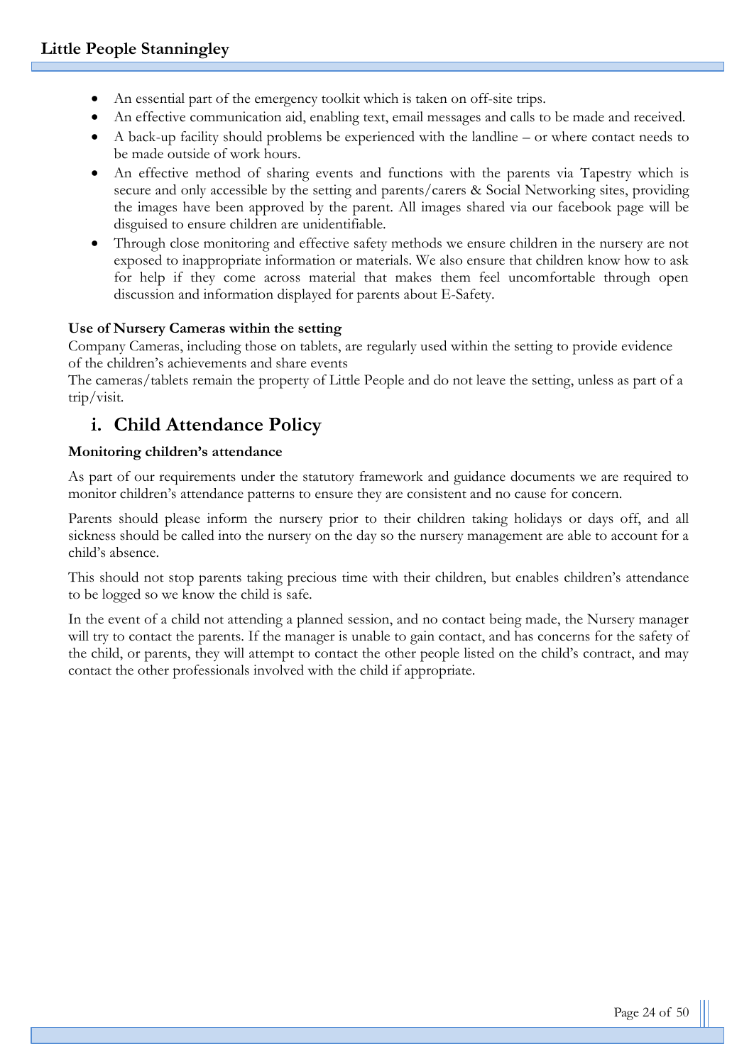- An essential part of the emergency toolkit which is taken on off-site trips.
- An effective communication aid, enabling text, email messages and calls to be made and received.
- A back-up facility should problems be experienced with the landline – or where contact needs to be made outside of work hours.
- An effective method of sharing events and functions with the parents via Tapestry which is secure and only accessible by the setting and parents/carers & Social Networking sites, providing the images have been approved by the parent. All images shared via our facebook page will be disguised to ensure children are unidentifiable.
- Through close monitoring and effective safety methods we ensure children in the nursery are not exposed to inappropriate information or materials. We also ensure that children know how to ask for help if they come across material that makes them feel uncomfortable through open discussion and information displayed for parents about E-Safety.

**Use of Nursery Cameras within the setting**

Company Cameras, including those on tablets, are regularly used within the setting to provide evidence of the children's achievements and share events

The cameras/tablets remain the property of Little People and do not leave the setting, unless as part of a trip/visit.

## i. Child Attendance Policy

**Monitoring children's attendance**

As part of our requirements under the statutory framework and guidance documents we are required to monitor children's attendance patterns to ensure they are consistent and no cause for concern.

Parents should please inform the nursery prior to their children taking holidays or days off, and all sickness should be called into the nursery on the day so the nursery management are able to account for a child's absence.

This should not stop parents taking precious time with their children, but enables children's attendance to be logged so we know the child is safe.

In the event of a child not attending a planned session, and no contact being made, the Nursery manager will try to contact the parents. If the manager is unable to gain contact, and has concerns for the safety of the child, or parents, they will attempt to contact the other people listed on the child's contract, and may contact the other professionals involved with the child if appropriate.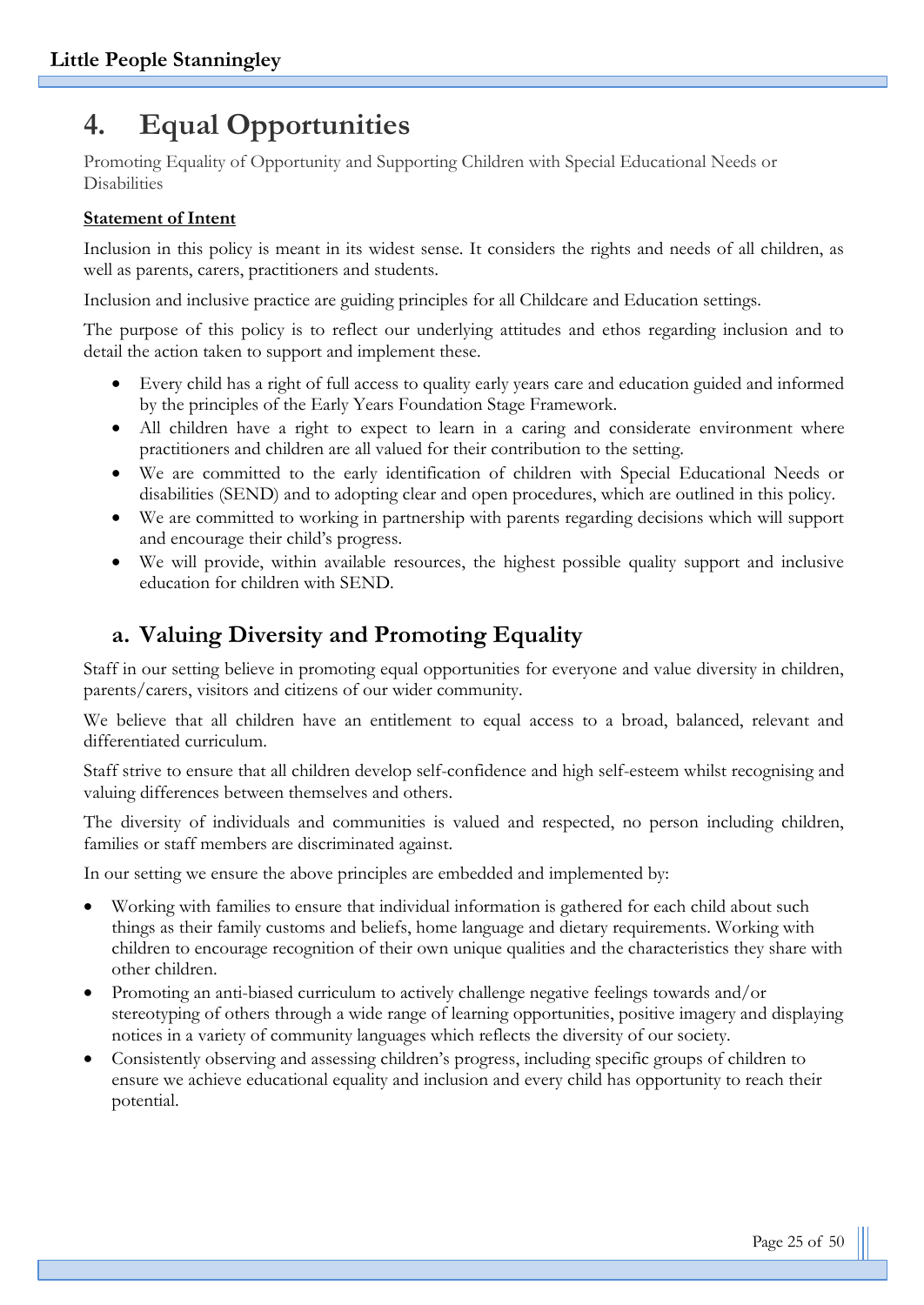# 4. Equal Opportunities

Promoting Equality of Opportunity and Supporting Children with Special Educational Needs or Disabilities

**Statement of Intent**

Inclusion in this policy is meant in its widest sense. It considers the rights and needs of all children, as well as parents, carers, practitioners and students.

Inclusion and inclusive practice are guiding principles for all Childcare and Education settings.

The purpose of this policy is to reflect our underlying attitudes and ethos regarding inclusion and to detail the action taken to support and implement these.

- Every child has a right of full access to quality early years care and education guided and informed by the principles of the Early Years Foundation Stage Framework.
- All children have a right to expect to learn in a caring and considerate environment where practitioners and children are all valued for their contribution to the setting.
- We are committed to the early identification of children with Special Educational Needs or disabilities (SEND) and to adopting clear and open procedures, which are outlined in this policy.
- We are committed to working in partnership with parents regarding decisions which will support and encourage their child's progress.
- We will provide, within available resources, the highest possible quality support and inclusive education for children with SEND.

## a. Valuing Diversity and Promoting Equality

Staff in our setting believe in promoting equal opportunities for everyone and value diversity in children, parents/carers, visitors and citizens of our wider community.

We believe that all children have an entitlement to equal access to a broad, balanced, relevant and differentiated curriculum.

Staff strive to ensure that all children develop self-confidence and high self-esteem whilst recognising and valuing differences between themselves and others.

The diversity of individuals and communities is valued and respected, no person including children, families or staff members are discriminated against.

In our setting we ensure the above principles are embedded and implemented by:

- Working with families to ensure that individual information is gathered for each child about such things as their family customs and beliefs, home language and dietary requirements. Working with children to encourage recognition of their own unique qualities and the characteristics they share with other children.
- Promoting an anti-biased curriculum to actively challenge negative feelings towards and/or stereotyping of others through a wide range of learning opportunities, positive imagery and displaying notices in a variety of community languages which reflects the diversity of our society.
- Consistently observing and assessing children's progress, including specific groups of children to ensure we achieve educational equality and inclusion and every child has opportunity to reach their potential.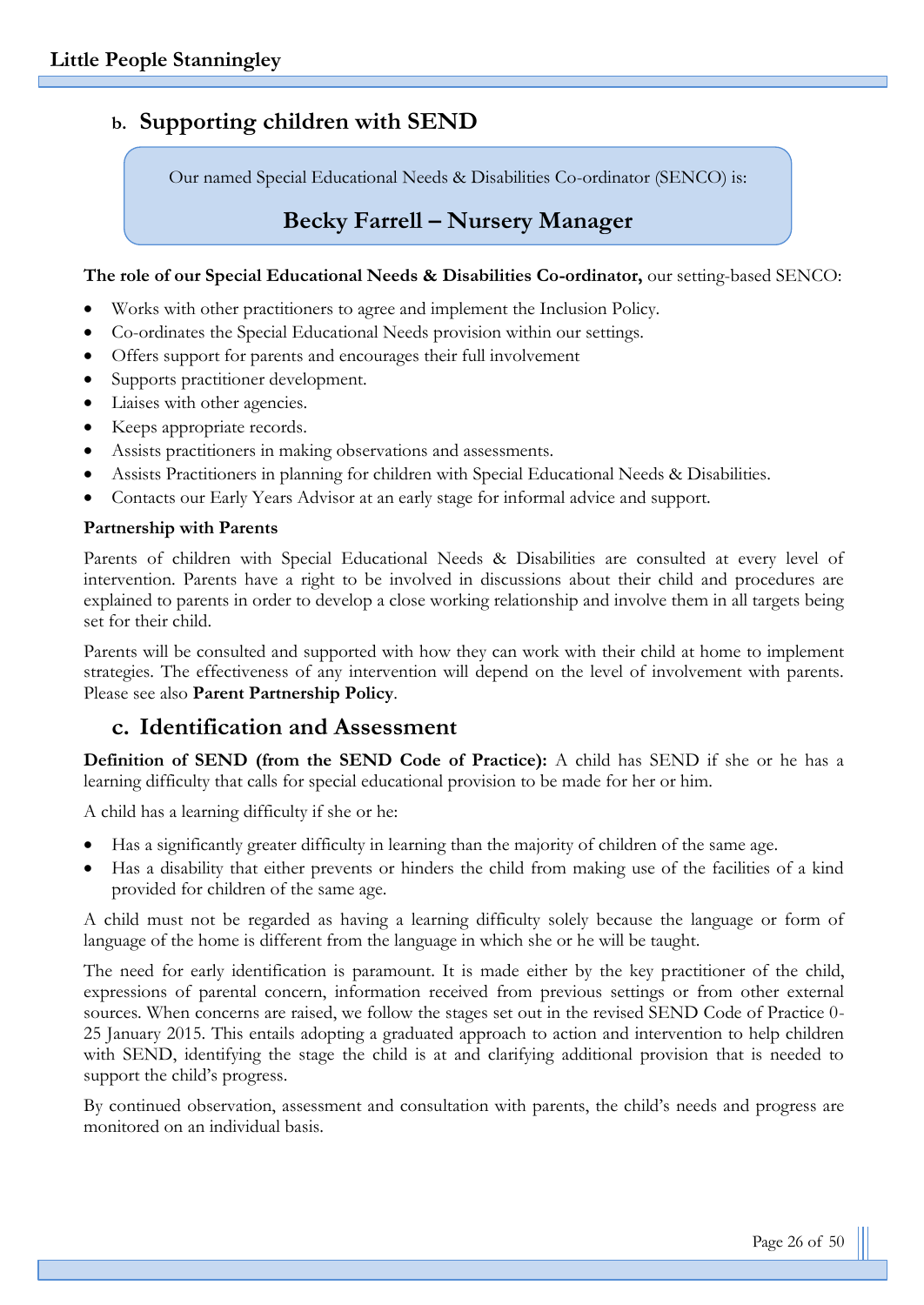## b. Supporting children with SEND

Our named Special Educational Needs & Disabilities Co-ordinator (SENCO) is:

**Becky Farrell – Nursery Manager**

**The role of our Special Educational Needs & Disabilities Co-ordinator,** our setting-based SENCO:

- Works with other practitioners to agree and implement the Inclusion Policy.
- Co-ordinates the Special Educational Needs provision within our settings.
- Offers support for parents and encourages their full involvement
- Supports practitioner development.
- Liaises with other agencies.
- Keeps appropriate records.
- Assists practitioners in making observations and assessments.
- Assists Practitioners in planning for children with Special Educational Needs & Disabilities.
- Contacts our Early Years Advisor at an early stage for informal advice and support.

**Partnership with Parents**

Parents of children with Special Educational Needs & Disabilities are consulted at every level of intervention. Parents have a right to be involved in discussions about their child and procedures are explained to parents in order to develop a close working relationship and involve them in all targets being set for their child.

Parents will be consulted and supported with how they can work with their child at home to implement strategies. The effectiveness of any intervention will depend on the level of involvement with parents. Please see also **Parent Partnership Policy**.

## c. Identification and Assessment

**Definition of SEND (from the SEND Code of Practice):** A child has SEND if she or he has a learning difficulty that calls for special educational provision to be made for her or him.

A child has a learning difficulty if she or he:

- Has a significantly greater difficulty in learning than the majority of children of the same age.
- Has a disability that either prevents or hinders the child from making use of the facilities of a kind provided for children of the same age.

A child must not be regarded as having a learning difficulty solely because the language or form of language of the home is different from the language in which she or he will be taught.

The need for early identification is paramount. It is made either by the key practitioner of the child, expressions of parental concern, information received from previous settings or from other external sources. When concerns are raised, we follow the stages set out in the revised SEND Code of Practice 0-25 January 2015. This entails adopting a graduated approach to action and intervention to help children with SEND, identifying the stage the child is at and clarifying additional provision that is needed to support the child's progress.

By continued observation, assessment and consultation with parents, the child's needs and progress are monitored on an individual basis.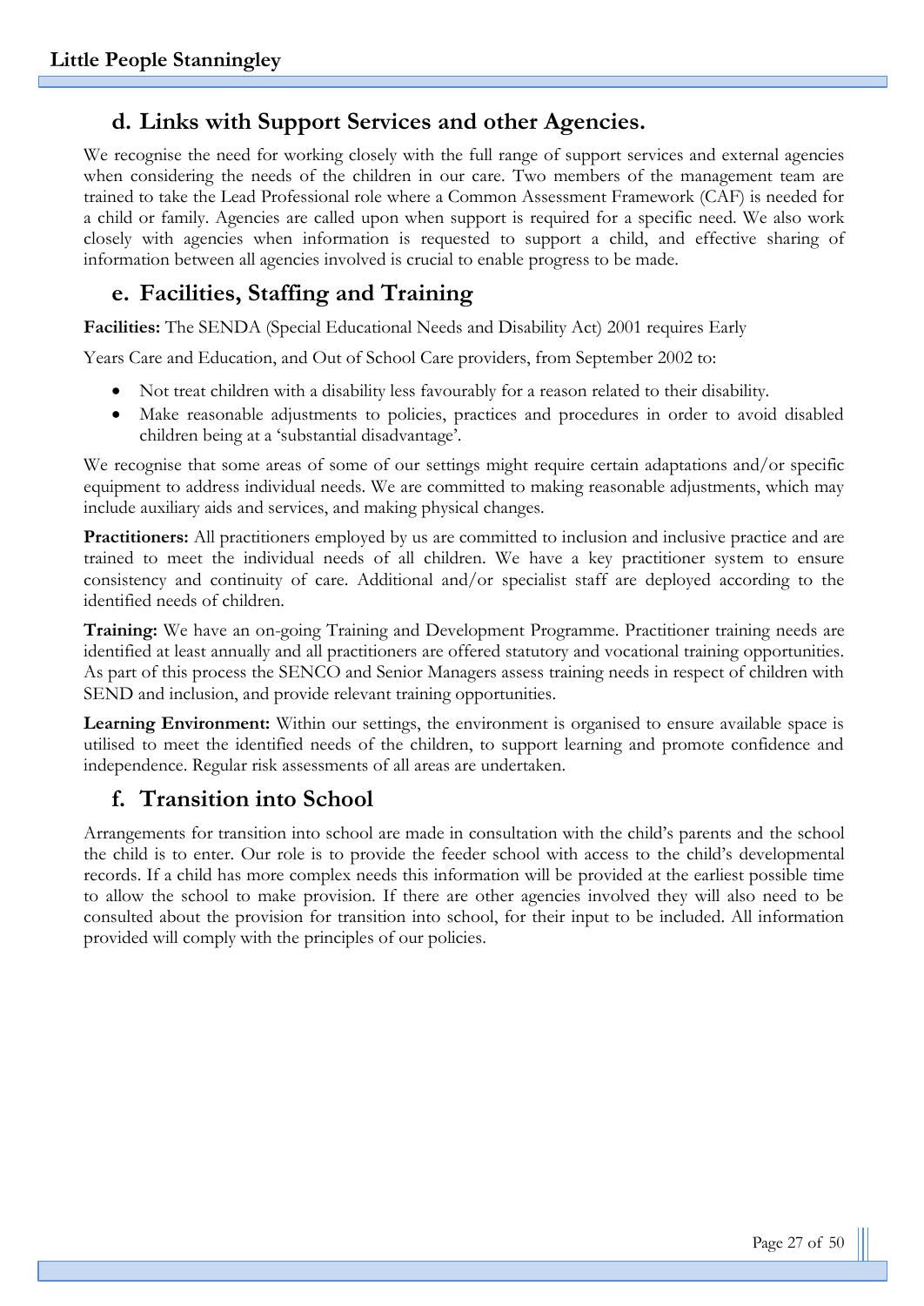## d. Links with Support Services and other Agencies.

We recognise the need for working closely with the full range of support services and external agencies when considering the needs of the children in our care. Two members of the management team are trained to take the Lead Professional role where a Common Assessment Framework (CAF) is needed for a child or family. Agencies are called upon when support is required for a specific need. We also work closely with agencies when information is requested to support a child, and effective sharing of information between all agencies involved is crucial to enable progress to be made.

## e. Facilities, Staffing and Training

**Facilities:** The SENDA (Special Educational Needs and Disability Act) 2001 requires Early

Years Care and Education, and Out of School Care providers, from September 2002 to:

- Not treat children with a disability less favourably for a reason related to their disability.
- Make reasonable adjustments to policies, practices and procedures in order to avoid disabled children being at a 'substantial disadvantage'.

We recognise that some areas of some of our settings might require certain adaptations and/or specific equipment to address individual needs. We are committed to making reasonable adjustments, which may include auxiliary aids and services, and making physical changes.

**Practitioners:** All practitioners employed by us are committed to inclusion and inclusive practice and are trained to meet the individual needs of all children. We have a key practitioner system to ensure consistency and continuity of care. Additional and/or specialist staff are deployed according to the identified needs of children.

**Training:** We have an on-going Training and Development Programme. Practitioner training needs are identified at least annually and all practitioners are offered statutory and vocational training opportunities. As part of this process the SENCO and Senior Managers assess training needs in respect of children with SEND and inclusion, and provide relevant training opportunities.

**Learning Environment:** Within our settings, the environment is organised to ensure available space is utilised to meet the identified needs of the children, to support learning and promote confidence and independence. Regular risk assessments of all areas are undertaken.

## f. Transition into School

Arrangements for transition into school are made in consultation with the child's parents and the school the child is to enter. Our role is to provide the feeder school with access to the child's developmental records. If a child has more complex needs this information will be provided at the earliest possible time to allow the school to make provision. If there are other agencies involved they will also need to be consulted about the provision for transition into school, for their input to be included. All information provided will comply with the principles of our policies.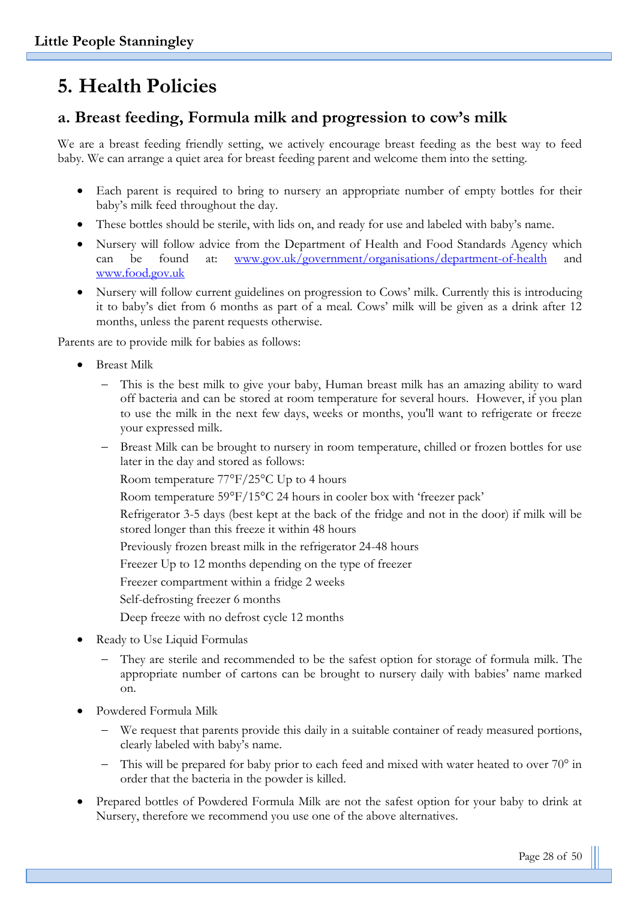# 5. Health Policies

## a. Breast feeding, Formula milk and progression to cow's milk

We are a breast feeding friendly setting, we actively encourage breast feeding as the best way to feed baby. We can arrange a quiet area for breast feeding parent and welcome them into the setting.

- Each parent is required to bring to nursery an appropriate number of empty bottles for their baby's milk feed throughout the day.
- These bottles should be sterile, with lids on, and ready for use and labeled with baby's name.
- Nursery will follow advice from the Department of Health and Food Standards Agency which can be found at: [www.gov.uk/government/organisations/department-of-health](www.gov.uk/government/organisations/department-of-health) and [www.food.gov.uk](www.food.gov.uk)
- Nursery will follow current guidelines on progression to Cows' milk. Currently this is introducing it to baby's diet from 6 months as part of a meal. Cows' milk will be given as a drink after 12 months, unless the parent requests otherwise.

Parents are to provide milk for babies as follows:

- Breast Milk
  - This is the best milk to give your baby, Human breast milk has an amazing ability to ward off bacteria and can be stored at room temperature for several hours. However, if you plan to use the milk in the next few days, weeks or months, you'll want to refrigerate or freeze your expressed milk.
  - Breast Milk can be brought to nursery in room temperature, chilled or frozen bottles for use later in the day and stored as follows:

    Room temperature 77°F/25°C Up to 4 hours

    Room temperature 59°F/15°C 24 hours in cooler box with 'freezer pack'

    Refrigerator 3-5 days (best kept at the back of the fridge and not in the door) if milk will be stored longer than this freeze it within 48 hours

    Previously frozen breast milk in the refrigerator 24-48 hours

    Freezer Up to 12 months depending on the type of freezer

    Freezer compartment within a fridge 2 weeks

    Self-defrosting freezer 6 months

    Deep freeze with no defrost cycle 12 months
- Ready to Use Liquid Formulas
  - They are sterile and recommended to be the safest option for storage of formula milk. The appropriate number of cartons can be brought to nursery daily with babies' name marked on.
- Powdered Formula Milk
  - We request that parents provide this daily in a suitable container of ready measured portions, clearly labeled with baby's name.
  - This will be prepared for baby prior to each feed and mixed with water heated to over 70° in order that the bacteria in the powder is killed.
- Prepared bottles of Powdered Formula Milk are not the safest option for your baby to drink at Nursery, therefore we recommend you use one of the above alternatives.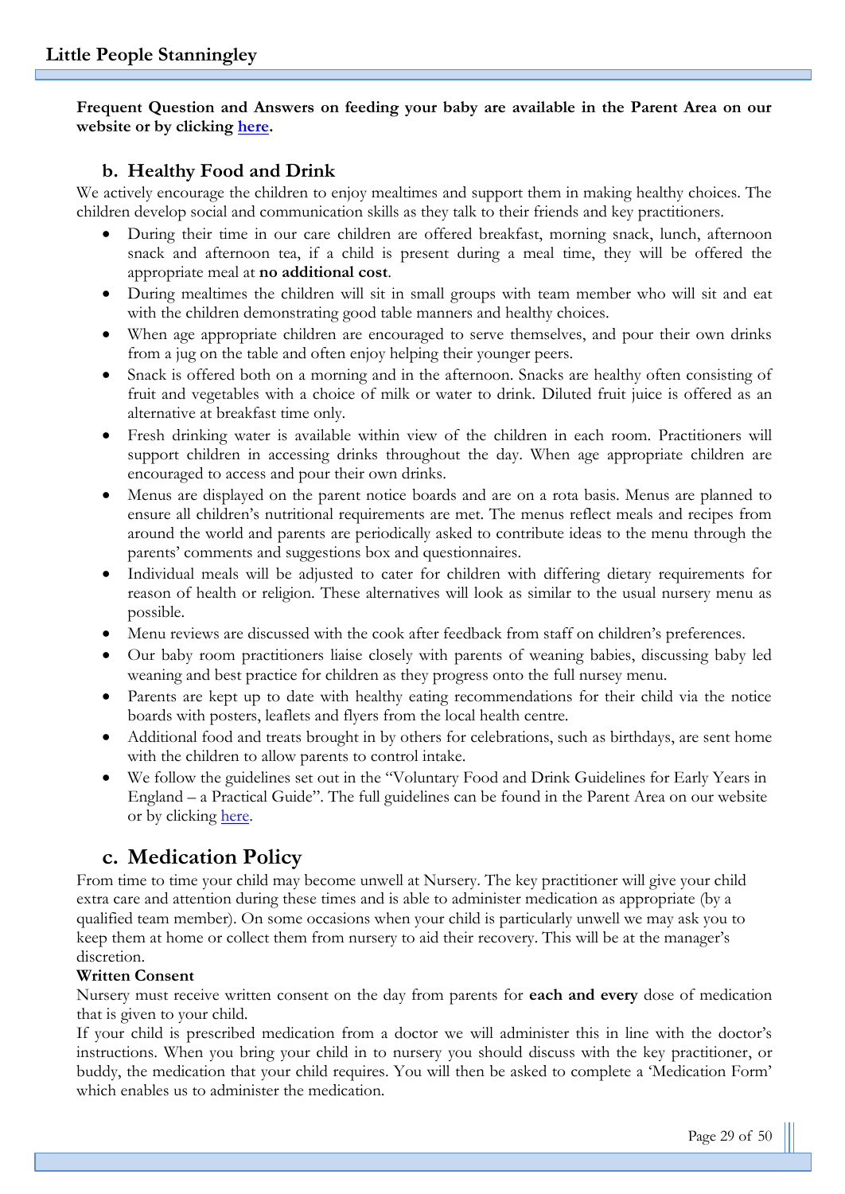**Frequent Question and Answers on feeding your baby are available in the Parent Area on our website or by clicking here.**

## b. Healthy Food and Drink

We actively encourage the children to enjoy mealtimes and support them in making healthy choices. The children develop social and communication skills as they talk to their friends and key practitioners.

- During their time in our care children are offered breakfast, morning snack, lunch, afternoon snack and afternoon tea, if a child is present during a meal time, they will be offered the appropriate meal at **no additional cost**.
- During mealtimes the children will sit in small groups with team member who will sit and eat with the children demonstrating good table manners and healthy choices.
- When age appropriate children are encouraged to serve themselves, and pour their own drinks from a jug on the table and often enjoy helping their younger peers.
- Snack is offered both on a morning and in the afternoon. Snacks are healthy often consisting of fruit and vegetables with a choice of milk or water to drink. Diluted fruit juice is offered as an alternative at breakfast time only.
- Fresh drinking water is available within view of the children in each room. Practitioners will support children in accessing drinks throughout the day. When age appropriate children are encouraged to access and pour their own drinks.
- Menus are displayed on the parent notice boards and are on a rota basis. Menus are planned to ensure all children's nutritional requirements are met. The menus reflect meals and recipes from around the world and parents are periodically asked to contribute ideas to the menu through the parents' comments and suggestions box and questionnaires.
- Individual meals will be adjusted to cater for children with differing dietary requirements for reason of health or religion. These alternatives will look as similar to the usual nursery menu as possible.
- Menu reviews are discussed with the cook after feedback from staff on children's preferences.
- Our baby room practitioners liaise closely with parents of weaning babies, discussing baby led weaning and best practice for children as they progress onto the full nursey menu.
- Parents are kept up to date with healthy eating recommendations for their child via the notice boards with posters, leaflets and flyers from the local health centre.
- Additional food and treats brought in by others for celebrations, such as birthdays, are sent home with the children to allow parents to control intake.
- We follow the guidelines set out in the "Voluntary Food and Drink Guidelines for Early Years in England – a Practical Guide". The full guidelines can be found in the Parent Area on our website or by clicking here.

## c. Medication Policy

From time to time your child may become unwell at Nursery. The key practitioner will give your child extra care and attention during these times and is able to administer medication as appropriate (by a qualified team member). On some occasions when your child is particularly unwell we may ask you to keep them at home or collect them from nursery to aid their recovery. This will be at the manager's discretion.

**Written Consent**

Nursery must receive written consent on the day from parents for **each and every** dose of medication that is given to your child.

If your child is prescribed medication from a doctor we will administer this in line with the doctor's instructions. When you bring your child in to nursery you should discuss with the key practitioner, or buddy, the medication that your child requires. You will then be asked to complete a 'Medication Form' which enables us to administer the medication.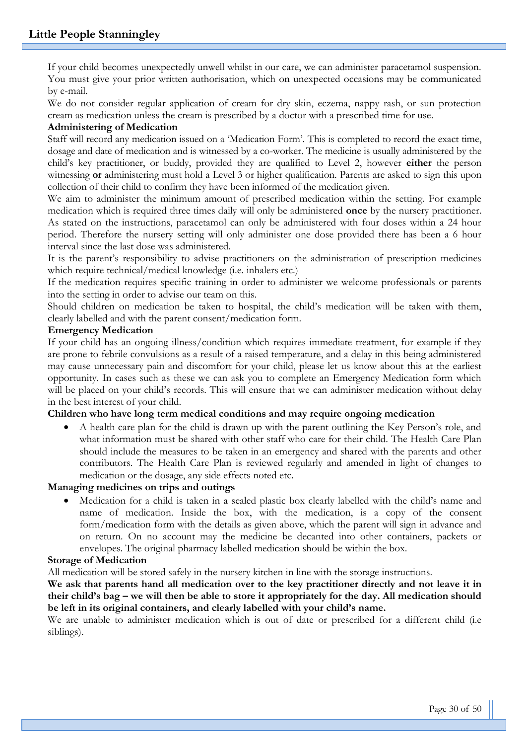If your child becomes unexpectedly unwell whilst in our care, we can administer paracetamol suspension. You must give your prior written authorisation, which on unexpected occasions may be communicated by e-mail.

We do not consider regular application of cream for dry skin, eczema, nappy rash, or sun protection cream as medication unless the cream is prescribed by a doctor with a prescribed time for use.

**Administering of Medication**

Staff will record any medication issued on a 'Medication Form'. This is completed to record the exact time, dosage and date of medication and is witnessed by a co-worker. The medicine is usually administered by the child's key practitioner, or buddy, provided they are qualified to Level 2, however **either** the person witnessing **or** administering must hold a Level 3 or higher qualification. Parents are asked to sign this upon collection of their child to confirm they have been informed of the medication given.

We aim to administer the minimum amount of prescribed medication within the setting. For example medication which is required three times daily will only be administered **once** by the nursery practitioner. As stated on the instructions, paracetamol can only be administered with four doses within a 24 hour period. Therefore the nursery setting will only administer one dose provided there has been a 6 hour interval since the last dose was administered.

It is the parent's responsibility to advise practitioners on the administration of prescription medicines which require technical/medical knowledge (i.e. inhalers etc.)

If the medication requires specific training in order to administer we welcome professionals or parents into the setting in order to advise our team on this.

Should children on medication be taken to hospital, the child's medication will be taken with them, clearly labelled and with the parent consent/medication form.

**Emergency Medication**

If your child has an ongoing illness/condition which requires immediate treatment, for example if they are prone to febrile convulsions as a result of a raised temperature, and a delay in this being administered may cause unnecessary pain and discomfort for your child, please let us know about this at the earliest opportunity. In cases such as these we can ask you to complete an Emergency Medication form which will be placed on your child's records. This will ensure that we can administer medication without delay in the best interest of your child.

**Children who have long term medical conditions and may require ongoing medication**

- A health care plan for the child is drawn up with the parent outlining the Key Person's role, and what information must be shared with other staff who care for their child. The Health Care Plan should include the measures to be taken in an emergency and shared with the parents and other contributors. The Health Care Plan is reviewed regularly and amended in light of changes to medication or the dosage, any side effects noted etc.

**Managing medicines on trips and outings**

- Medication for a child is taken in a sealed plastic box clearly labelled with the child's name and name of medication. Inside the box, with the medication, is a copy of the consent form/medication form with the details as given above, which the parent will sign in advance and on return. On no account may the medicine be decanted into other containers, packets or envelopes. The original pharmacy labelled medication should be within the box.

**Storage of Medication**

All medication will be stored safely in the nursery kitchen in line with the storage instructions.

**We ask that parents hand all medication over to the key practitioner directly and not leave it in their child's bag – we will then be able to store it appropriately for the day. All medication should be left in its original containers, and clearly labelled with your child's name.**

We are unable to administer medication which is out of date or prescribed for a different child (i.e siblings).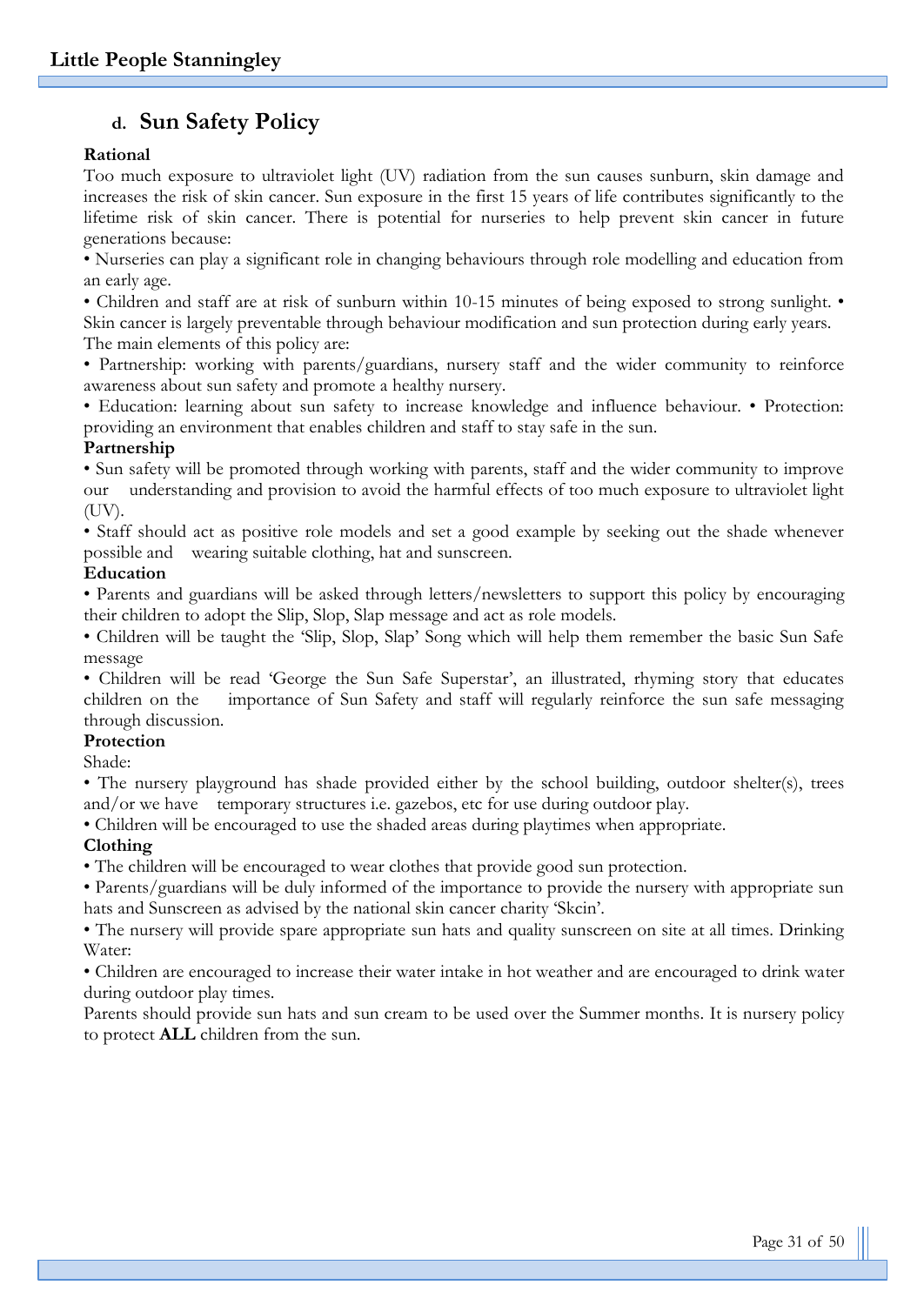## d. Sun Safety Policy

**Rational**

Too much exposure to ultraviolet light (UV) radiation from the sun causes sunburn, skin damage and increases the risk of skin cancer. Sun exposure in the first 15 years of life contributes significantly to the lifetime risk of skin cancer. There is potential for nurseries to help prevent skin cancer in future generations because:

• Nurseries can play a significant role in changing behaviours through role modelling and education from an early age.

• Children and staff are at risk of sunburn within 10-15 minutes of being exposed to strong sunlight. • Skin cancer is largely preventable through behaviour modification and sun protection during early years.

The main elements of this policy are:

• Partnership: working with parents/guardians, nursery staff and the wider community to reinforce awareness about sun safety and promote a healthy nursery.

• Education: learning about sun safety to increase knowledge and influence behaviour. • Protection: providing an environment that enables children and staff to stay safe in the sun.

**Partnership**

• Sun safety will be promoted through working with parents, staff and the wider community to improve our understanding and provision to avoid the harmful effects of too much exposure to ultraviolet light (UV).

• Staff should act as positive role models and set a good example by seeking out the shade whenever possible and wearing suitable clothing, hat and sunscreen.

**Education**

• Parents and guardians will be asked through letters/newsletters to support this policy by encouraging their children to adopt the Slip, Slop, Slap message and act as role models.

• Children will be taught the 'Slip, Slop, Slap' Song which will help them remember the basic Sun Safe message

• Children will be read 'George the Sun Safe Superstar', an illustrated, rhyming story that educates children on the importance of Sun Safety and staff will regularly reinforce the sun safe messaging through discussion.

**Protection**

Shade:

• The nursery playground has shade provided either by the school building, outdoor shelter(s), trees and/or we have temporary structures i.e. gazebos, etc for use during outdoor play.

• Children will be encouraged to use the shaded areas during playtimes when appropriate.

**Clothing**

• The children will be encouraged to wear clothes that provide good sun protection.

• Parents/guardians will be duly informed of the importance to provide the nursery with appropriate sun hats and Sunscreen as advised by the national skin cancer charity 'Skcin'.

• The nursery will provide spare appropriate sun hats and quality sunscreen on site at all times. Drinking Water:

• Children are encouraged to increase their water intake in hot weather and are encouraged to drink water during outdoor play times.

Parents should provide sun hats and sun cream to be used over the Summer months. It is nursery policy to protect **ALL** children from the sun.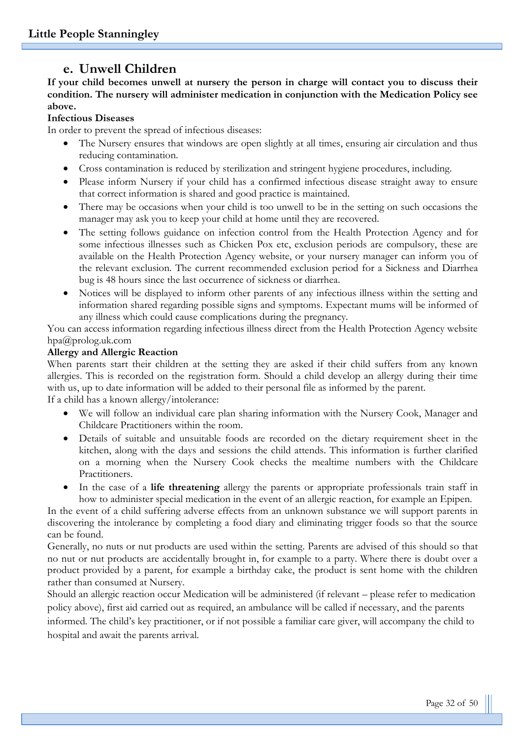## e. Unwell Children

**If your child becomes unwell at nursery the person in charge will contact you to discuss their condition. The nursery will administer medication in conjunction with the Medication Policy see above.**

**Infectious Diseases**

In order to prevent the spread of infectious diseases:

- The Nursery ensures that windows are open slightly at all times, ensuring air circulation and thus reducing contamination.
- Cross contamination is reduced by sterilization and stringent hygiene procedures, including.
- Please inform Nursery if your child has a confirmed infectious disease straight away to ensure that correct information is shared and good practice is maintained.
- There may be occasions when your child is too unwell to be in the setting on such occasions the manager may ask you to keep your child at home until they are recovered.
- The setting follows guidance on infection control from the Health Protection Agency and for some infectious illnesses such as Chicken Pox etc, exclusion periods are compulsory, these are available on the Health Protection Agency website, or your nursery manager can inform you of the relevant exclusion. The current recommended exclusion period for a Sickness and Diarrhea bug is 48 hours since the last occurrence of sickness or diarrhea.
- Notices will be displayed to inform other parents of any infectious illness within the setting and information shared regarding possible signs and symptoms. Expectant mums will be informed of any illness which could cause complications during the pregnancy.

You can access information regarding infectious illness direct from the Health Protection Agency website hpa@prolog.uk.com

**Allergy and Allergic Reaction**

When parents start their children at the setting they are asked if their child suffers from any known allergies. This is recorded on the registration form. Should a child develop an allergy during their time with us, up to date information will be added to their personal file as informed by the parent.

If a child has a known allergy/intolerance:

- We will follow an individual care plan sharing information with the Nursery Cook, Manager and Childcare Practitioners within the room.
- Details of suitable and unsuitable foods are recorded on the dietary requirement sheet in the kitchen, along with the days and sessions the child attends. This information is further clarified on a morning when the Nursery Cook checks the mealtime numbers with the Childcare Practitioners.
- In the case of a **life threatening** allergy the parents or appropriate professionals train staff in how to administer special medication in the event of an allergic reaction, for example an Epipen.

In the event of a child suffering adverse effects from an unknown substance we will support parents in discovering the intolerance by completing a food diary and eliminating trigger foods so that the source can be found.

Generally, no nuts or nut products are used within the setting. Parents are advised of this should so that no nut or nut products are accidentally brought in, for example to a party. Where there is doubt over a product provided by a parent, for example a birthday cake, the product is sent home with the children rather than consumed at Nursery.

Should an allergic reaction occur Medication will be administered (if relevant – please refer to medication policy above), first aid carried out as required, an ambulance will be called if necessary, and the parents informed. The child's key practitioner, or if not possible a familiar care giver, will accompany the child to hospital and await the parents arrival.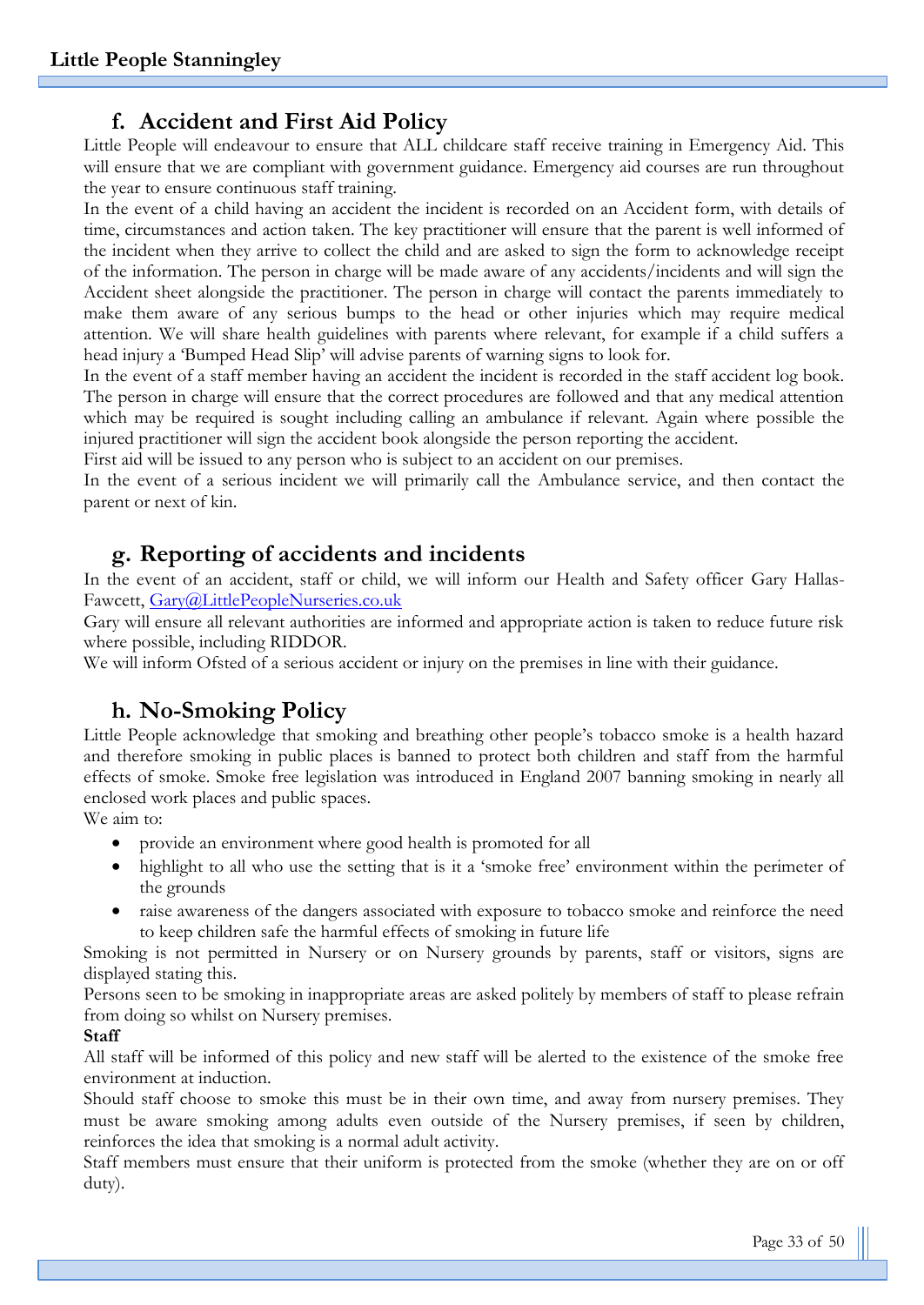## f. Accident and First Aid Policy

Little People will endeavour to ensure that ALL childcare staff receive training in Emergency Aid. This will ensure that we are compliant with government guidance. Emergency aid courses are run throughout the year to ensure continuous staff training.

In the event of a child having an accident the incident is recorded on an Accident form, with details of time, circumstances and action taken. The key practitioner will ensure that the parent is well informed of the incident when they arrive to collect the child and are asked to sign the form to acknowledge receipt of the information. The person in charge will be made aware of any accidents/incidents and will sign the Accident sheet alongside the practitioner. The person in charge will contact the parents immediately to make them aware of any serious bumps to the head or other injuries which may require medical attention. We will share health guidelines with parents where relevant, for example if a child suffers a head injury a 'Bumped Head Slip' will advise parents of warning signs to look for.

In the event of a staff member having an accident the incident is recorded in the staff accident log book. The person in charge will ensure that the correct procedures are followed and that any medical attention which may be required is sought including calling an ambulance if relevant. Again where possible the injured practitioner will sign the accident book alongside the person reporting the accident.

First aid will be issued to any person who is subject to an accident on our premises.

In the event of a serious incident we will primarily call the Ambulance service, and then contact the parent or next of kin.

## g. Reporting of accidents and incidents

In the event of an accident, staff or child, we will inform our Health and Safety officer Gary Hallas-Fawcett, Gary@LittlePeopleNurseries.co.uk

Gary will ensure all relevant authorities are informed and appropriate action is taken to reduce future risk where possible, including RIDDOR.

We will inform Ofsted of a serious accident or injury on the premises in line with their guidance.

## h. No-Smoking Policy

Little People acknowledge that smoking and breathing other people's tobacco smoke is a health hazard and therefore smoking in public places is banned to protect both children and staff from the harmful effects of smoke. Smoke free legislation was introduced in England 2007 banning smoking in nearly all enclosed work places and public spaces.

We aim to:

- provide an environment where good health is promoted for all
- highlight to all who use the setting that is it a 'smoke free' environment within the perimeter of the grounds
- raise awareness of the dangers associated with exposure to tobacco smoke and reinforce the need to keep children safe the harmful effects of smoking in future life

Smoking is not permitted in Nursery or on Nursery grounds by parents, staff or visitors, signs are displayed stating this.

Persons seen to be smoking in inappropriate areas are asked politely by members of staff to please refrain from doing so whilst on Nursery premises.

**Staff**

All staff will be informed of this policy and new staff will be alerted to the existence of the smoke free environment at induction.

Should staff choose to smoke this must be in their own time, and away from nursery premises. They must be aware smoking among adults even outside of the Nursery premises, if seen by children, reinforces the idea that smoking is a normal adult activity.

Staff members must ensure that their uniform is protected from the smoke (whether they are on or off duty).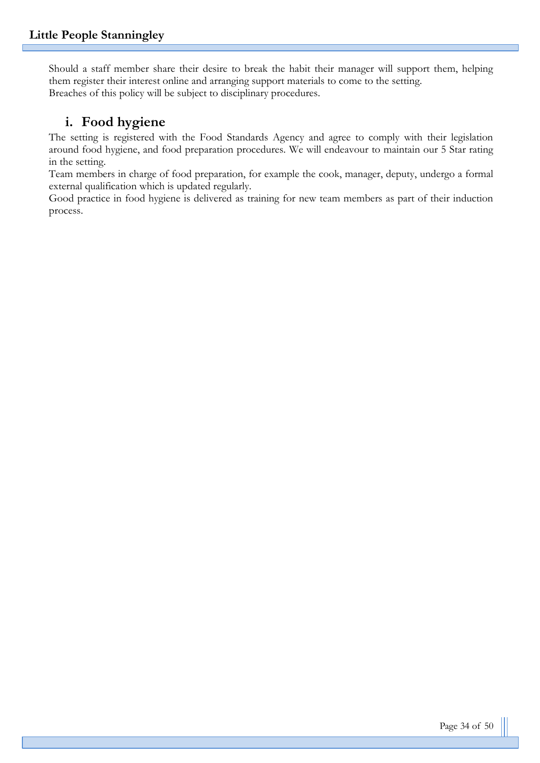Should a staff member share their desire to break the habit their manager will support them, helping them register their interest online and arranging support materials to come to the setting.
Breaches of this policy will be subject to disciplinary procedures.

## i. Food hygiene

The setting is registered with the Food Standards Agency and agree to comply with their legislation around food hygiene, and food preparation procedures. We will endeavour to maintain our 5 Star rating in the setting.
Team members in charge of food preparation, for example the cook, manager, deputy, undergo a formal external qualification which is updated regularly.
Good practice in food hygiene is delivered as training for new team members as part of their induction process.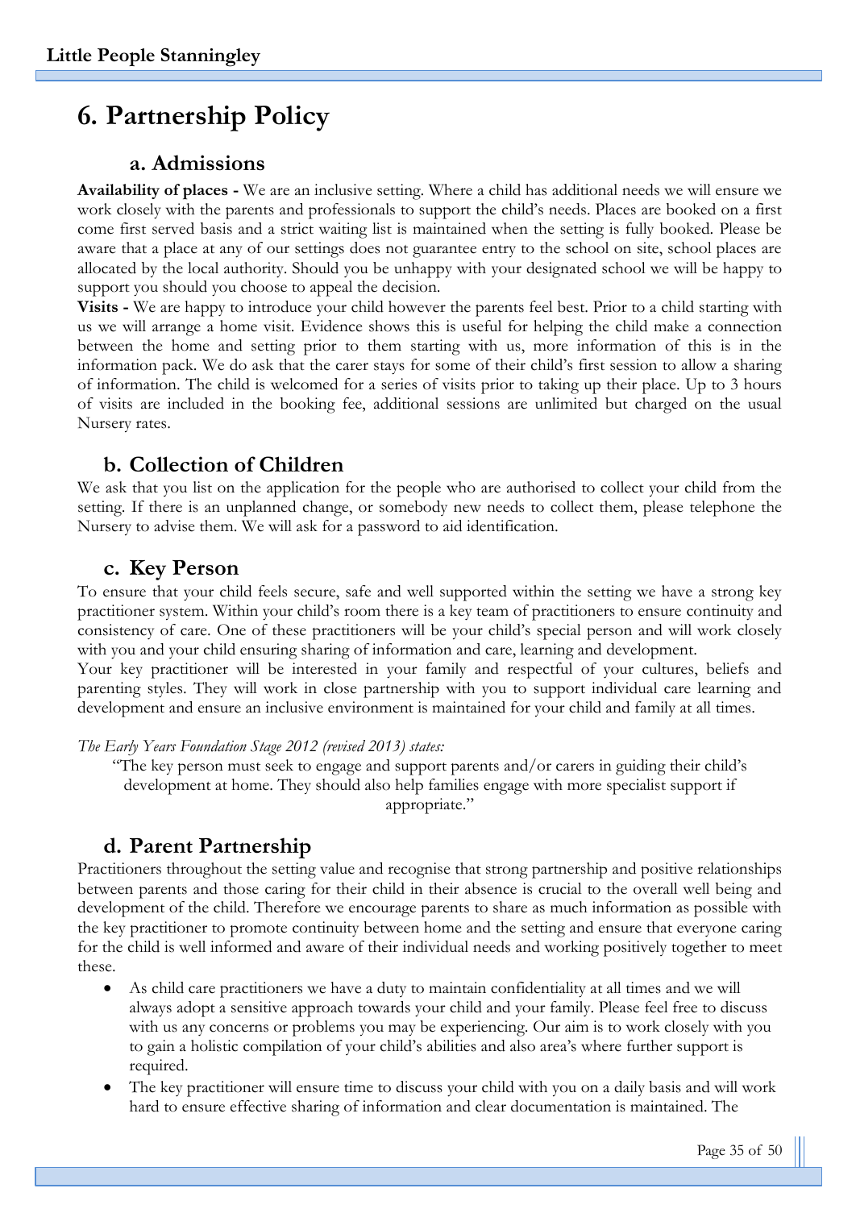# 6. Partnership Policy

## a. Admissions

**Availability of places -** We are an inclusive setting. Where a child has additional needs we will ensure we work closely with the parents and professionals to support the child's needs. Places are booked on a first come first served basis and a strict waiting list is maintained when the setting is fully booked. Please be aware that a place at any of our settings does not guarantee entry to the school on site, school places are allocated by the local authority. Should you be unhappy with your designated school we will be happy to support you should you choose to appeal the decision.

**Visits -** We are happy to introduce your child however the parents feel best. Prior to a child starting with us we will arrange a home visit. Evidence shows this is useful for helping the child make a connection between the home and setting prior to them starting with us, more information of this is in the information pack. We do ask that the carer stays for some of their child's first session to allow a sharing of information. The child is welcomed for a series of visits prior to taking up their place. Up to 3 hours of visits are included in the booking fee, additional sessions are unlimited but charged on the usual Nursery rates.

## b. Collection of Children

We ask that you list on the application for the people who are authorised to collect your child from the setting. If there is an unplanned change, or somebody new needs to collect them, please telephone the Nursery to advise them. We will ask for a password to aid identification.

## c. Key Person

To ensure that your child feels secure, safe and well supported within the setting we have a strong key practitioner system. Within your child's room there is a key team of practitioners to ensure continuity and consistency of care. One of these practitioners will be your child's special person and will work closely with you and your child ensuring sharing of information and care, learning and development.

Your key practitioner will be interested in your family and respectful of your cultures, beliefs and parenting styles. They will work in close partnership with you to support individual care learning and development and ensure an inclusive environment is maintained for your child and family at all times.

*The Early Years Foundation Stage 2012 (revised 2013) states:*

> "The key person must seek to engage and support parents and/or carers in guiding their child's development at home. They should also help families engage with more specialist support if appropriate."

## d. Parent Partnership

Practitioners throughout the setting value and recognise that strong partnership and positive relationships between parents and those caring for their child in their absence is crucial to the overall well being and development of the child. Therefore we encourage parents to share as much information as possible with the key practitioner to promote continuity between home and the setting and ensure that everyone caring for the child is well informed and aware of their individual needs and working positively together to meet these.

- As child care practitioners we have a duty to maintain confidentiality at all times and we will always adopt a sensitive approach towards your child and your family. Please feel free to discuss with us any concerns or problems you may be experiencing. Our aim is to work closely with you to gain a holistic compilation of your child's abilities and also area's where further support is required.
- The key practitioner will ensure time to discuss your child with you on a daily basis and will work hard to ensure effective sharing of information and clear documentation is maintained. The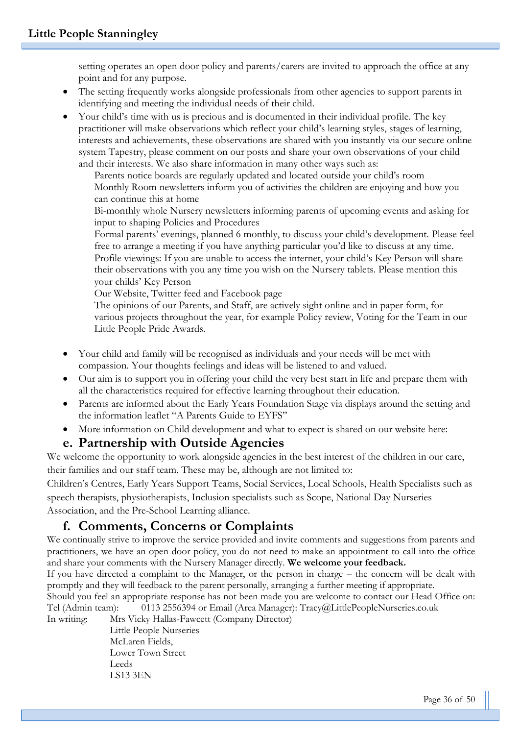setting operates an open door policy and parents/carers are invited to approach the office at any point and for any purpose.

- The setting frequently works alongside professionals from other agencies to support parents in identifying and meeting the individual needs of their child.
- Your child's time with us is precious and is documented in their individual profile. The key practitioner will make observations which reflect your child's learning styles, stages of learning, interests and achievements, these observations are shared with you instantly via our secure online system Tapestry, please comment on our posts and share your own observations of your child and their interests. We also share information in many other ways such as:
  - Parents notice boards are regularly updated and located outside your child's room
  - Monthly Room newsletters inform you of activities the children are enjoying and how you can continue this at home
  - Bi-monthly whole Nursery newsletters informing parents of upcoming events and asking for input to shaping Policies and Procedures
  - Formal parents' evenings, planned 6 monthly, to discuss your child's development. Please feel free to arrange a meeting if you have anything particular you'd like to discuss at any time.
  - Profile viewings: If you are unable to access the internet, your child's Key Person will share their observations with you any time you wish on the Nursery tablets. Please mention this your childs' Key Person
  - Our Website, Twitter feed and Facebook page
  - The opinions of our Parents, and Staff, are actively sight online and in paper form, for various projects throughout the year, for example Policy review, Voting for the Team in our Little People Pride Awards.
- Your child and family will be recognised as individuals and your needs will be met with compassion. Your thoughts feelings and ideas will be listened to and valued.
- Our aim is to support you in offering your child the very best start in life and prepare them with all the characteristics required for effective learning throughout their education.
- Parents are informed about the Early Years Foundation Stage via displays around the setting and the information leaflet "A Parents Guide to EYFS"
- More information on Child development and what to expect is shared on our website here:

## e. Partnership with Outside Agencies

We welcome the opportunity to work alongside agencies in the best interest of the children in our care, their families and our staff team. These may be, although are not limited to:

Children's Centres, Early Years Support Teams, Social Services, Local Schools, Health Specialists such as speech therapists, physiotherapists, Inclusion specialists such as Scope, National Day Nurseries Association, and the Pre-School Learning alliance.

## f. Comments, Concerns or Complaints

We continually strive to improve the service provided and invite comments and suggestions from parents and practitioners, we have an open door policy, you do not need to make an appointment to call into the office and share your comments with the Nursery Manager directly. **We welcome your feedback.**

If you have directed a complaint to the Manager, or the person in charge – the concern will be dealt with promptly and they will feedback to the parent personally, arranging a further meeting if appropriate.

Should you feel an appropriate response has not been made you are welcome to contact our Head Office on:

Tel (Admin team): 0113 2556394 or Email (Area Manager): Tracy@LittlePeopleNurseries.co.uk

In writing: Mrs Vicky Hallas-Fawcett (Company Director)
Little People Nurseries
McLaren Fields,
Lower Town Street
Leeds
LS13 3EN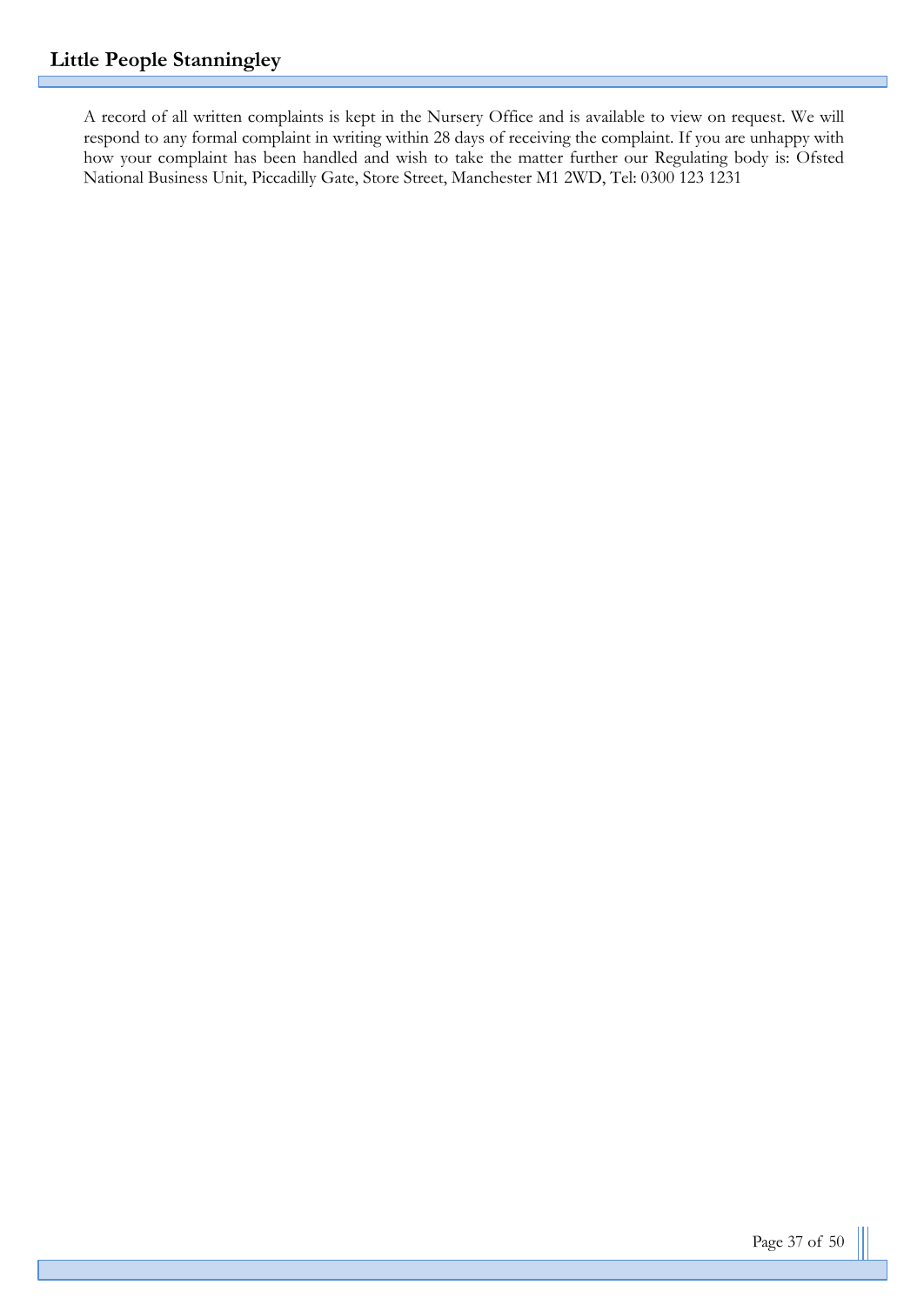A record of all written complaints is kept in the Nursery Office and is available to view on request. We will respond to any formal complaint in writing within 28 days of receiving the complaint. If you are unhappy with how your complaint has been handled and wish to take the matter further our Regulating body is: Ofsted National Business Unit, Piccadilly Gate, Store Street, Manchester M1 2WD, Tel: 0300 123 1231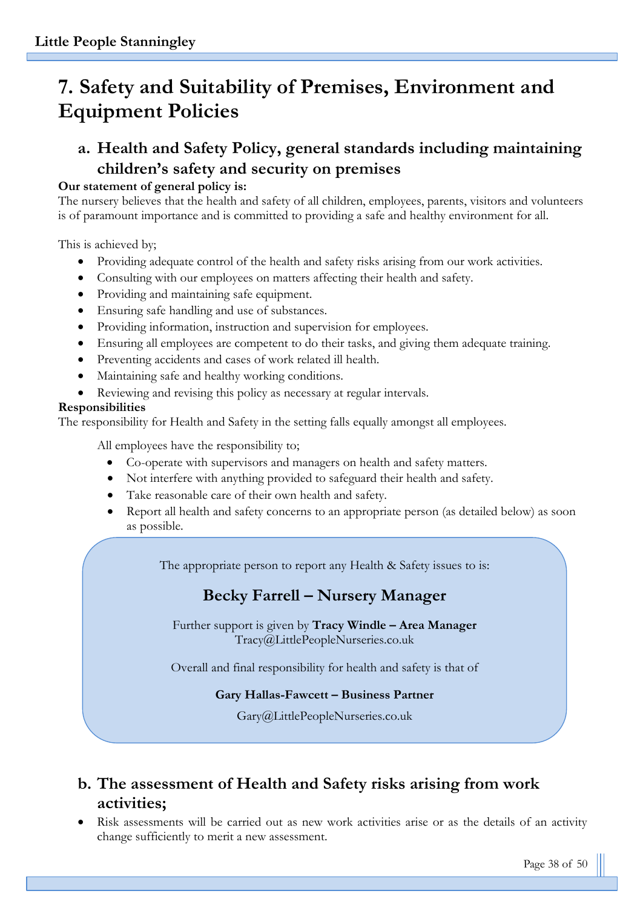# 7. Safety and Suitability of Premises, Environment and Equipment Policies

## a. Health and Safety Policy, general standards including maintaining children's safety and security on premises

**Our statement of general policy is:**
The nursery believes that the health and safety of all children, employees, parents, visitors and volunteers is of paramount importance and is committed to providing a safe and healthy environment for all.

This is achieved by;

- Providing adequate control of the health and safety risks arising from our work activities.
- Consulting with our employees on matters affecting their health and safety.
- Providing and maintaining safe equipment.
- Ensuring safe handling and use of substances.
- Providing information, instruction and supervision for employees.
- Ensuring all employees are competent to do their tasks, and giving them adequate training.
- Preventing accidents and cases of work related ill health.
- Maintaining safe and healthy working conditions.
- Reviewing and revising this policy as necessary at regular intervals.

**Responsibilities**
The responsibility for Health and Safety in the setting falls equally amongst all employees.

All employees have the responsibility to;

- Co-operate with supervisors and managers on health and safety matters.
- Not interfere with anything provided to safeguard their health and safety.
- Take reasonable care of their own health and safety.
- Report all health and safety concerns to an appropriate person (as detailed below) as soon as possible.

The appropriate person to report any Health & Safety issues to is:

**Becky Farrell – Nursery Manager**

Further support is given by **Tracy Windle – Area Manager**
Tracy@LittlePeopleNurseries.co.uk

Overall and final responsibility for health and safety is that of

**Gary Hallas-Fawcett – Business Partner**

Gary@LittlePeopleNurseries.co.uk

## b. The assessment of Health and Safety risks arising from work activities;

- Risk assessments will be carried out as new work activities arise or as the details of an activity change sufficiently to merit a new assessment.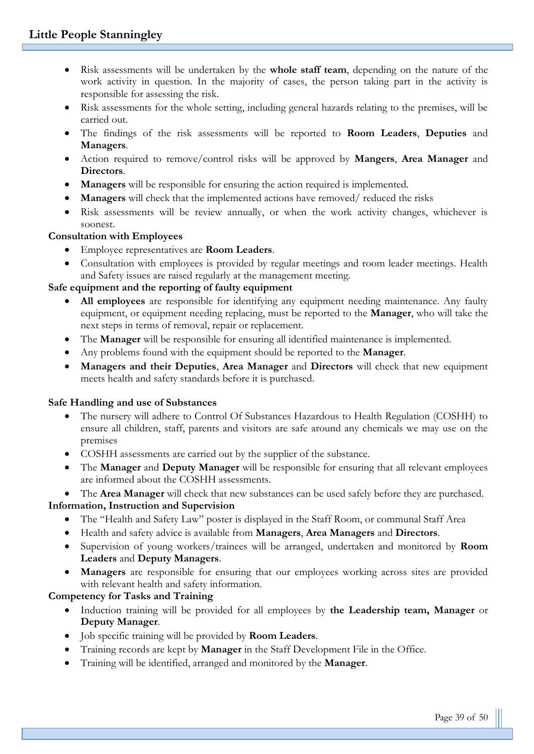- Risk assessments will be undertaken by the **whole staff team**, depending on the nature of the work activity in question. In the majority of cases, the person taking part in the activity is responsible for assessing the risk.
- Risk assessments for the whole setting, including general hazards relating to the premises, will be carried out.
- The findings of the risk assessments will be reported to **Room Leaders**, **Deputies** and **Managers**.
- Action required to remove/control risks will be approved by **Mangers**, **Area Manager** and **Directors**.
- **Managers** will be responsible for ensuring the action required is implemented.
- **Managers** will check that the implemented actions have removed/ reduced the risks
- Risk assessments will be review annually, or when the work activity changes, whichever is soonest.

**Consultation with Employees**

- Employee representatives are **Room Leaders**.
- Consultation with employees is provided by regular meetings and room leader meetings. Health and Safety issues are raised regularly at the management meeting.

**Safe equipment and the reporting of faulty equipment**

- **All employees** are responsible for identifying any equipment needing maintenance. Any faulty equipment, or equipment needing replacing, must be reported to the **Manager**, who will take the next steps in terms of removal, repair or replacement.
- The **Manager** will be responsible for ensuring all identified maintenance is implemented.
- Any problems found with the equipment should be reported to the **Manager**.
- **Managers and their Deputies**, **Area Manager** and **Directors** will check that new equipment meets health and safety standards before it is purchased.

**Safe Handling and use of Substances**

- The nursery will adhere to Control Of Substances Hazardous to Health Regulation (COSHH) to ensure all children, staff, parents and visitors are safe around any chemicals we may use on the premises
- COSHH assessments are carried out by the supplier of the substance.
- The **Manager** and **Deputy Manager** will be responsible for ensuring that all relevant employees are informed about the COSHH assessments.
- The **Area Manager** will check that new substances can be used safely before they are purchased.

**Information, Instruction and Supervision**

- The "Health and Safety Law" poster is displayed in the Staff Room, or communal Staff Area
- Health and safety advice is available from **Managers**, **Area Managers** and **Directors**.
- Supervision of young workers/trainees will be arranged, undertaken and monitored by **Room Leaders** and **Deputy Managers**.
- **Managers** are responsible for ensuring that our employees working across sites are provided with relevant health and safety information.

**Competency for Tasks and Training**

- Induction training will be provided for all employees by **the Leadership team, Manager** or **Deputy Manager**.
- Job specific training will be provided by **Room Leaders**.
- Training records are kept by **Manager** in the Staff Development File in the Office.
- Training will be identified, arranged and monitored by the **Manager**.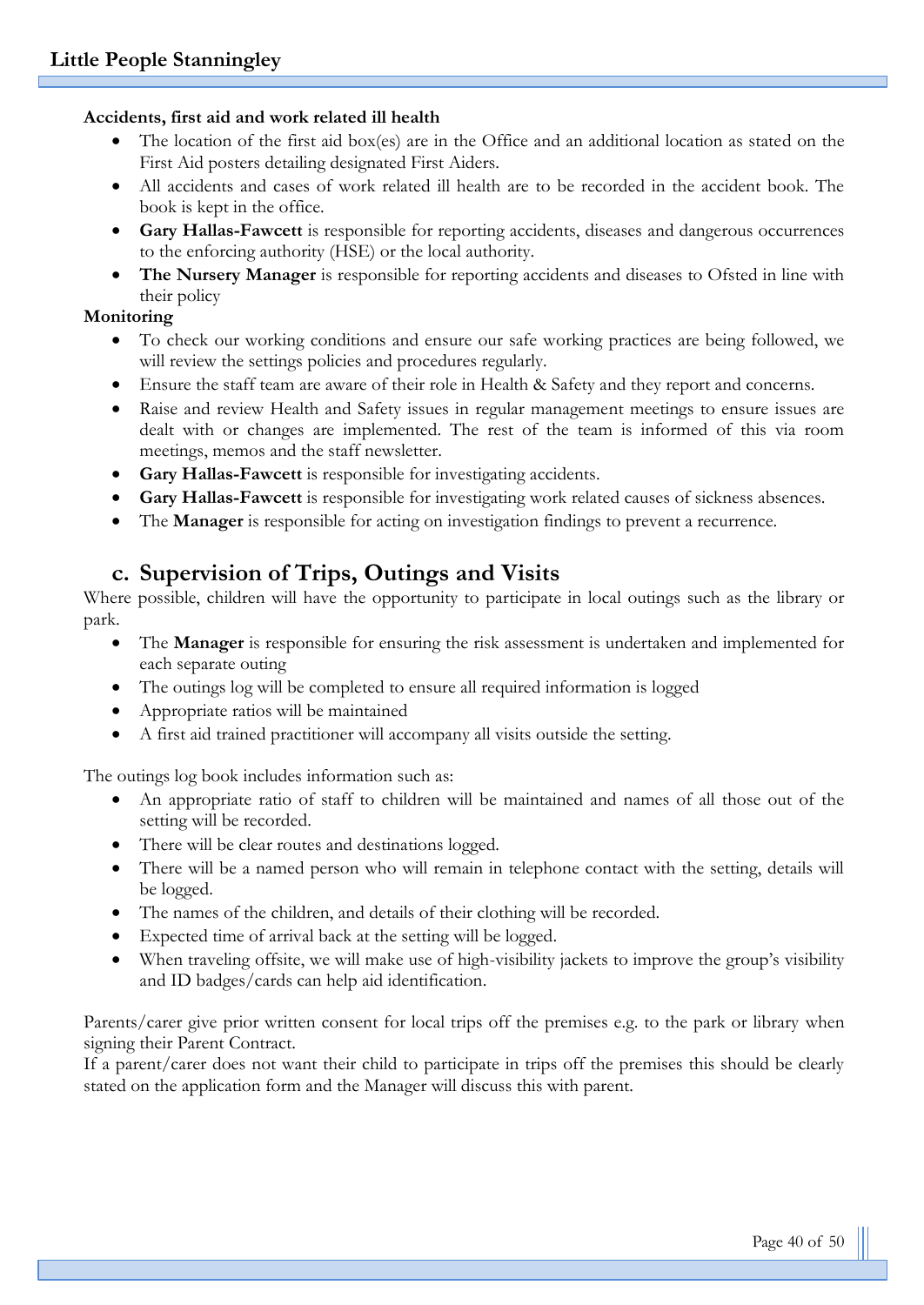**Accidents, first aid and work related ill health**

- The location of the first aid box(es) are in the Office and an additional location as stated on the First Aid posters detailing designated First Aiders.
- All accidents and cases of work related ill health are to be recorded in the accident book. The book is kept in the office.
- **Gary Hallas-Fawcett** is responsible for reporting accidents, diseases and dangerous occurrences to the enforcing authority (HSE) or the local authority.
- **The Nursery Manager** is responsible for reporting accidents and diseases to Ofsted in line with their policy

**Monitoring**

- To check our working conditions and ensure our safe working practices are being followed, we will review the settings policies and procedures regularly.
- Ensure the staff team are aware of their role in Health & Safety and they report and concerns.
- Raise and review Health and Safety issues in regular management meetings to ensure issues are dealt with or changes are implemented. The rest of the team is informed of this via room meetings, memos and the staff newsletter.
- **Gary Hallas-Fawcett** is responsible for investigating accidents.
- **Gary Hallas-Fawcett** is responsible for investigating work related causes of sickness absences.
- The **Manager** is responsible for acting on investigation findings to prevent a recurrence.

## c. Supervision of Trips, Outings and Visits

Where possible, children will have the opportunity to participate in local outings such as the library or park.

- The **Manager** is responsible for ensuring the risk assessment is undertaken and implemented for each separate outing
- The outings log will be completed to ensure all required information is logged
- Appropriate ratios will be maintained
- A first aid trained practitioner will accompany all visits outside the setting.

The outings log book includes information such as:

- An appropriate ratio of staff to children will be maintained and names of all those out of the setting will be recorded.
- There will be clear routes and destinations logged.
- There will be a named person who will remain in telephone contact with the setting, details will be logged.
- The names of the children, and details of their clothing will be recorded.
- Expected time of arrival back at the setting will be logged.
- When traveling offsite, we will make use of high-visibility jackets to improve the group's visibility and ID badges/cards can help aid identification.

Parents/carer give prior written consent for local trips off the premises e.g. to the park or library when signing their Parent Contract.
If a parent/carer does not want their child to participate in trips off the premises this should be clearly stated on the application form and the Manager will discuss this with parent.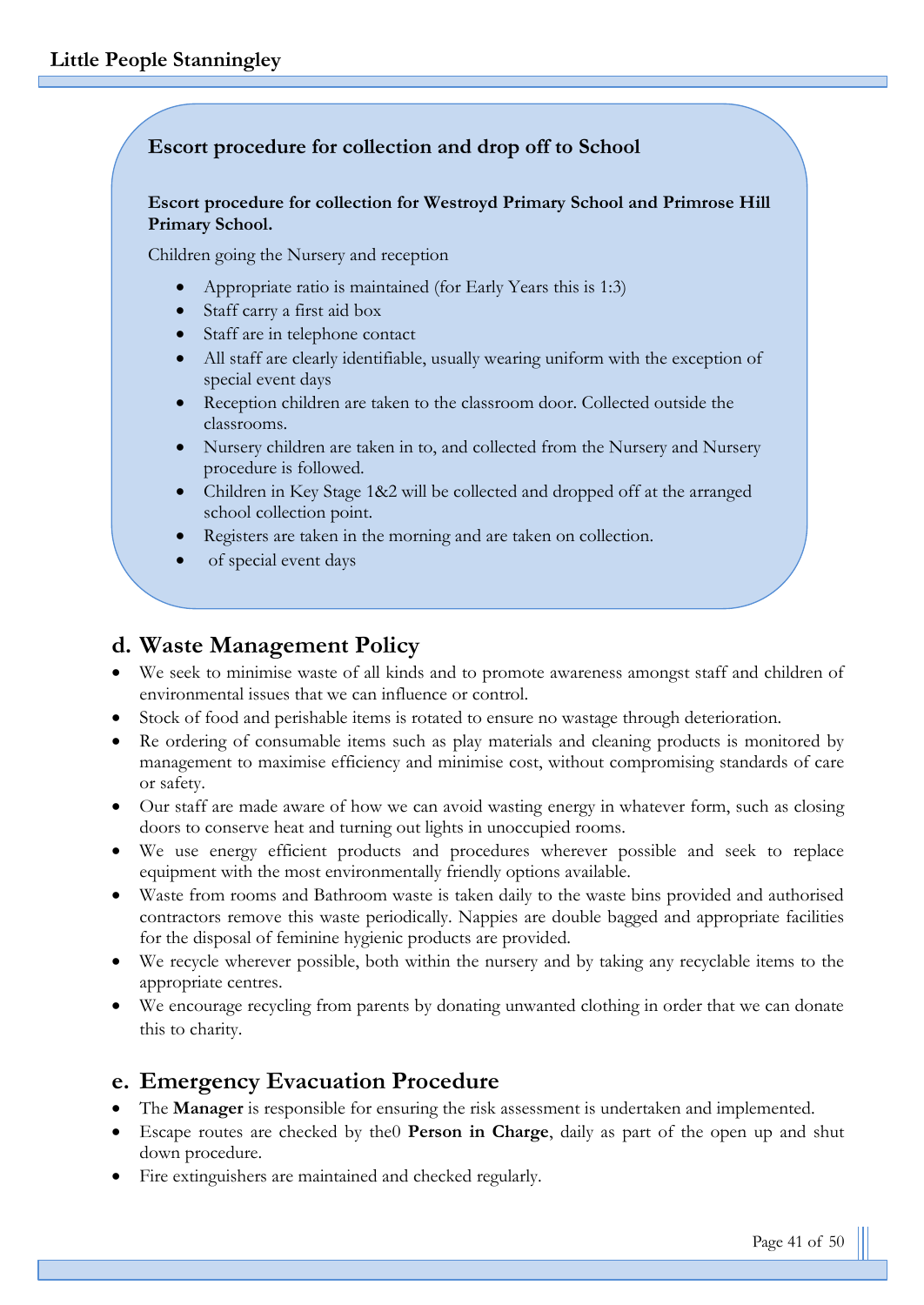### Escort procedure for collection and drop off to School

**Escort procedure for collection for Westroyd Primary School and Primrose Hill Primary School.**

Children going the Nursery and reception

- Appropriate ratio is maintained (for Early Years this is 1:3)
- Staff carry a first aid box
- Staff are in telephone contact
- All staff are clearly identifiable, usually wearing uniform with the exception of special event days
- Reception children are taken to the classroom door. Collected outside the classrooms.
- Nursery children are taken in to, and collected from the Nursery and Nursery procedure is followed.
- Children in Key Stage 1&2 will be collected and dropped off at the arranged school collection point.
- Registers are taken in the morning and are taken on collection.
- of special event days

## d. Waste Management Policy

- We seek to minimise waste of all kinds and to promote awareness amongst staff and children of environmental issues that we can influence or control.
- Stock of food and perishable items is rotated to ensure no wastage through deterioration.
- Re ordering of consumable items such as play materials and cleaning products is monitored by management to maximise efficiency and minimise cost, without compromising standards of care or safety.
- Our staff are made aware of how we can avoid wasting energy in whatever form, such as closing doors to conserve heat and turning out lights in unoccupied rooms.
- We use energy efficient products and procedures wherever possible and seek to replace equipment with the most environmentally friendly options available.
- Waste from rooms and Bathroom waste is taken daily to the waste bins provided and authorised contractors remove this waste periodically. Nappies are double bagged and appropriate facilities for the disposal of feminine hygienic products are provided.
- We recycle wherever possible, both within the nursery and by taking any recyclable items to the appropriate centres.
- We encourage recycling from parents by donating unwanted clothing in order that we can donate this to charity.

## e. Emergency Evacuation Procedure

- The **Manager** is responsible for ensuring the risk assessment is undertaken and implemented.
- Escape routes are checked by the0 **Person in Charge**, daily as part of the open up and shut down procedure.
- Fire extinguishers are maintained and checked regularly.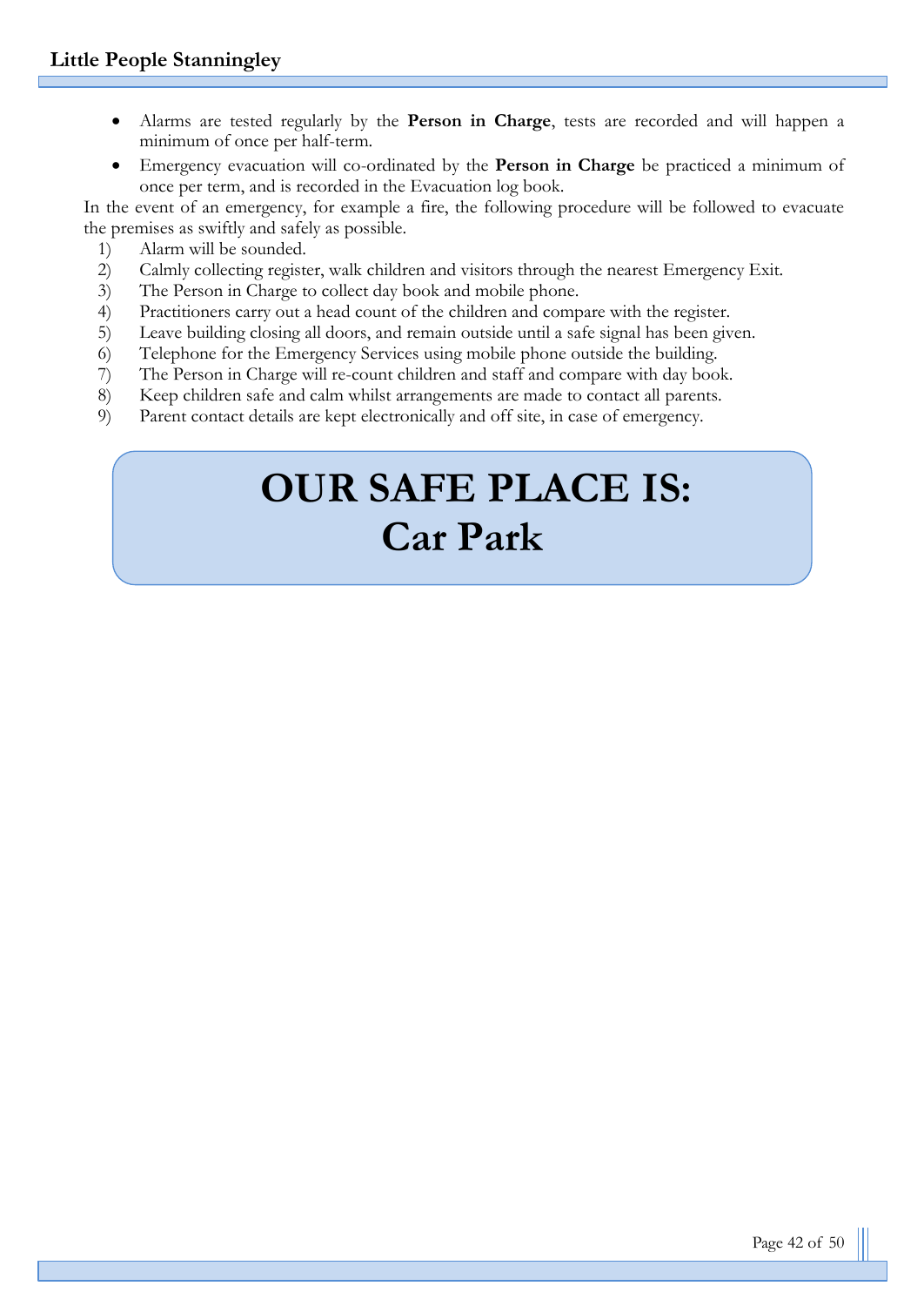- Alarms are tested regularly by the **Person in Charge**, tests are recorded and will happen a minimum of once per half-term.
- Emergency evacuation will co-ordinated by the **Person in Charge** be practiced a minimum of once per term, and is recorded in the Evacuation log book.

In the event of an emergency, for example a fire, the following procedure will be followed to evacuate the premises as swiftly and safely as possible.

1) Alarm will be sounded.
2) Calmly collecting register, walk children and visitors through the nearest Emergency Exit.
3) The Person in Charge to collect day book and mobile phone.
4) Practitioners carry out a head count of the children and compare with the register.
5) Leave building closing all doors, and remain outside until a safe signal has been given.
6) Telephone for the Emergency Services using mobile phone outside the building.
7) The Person in Charge will re-count children and staff and compare with day book.
8) Keep children safe and calm whilst arrangements are made to contact all parents.
9) Parent contact details are kept electronically and off site, in case of emergency.

# OUR SAFE PLACE IS:
# Car Park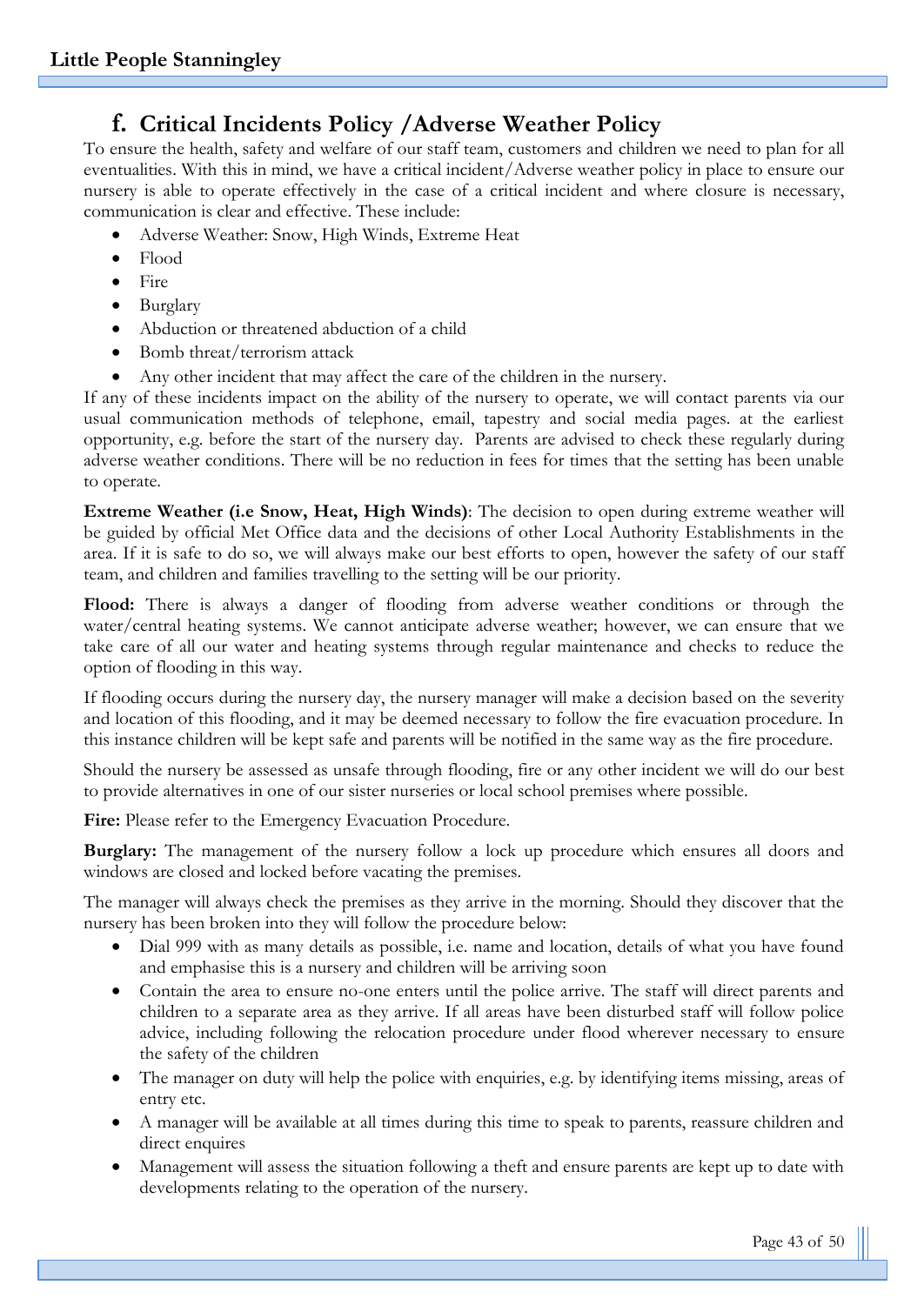## f. Critical Incidents Policy /Adverse Weather Policy

To ensure the health, safety and welfare of our staff team, customers and children we need to plan for all eventualities. With this in mind, we have a critical incident/Adverse weather policy in place to ensure our nursery is able to operate effectively in the case of a critical incident and where closure is necessary, communication is clear and effective. These include:

- Adverse Weather: Snow, High Winds, Extreme Heat
- Flood
- Fire
- Burglary
- Abduction or threatened abduction of a child
- Bomb threat/terrorism attack
- Any other incident that may affect the care of the children in the nursery.

If any of these incidents impact on the ability of the nursery to operate, we will contact parents via our usual communication methods of telephone, email, tapestry and social media pages. at the earliest opportunity, e.g. before the start of the nursery day. Parents are advised to check these regularly during adverse weather conditions. There will be no reduction in fees for times that the setting has been unable to operate.

**Extreme Weather (i.e Snow, Heat, High Winds)**: The decision to open during extreme weather will be guided by official Met Office data and the decisions of other Local Authority Establishments in the area. If it is safe to do so, we will always make our best efforts to open, however the safety of our staff team, and children and families travelling to the setting will be our priority.

**Flood:** There is always a danger of flooding from adverse weather conditions or through the water/central heating systems. We cannot anticipate adverse weather; however, we can ensure that we take care of all our water and heating systems through regular maintenance and checks to reduce the option of flooding in this way.

If flooding occurs during the nursery day, the nursery manager will make a decision based on the severity and location of this flooding, and it may be deemed necessary to follow the fire evacuation procedure. In this instance children will be kept safe and parents will be notified in the same way as the fire procedure.

Should the nursery be assessed as unsafe through flooding, fire or any other incident we will do our best to provide alternatives in one of our sister nurseries or local school premises where possible.

**Fire:** Please refer to the Emergency Evacuation Procedure.

**Burglary:** The management of the nursery follow a lock up procedure which ensures all doors and windows are closed and locked before vacating the premises.

The manager will always check the premises as they arrive in the morning. Should they discover that the nursery has been broken into they will follow the procedure below:

- Dial 999 with as many details as possible, i.e. name and location, details of what you have found and emphasise this is a nursery and children will be arriving soon
- Contain the area to ensure no-one enters until the police arrive. The staff will direct parents and children to a separate area as they arrive. If all areas have been disturbed staff will follow police advice, including following the relocation procedure under flood wherever necessary to ensure the safety of the children
- The manager on duty will help the police with enquiries, e.g. by identifying items missing, areas of entry etc.
- A manager will be available at all times during this time to speak to parents, reassure children and direct enquires
- Management will assess the situation following a theft and ensure parents are kept up to date with developments relating to the operation of the nursery.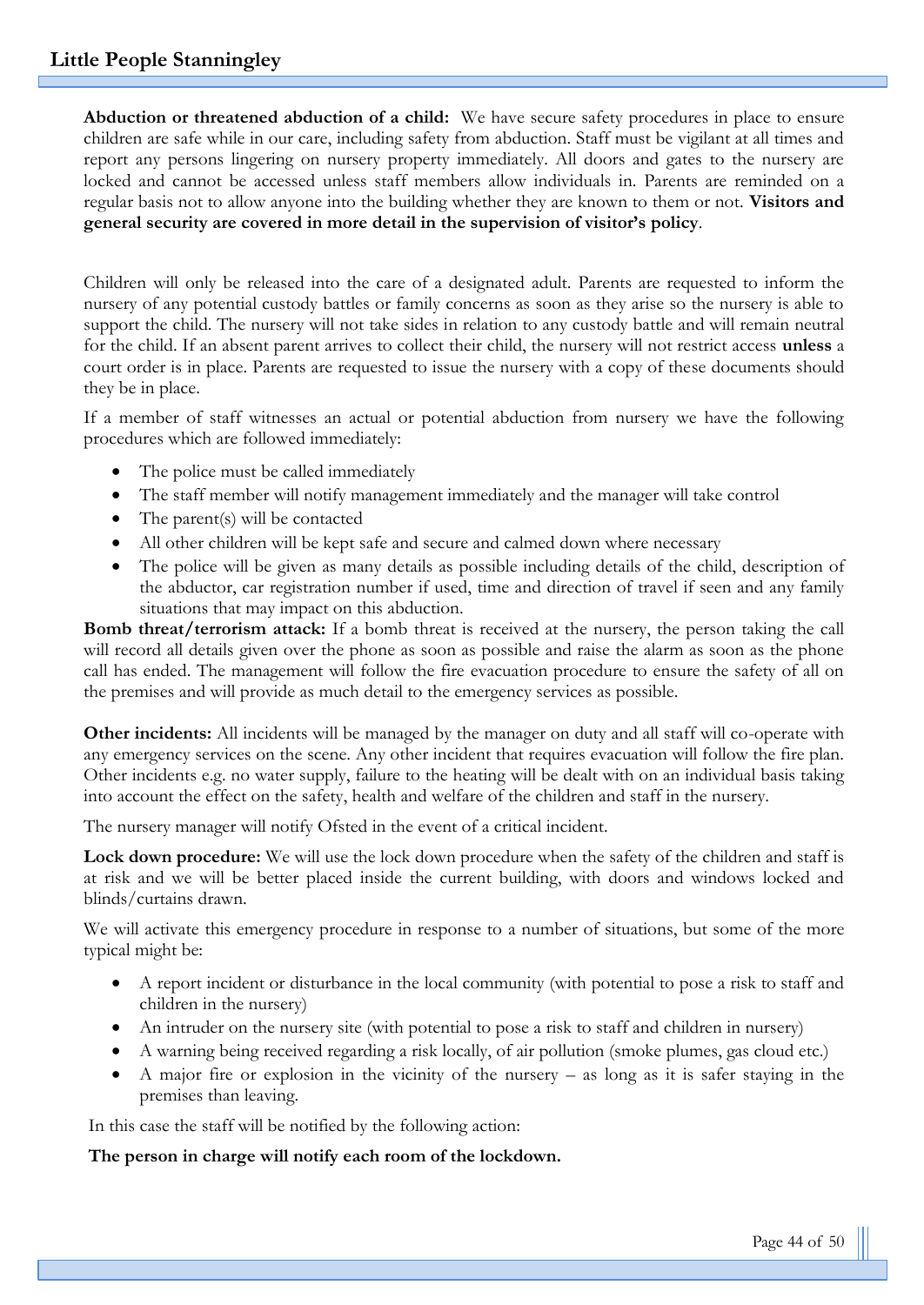**Abduction or threatened abduction of a child:** We have secure safety procedures in place to ensure children are safe while in our care, including safety from abduction. Staff must be vigilant at all times and report any persons lingering on nursery property immediately. All doors and gates to the nursery are locked and cannot be accessed unless staff members allow individuals in. Parents are reminded on a regular basis not to allow anyone into the building whether they are known to them or not. **Visitors and general security are covered in more detail in the supervision of visitor's policy**.

Children will only be released into the care of a designated adult. Parents are requested to inform the nursery of any potential custody battles or family concerns as soon as they arise so the nursery is able to support the child. The nursery will not take sides in relation to any custody battle and will remain neutral for the child. If an absent parent arrives to collect their child, the nursery will not restrict access **unless** a court order is in place. Parents are requested to issue the nursery with a copy of these documents should they be in place.

If a member of staff witnesses an actual or potential abduction from nursery we have the following procedures which are followed immediately:

- The police must be called immediately
- The staff member will notify management immediately and the manager will take control
- The parent(s) will be contacted
- All other children will be kept safe and secure and calmed down where necessary
- The police will be given as many details as possible including details of the child, description of the abductor, car registration number if used, time and direction of travel if seen and any family situations that may impact on this abduction.

**Bomb threat/terrorism attack:** If a bomb threat is received at the nursery, the person taking the call will record all details given over the phone as soon as possible and raise the alarm as soon as the phone call has ended. The management will follow the fire evacuation procedure to ensure the safety of all on the premises and will provide as much detail to the emergency services as possible.

**Other incidents:** All incidents will be managed by the manager on duty and all staff will co-operate with any emergency services on the scene. Any other incident that requires evacuation will follow the fire plan. Other incidents e.g. no water supply, failure to the heating will be dealt with on an individual basis taking into account the effect on the safety, health and welfare of the children and staff in the nursery.

The nursery manager will notify Ofsted in the event of a critical incident.

**Lock down procedure:** We will use the lock down procedure when the safety of the children and staff is at risk and we will be better placed inside the current building, with doors and windows locked and blinds/curtains drawn.

We will activate this emergency procedure in response to a number of situations, but some of the more typical might be:

- A report incident or disturbance in the local community (with potential to pose a risk to staff and children in the nursery)
- An intruder on the nursery site (with potential to pose a risk to staff and children in nursery)
- A warning being received regarding a risk locally, of air pollution (smoke plumes, gas cloud etc.)
- A major fire or explosion in the vicinity of the nursery – as long as it is safer staying in the premises than leaving.

In this case the staff will be notified by the following action:

**The person in charge will notify each room of the lockdown.**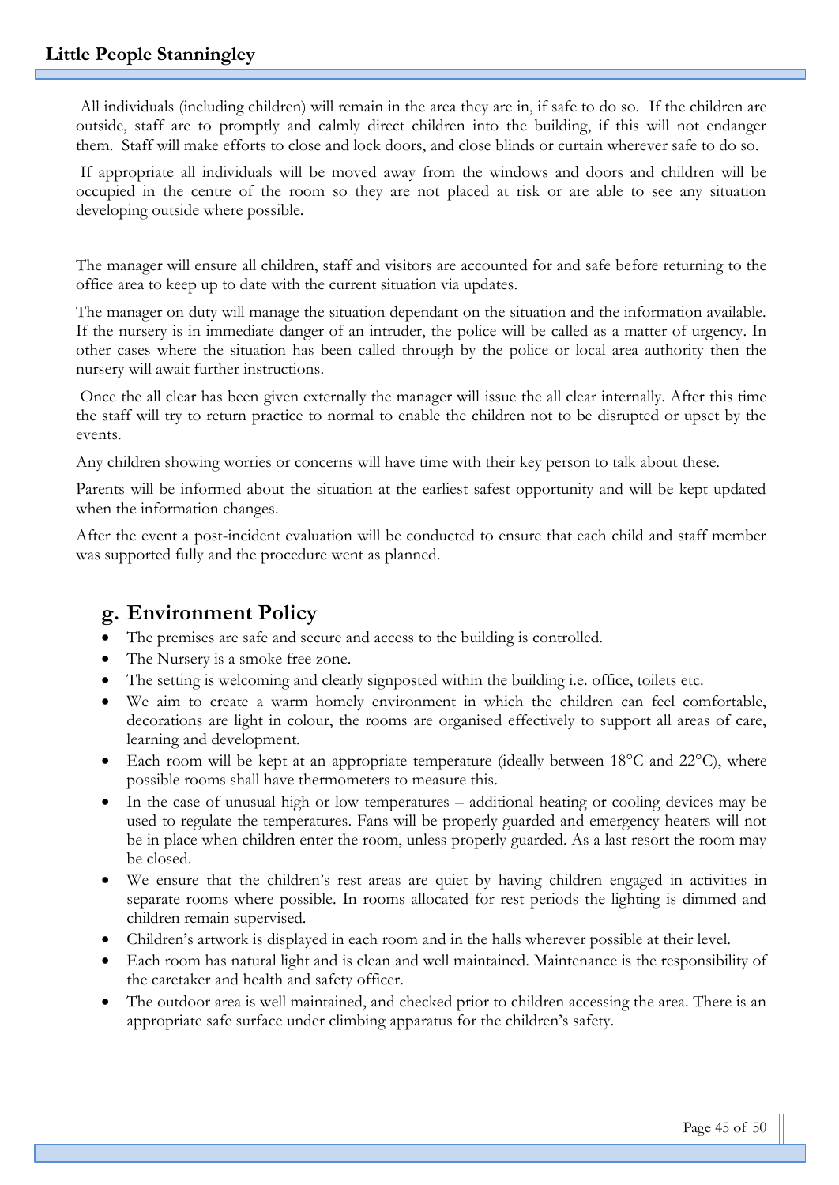All individuals (including children) will remain in the area they are in, if safe to do so. If the children are outside, staff are to promptly and calmly direct children into the building, if this will not endanger them. Staff will make efforts to close and lock doors, and close blinds or curtain wherever safe to do so.

If appropriate all individuals will be moved away from the windows and doors and children will be occupied in the centre of the room so they are not placed at risk or are able to see any situation developing outside where possible.

The manager will ensure all children, staff and visitors are accounted for and safe before returning to the office area to keep up to date with the current situation via updates.

The manager on duty will manage the situation dependant on the situation and the information available. If the nursery is in immediate danger of an intruder, the police will be called as a matter of urgency. In other cases where the situation has been called through by the police or local area authority then the nursery will await further instructions.

Once the all clear has been given externally the manager will issue the all clear internally. After this time the staff will try to return practice to normal to enable the children not to be disrupted or upset by the events.

Any children showing worries or concerns will have time with their key person to talk about these.

Parents will be informed about the situation at the earliest safest opportunity and will be kept updated when the information changes.

After the event a post-incident evaluation will be conducted to ensure that each child and staff member was supported fully and the procedure went as planned.

## g. Environment Policy

- The premises are safe and secure and access to the building is controlled.
- The Nursery is a smoke free zone.
- The setting is welcoming and clearly signposted within the building i.e. office, toilets etc.
- We aim to create a warm homely environment in which the children can feel comfortable, decorations are light in colour, the rooms are organised effectively to support all areas of care, learning and development.
- Each room will be kept at an appropriate temperature (ideally between 18°C and 22°C), where possible rooms shall have thermometers to measure this.
- In the case of unusual high or low temperatures – additional heating or cooling devices may be used to regulate the temperatures. Fans will be properly guarded and emergency heaters will not be in place when children enter the room, unless properly guarded. As a last resort the room may be closed.
- We ensure that the children's rest areas are quiet by having children engaged in activities in separate rooms where possible. In rooms allocated for rest periods the lighting is dimmed and children remain supervised.
- Children's artwork is displayed in each room and in the halls wherever possible at their level.
- Each room has natural light and is clean and well maintained. Maintenance is the responsibility of the caretaker and health and safety officer.
- The outdoor area is well maintained, and checked prior to children accessing the area. There is an appropriate safe surface under climbing apparatus for the children's safety.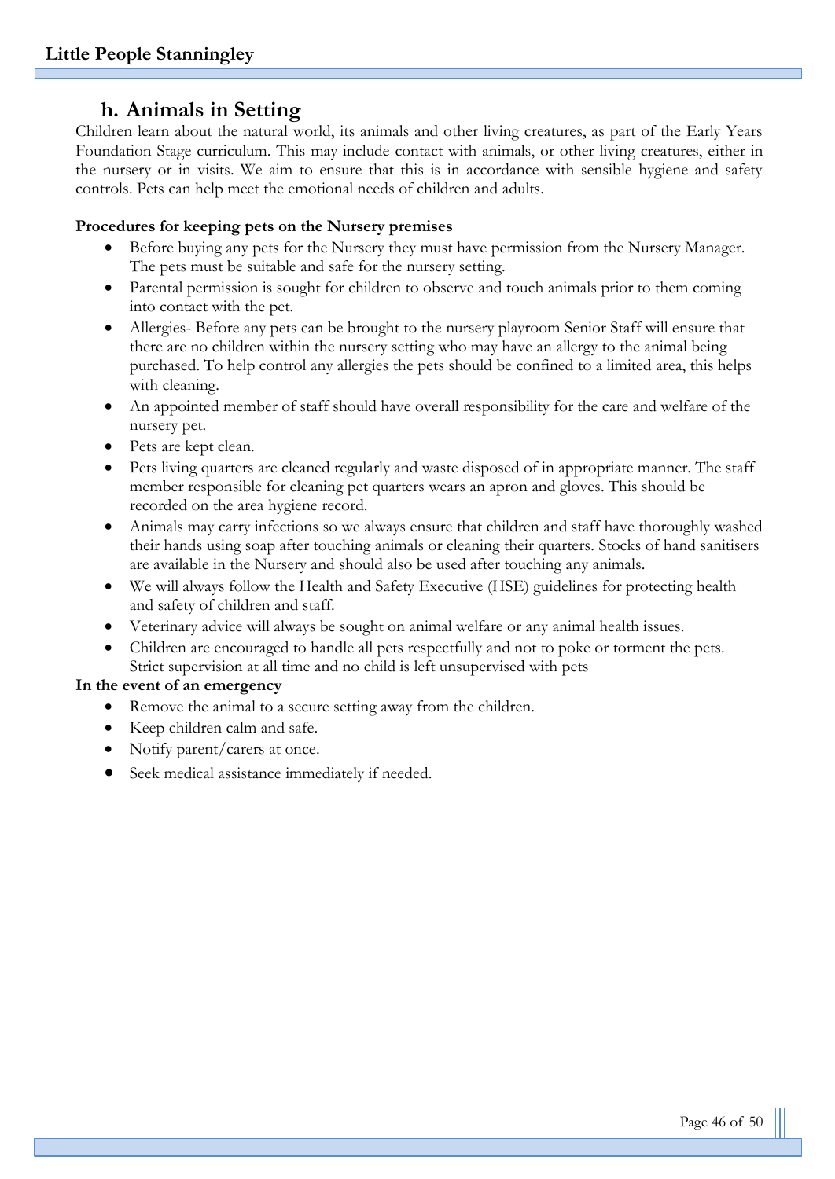## h. Animals in Setting

Children learn about the natural world, its animals and other living creatures, as part of the Early Years Foundation Stage curriculum. This may include contact with animals, or other living creatures, either in the nursery or in visits. We aim to ensure that this is in accordance with sensible hygiene and safety controls. Pets can help meet the emotional needs of children and adults.

**Procedures for keeping pets on the Nursery premises**

- Before buying any pets for the Nursery they must have permission from the Nursery Manager. The pets must be suitable and safe for the nursery setting.
- Parental permission is sought for children to observe and touch animals prior to them coming into contact with the pet.
- Allergies- Before any pets can be brought to the nursery playroom Senior Staff will ensure that there are no children within the nursery setting who may have an allergy to the animal being purchased. To help control any allergies the pets should be confined to a limited area, this helps with cleaning.
- An appointed member of staff should have overall responsibility for the care and welfare of the nursery pet.
- Pets are kept clean.
- Pets living quarters are cleaned regularly and waste disposed of in appropriate manner. The staff member responsible for cleaning pet quarters wears an apron and gloves. This should be recorded on the area hygiene record.
- Animals may carry infections so we always ensure that children and staff have thoroughly washed their hands using soap after touching animals or cleaning their quarters. Stocks of hand sanitisers are available in the Nursery and should also be used after touching any animals.
- We will always follow the Health and Safety Executive (HSE) guidelines for protecting health and safety of children and staff.
- Veterinary advice will always be sought on animal welfare or any animal health issues.
- Children are encouraged to handle all pets respectfully and not to poke or torment the pets. Strict supervision at all time and no child is left unsupervised with pets

**In the event of an emergency**

- Remove the animal to a secure setting away from the children.
- Keep children calm and safe.
- Notify parent/carers at once.
- Seek medical assistance immediately if needed.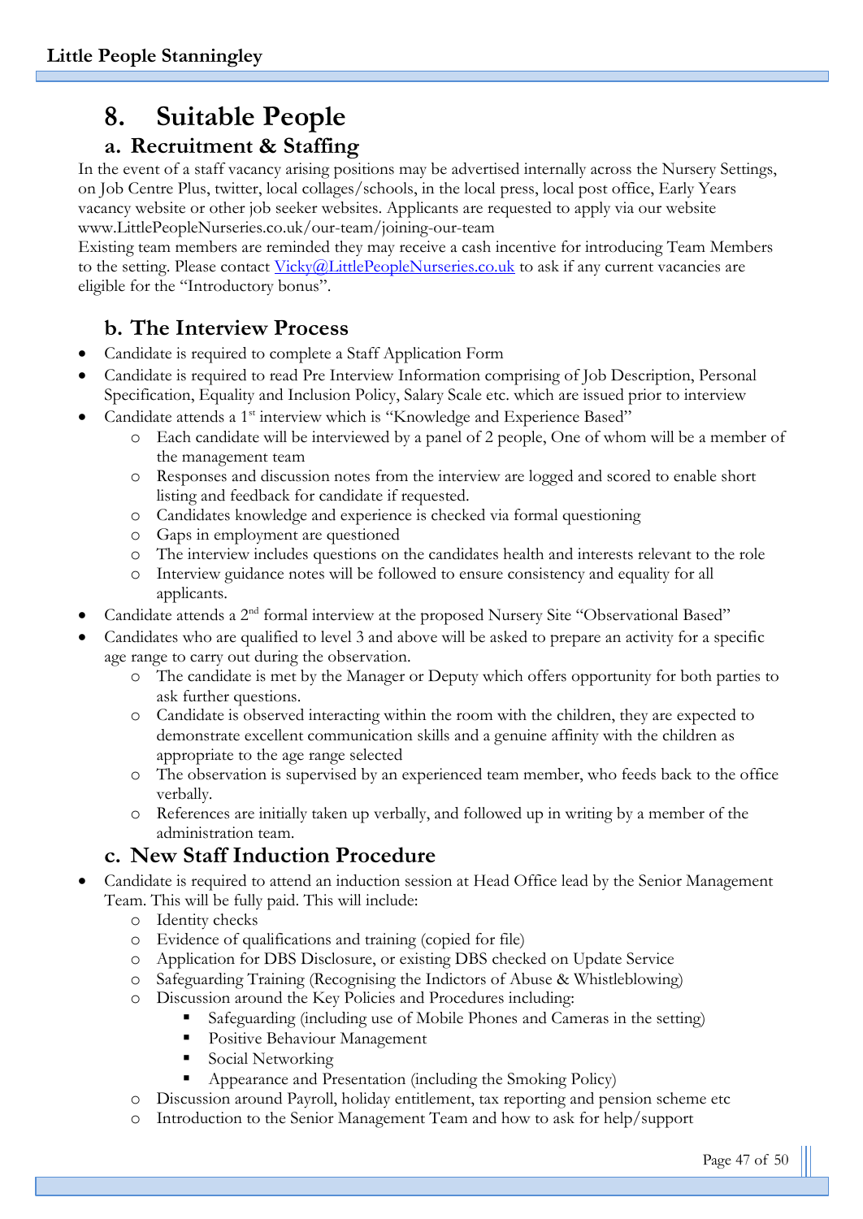# 8. Suitable People

## a. Recruitment & Staffing

In the event of a staff vacancy arising positions may be advertised internally across the Nursery Settings, on Job Centre Plus, twitter, local collages/schools, in the local press, local post office, Early Years vacancy website or other job seeker websites. Applicants are requested to apply via our website www.LittlePeopleNurseries.co.uk/our-team/joining-our-team

Existing team members are reminded they may receive a cash incentive for introducing Team Members to the setting. Please contact Vicky@LittlePeopleNurseries.co.uk to ask if any current vacancies are eligible for the "Introductory bonus".

## b. The Interview Process

- Candidate is required to complete a Staff Application Form
- Candidate is required to read Pre Interview Information comprising of Job Description, Personal Specification, Equality and Inclusion Policy, Salary Scale etc. which are issued prior to interview
- Candidate attends a 1st interview which is "Knowledge and Experience Based"
    - Each candidate will be interviewed by a panel of 2 people, One of whom will be a member of the management team
    - Responses and discussion notes from the interview are logged and scored to enable short listing and feedback for candidate if requested.
    - Candidates knowledge and experience is checked via formal questioning
    - Gaps in employment are questioned
    - The interview includes questions on the candidates health and interests relevant to the role
    - Interview guidance notes will be followed to ensure consistency and equality for all applicants.
- Candidate attends a 2nd formal interview at the proposed Nursery Site "Observational Based"
- Candidates who are qualified to level 3 and above will be asked to prepare an activity for a specific age range to carry out during the observation.
    - The candidate is met by the Manager or Deputy which offers opportunity for both parties to ask further questions.
    - Candidate is observed interacting within the room with the children, they are expected to demonstrate excellent communication skills and a genuine affinity with the children as appropriate to the age range selected
    - The observation is supervised by an experienced team member, who feeds back to the office verbally.
    - References are initially taken up verbally, and followed up in writing by a member of the administration team.

## c. New Staff Induction Procedure

- Candidate is required to attend an induction session at Head Office lead by the Senior Management Team. This will be fully paid. This will include:
    - Identity checks
    - Evidence of qualifications and training (copied for file)
    - Application for DBS Disclosure, or existing DBS checked on Update Service
    - Safeguarding Training (Recognising the Indictors of Abuse & Whistleblowing)
    - Discussion around the Key Policies and Procedures including:
        - Safeguarding (including use of Mobile Phones and Cameras in the setting)
        - Positive Behaviour Management
        - Social Networking
        - Appearance and Presentation (including the Smoking Policy)
    - Discussion around Payroll, holiday entitlement, tax reporting and pension scheme etc
    - Introduction to the Senior Management Team and how to ask for help/support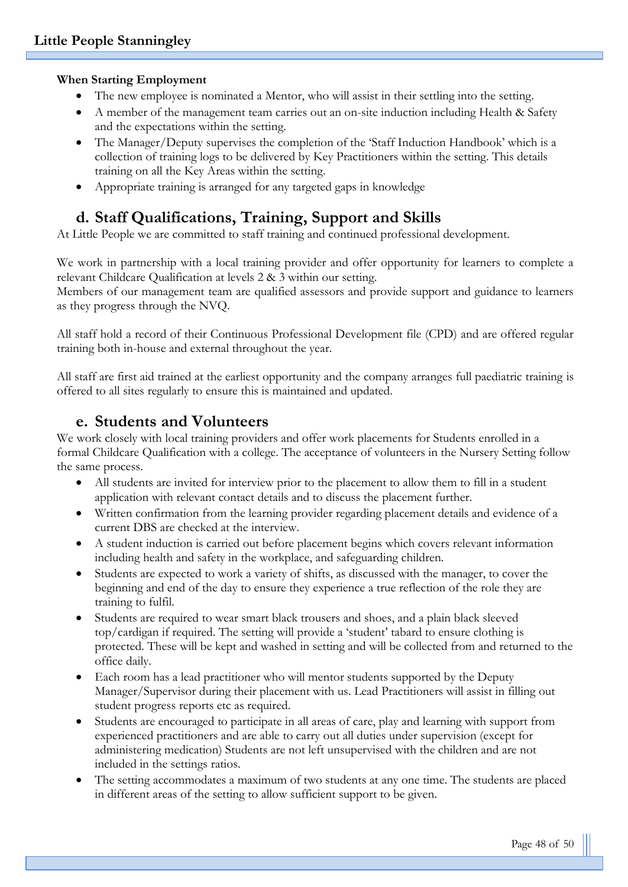**When Starting Employment**

- The new employee is nominated a Mentor, who will assist in their settling into the setting.
- A member of the management team carries out an on-site induction including Health & Safety and the expectations within the setting.
- The Manager/Deputy supervises the completion of the 'Staff Induction Handbook' which is a collection of training logs to be delivered by Key Practitioners within the setting. This details training on all the Key Areas within the setting.
- Appropriate training is arranged for any targeted gaps in knowledge

## d. Staff Qualifications, Training, Support and Skills

At Little People we are committed to staff training and continued professional development.

We work in partnership with a local training provider and offer opportunity for learners to complete a relevant Childcare Qualification at levels 2 & 3 within our setting.
Members of our management team are qualified assessors and provide support and guidance to learners as they progress through the NVQ.

All staff hold a record of their Continuous Professional Development file (CPD) and are offered regular training both in-house and external throughout the year.

All staff are first aid trained at the earliest opportunity and the company arranges full paediatric training is offered to all sites regularly to ensure this is maintained and updated.

## e. Students and Volunteers

We work closely with local training providers and offer work placements for Students enrolled in a formal Childcare Qualification with a college. The acceptance of volunteers in the Nursery Setting follow the same process.

- All students are invited for interview prior to the placement to allow them to fill in a student application with relevant contact details and to discuss the placement further.
- Written confirmation from the learning provider regarding placement details and evidence of a current DBS are checked at the interview.
- A student induction is carried out before placement begins which covers relevant information including health and safety in the workplace, and safeguarding children.
- Students are expected to work a variety of shifts, as discussed with the manager, to cover the beginning and end of the day to ensure they experience a true reflection of the role they are training to fulfil.
- Students are required to wear smart black trousers and shoes, and a plain black sleeved top/cardigan if required. The setting will provide a 'student' tabard to ensure clothing is protected. These will be kept and washed in setting and will be collected from and returned to the office daily.
- Each room has a lead practitioner who will mentor students supported by the Deputy Manager/Supervisor during their placement with us. Lead Practitioners will assist in filling out student progress reports etc as required.
- Students are encouraged to participate in all areas of care, play and learning with support from experienced practitioners and are able to carry out all duties under supervision (except for administering medication) Students are not left unsupervised with the children and are not included in the settings ratios.
- The setting accommodates a maximum of two students at any one time. The students are placed in different areas of the setting to allow sufficient support to be given.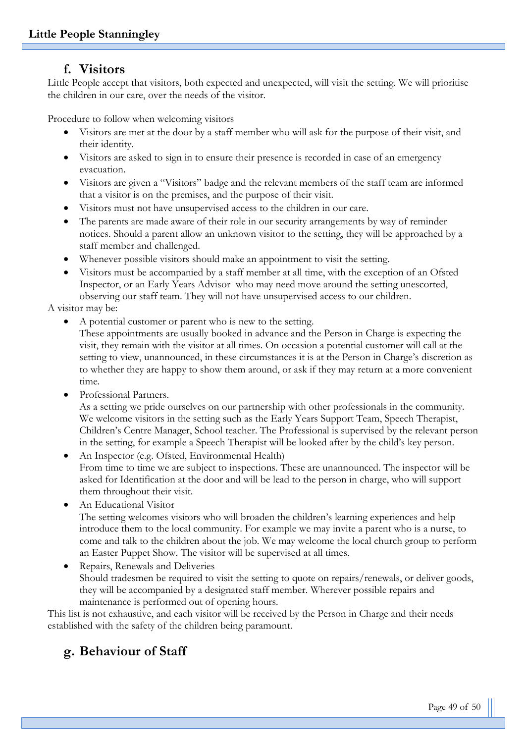## f. Visitors

Little People accept that visitors, both expected and unexpected, will visit the setting. We will prioritise the children in our care, over the needs of the visitor.

Procedure to follow when welcoming visitors

- Visitors are met at the door by a staff member who will ask for the purpose of their visit, and their identity.
- Visitors are asked to sign in to ensure their presence is recorded in case of an emergency evacuation.
- Visitors are given a "Visitors" badge and the relevant members of the staff team are informed that a visitor is on the premises, and the purpose of their visit.
- Visitors must not have unsupervised access to the children in our care.
- The parents are made aware of their role in our security arrangements by way of reminder notices. Should a parent allow an unknown visitor to the setting, they will be approached by a staff member and challenged.
- Whenever possible visitors should make an appointment to visit the setting.
- Visitors must be accompanied by a staff member at all time, with the exception of an Ofsted Inspector, or an Early Years Advisor who may need move around the setting unescorted, observing our staff team. They will not have unsupervised access to our children.

A visitor may be:

- A potential customer or parent who is new to the setting.
  These appointments are usually booked in advance and the Person in Charge is expecting the visit, they remain with the visitor at all times. On occasion a potential customer will call at the setting to view, unannounced, in these circumstances it is at the Person in Charge's discretion as to whether they are happy to show them around, or ask if they may return at a more convenient time.
- Professional Partners.
  As a setting we pride ourselves on our partnership with other professionals in the community. We welcome visitors in the setting such as the Early Years Support Team, Speech Therapist, Children's Centre Manager, School teacher. The Professional is supervised by the relevant person in the setting, for example a Speech Therapist will be looked after by the child's key person.
- An Inspector (e.g. Ofsted, Environmental Health)
  From time to time we are subject to inspections. These are unannounced. The inspector will be asked for Identification at the door and will be lead to the person in charge, who will support them throughout their visit.
- An Educational Visitor
  The setting welcomes visitors who will broaden the children's learning experiences and help introduce them to the local community. For example we may invite a parent who is a nurse, to come and talk to the children about the job. We may welcome the local church group to perform an Easter Puppet Show. The visitor will be supervised at all times.
- Repairs, Renewals and Deliveries
  Should tradesmen be required to visit the setting to quote on repairs/renewals, or deliver goods, they will be accompanied by a designated staff member. Wherever possible repairs and maintenance is performed out of opening hours.

This list is not exhaustive, and each visitor will be received by the Person in Charge and their needs established with the safety of the children being paramount.

## g. Behaviour of Staff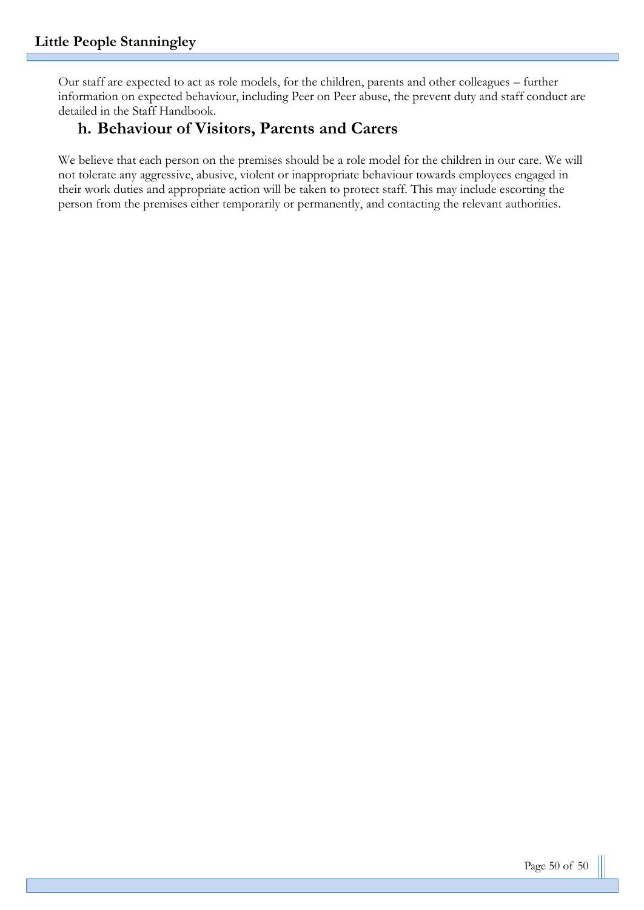Our staff are expected to act as role models, for the children, parents and other colleagues – further information on expected behaviour, including Peer on Peer abuse, the prevent duty and staff conduct are detailed in the Staff Handbook.

## h. Behaviour of Visitors, Parents and Carers

We believe that each person on the premises should be a role model for the children in our care. We will not tolerate any aggressive, abusive, violent or inappropriate behaviour towards employees engaged in their work duties and appropriate action will be taken to protect staff. This may include escorting the person from the premises either temporarily or permanently, and contacting the relevant authorities.